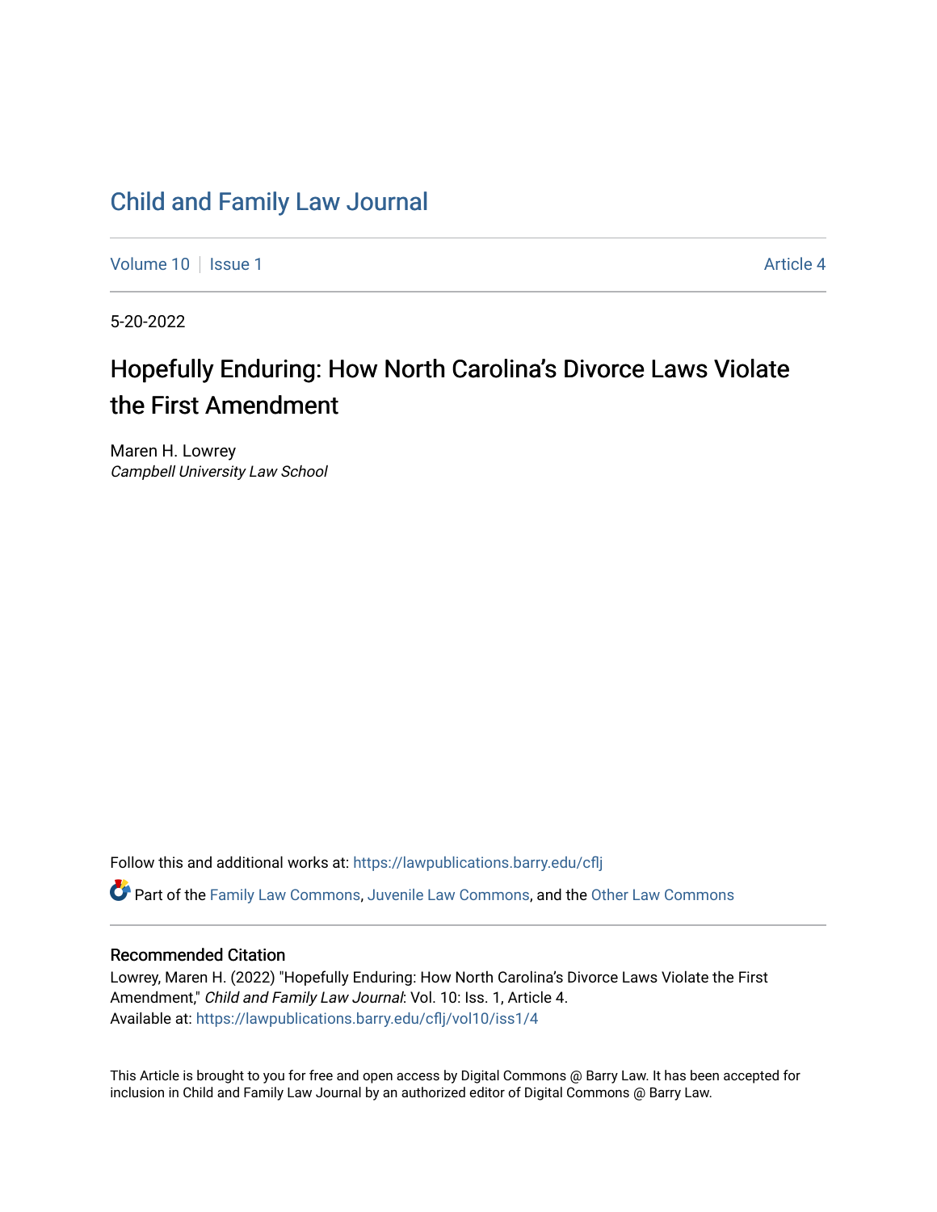# Child and Family Law Journal

Volume 10 | Issue 1 Article 4

5-20-2022

## Hopefully Enduring: How North Carolina's Divorce Laws Violate the First Amendment

Maren H. Lowrey
*Campbell University Law School*

Follow this and additional works at: https://lawpublications.barry.edu/cflj

Part of the Family Law Commons, Juvenile Law Commons, and the Other Law Commons

### Recommended Citation

Lowrey, Maren H. (2022) "Hopefully Enduring: How North Carolina's Divorce Laws Violate the First Amendment," *Child and Family Law Journal*: Vol. 10: Iss. 1, Article 4.
Available at: https://lawpublications.barry.edu/cflj/vol10/iss1/4

This Article is brought to you for free and open access by Digital Commons @ Barry Law. It has been accepted for inclusion in Child and Family Law Journal by an authorized editor of Digital Commons @ Barry Law.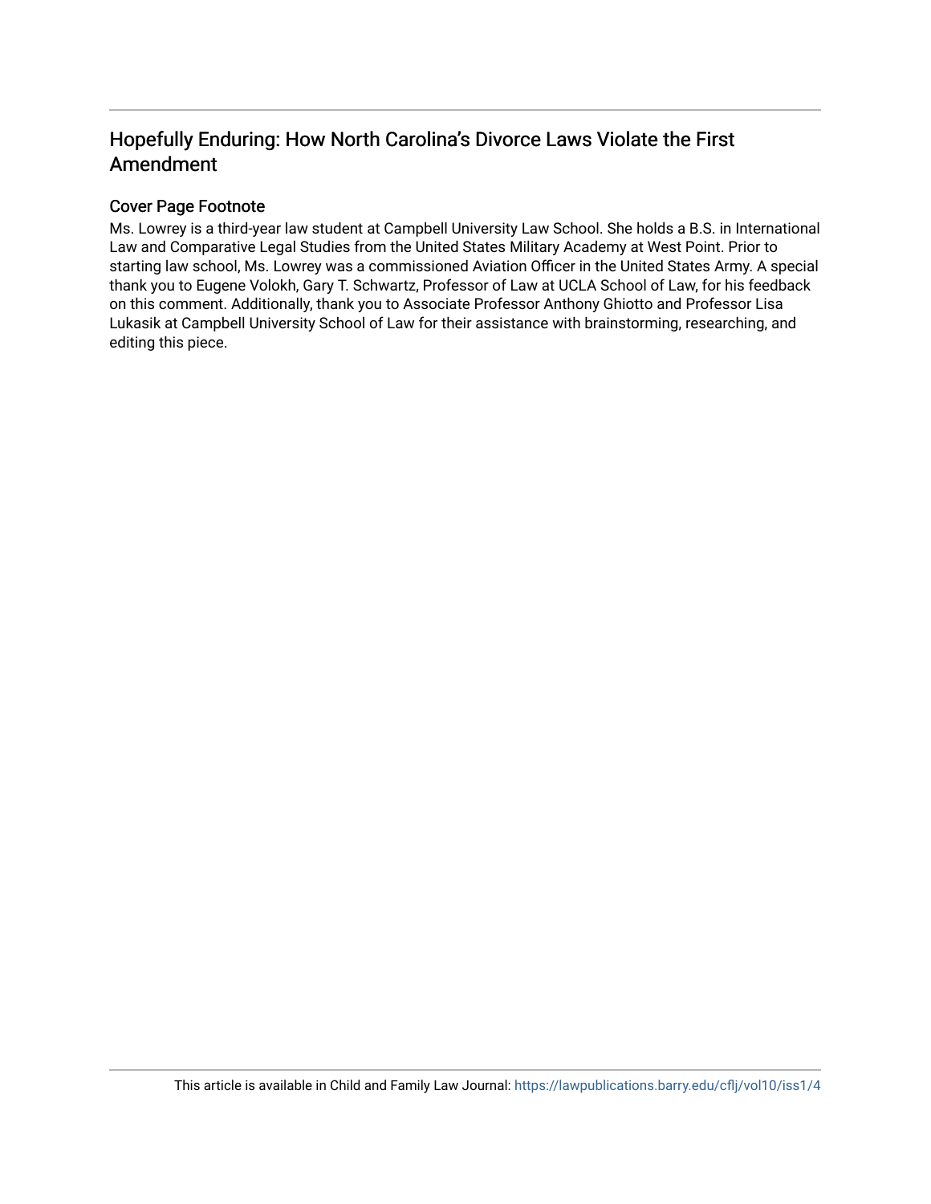## Hopefully Enduring: How North Carolina's Divorce Laws Violate the First Amendment

### Cover Page Footnote

Ms. Lowrey is a third-year law student at Campbell University Law School. She holds a B.S. in International Law and Comparative Legal Studies from the United States Military Academy at West Point. Prior to starting law school, Ms. Lowrey was a commissioned Aviation Officer in the United States Army. A special thank you to Eugene Volokh, Gary T. Schwartz, Professor of Law at UCLA School of Law, for his feedback on this comment. Additionally, thank you to Associate Professor Anthony Ghiotto and Professor Lisa Lukasik at Campbell University School of Law for their assistance with brainstorming, researching, and editing this piece.

This article is available in Child and Family Law Journal: https://lawpublications.barry.edu/cflj/vol10/iss1/4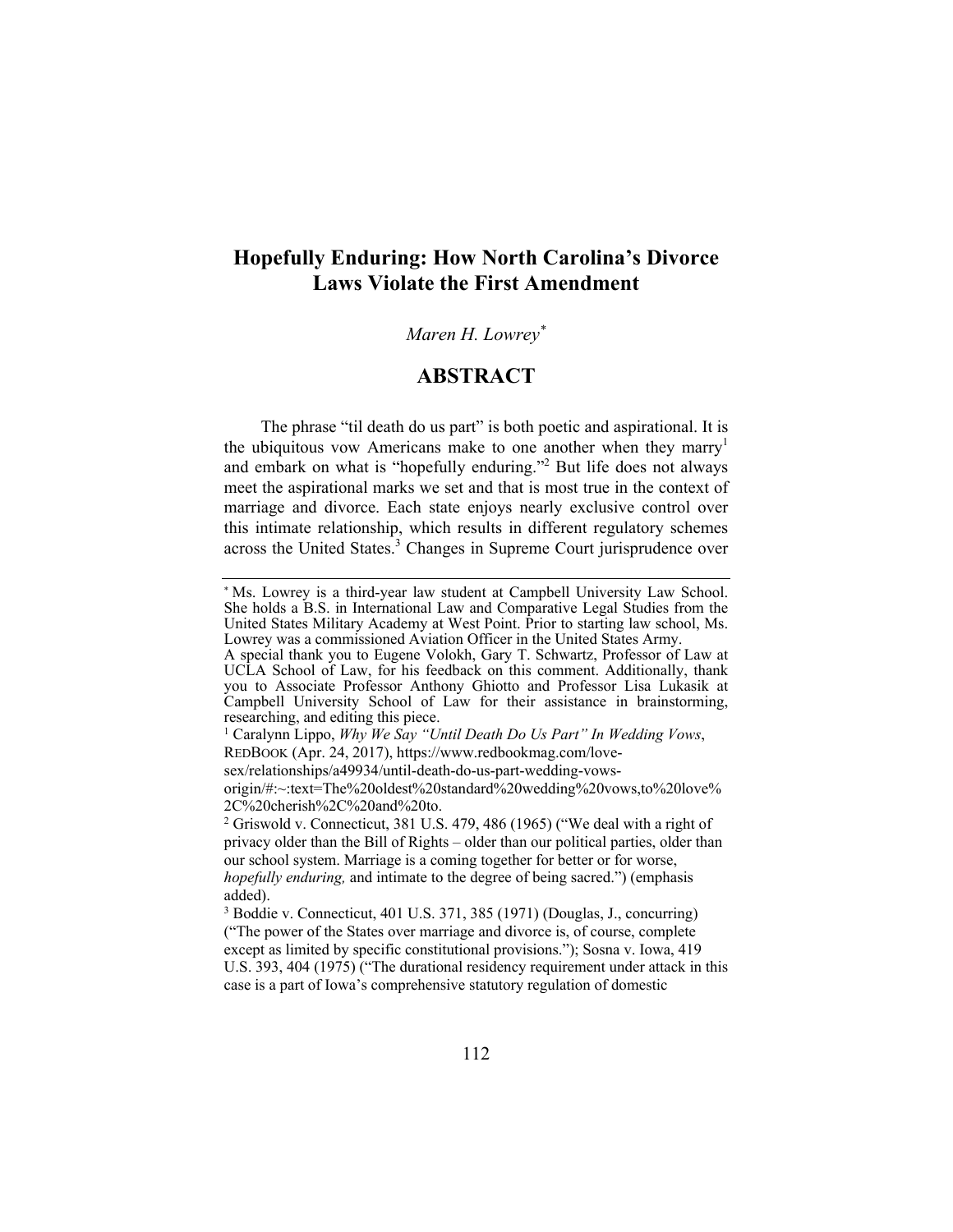# Hopefully Enduring: How North Carolina's Divorce Laws Violate the First Amendment

*Maren H. Lowrey*[*]

## ABSTRACT

The phrase "til death do us part" is both poetic and aspirational. It is the ubiquitous vow Americans make to one another when they marry[1] and embark on what is "hopefully enduring."[2] But life does not always meet the aspirational marks we set and that is most true in the context of marriage and divorce. Each state enjoys nearly exclusive control over this intimate relationship, which results in different regulatory schemes across the United States.[3] Changes in Supreme Court jurisprudence over

---

[*] Ms. Lowrey is a third-year law student at Campbell University Law School. She holds a B.S. in International Law and Comparative Legal Studies from the United States Military Academy at West Point. Prior to starting law school, Ms. Lowrey was a commissioned Aviation Officer in the United States Army.
A special thank you to Eugene Volokh, Gary T. Schwartz, Professor of Law at UCLA School of Law, for his feedback on this comment. Additionally, thank you to Associate Professor Anthony Ghiotto and Professor Lisa Lukasik at Campbell University School of Law for their assistance in brainstorming, researching, and editing this piece.

[1] Caralynn Lippo, *Why We Say "Until Death Do Us Part" In Wedding Vows*, REDBOOK (Apr. 24, 2017), https://www.redbookmag.com/love-sex/relationships/a49934/until-death-do-us-part-wedding-vows-origin/#:~:text=The%20oldest%20standard%20wedding%20vows,to%20love%2C%20cherish%2C%20and%20to.

[2] Griswold v. Connecticut, 381 U.S. 479, 486 (1965) ("We deal with a right of privacy older than the Bill of Rights – older than our political parties, older than our school system. Marriage is a coming together for better or for worse, *hopefully enduring,* and intimate to the degree of being sacred.") (emphasis added).

[3] Boddie v. Connecticut, 401 U.S. 371, 385 (1971) (Douglas, J., concurring) ("The power of the States over marriage and divorce is, of course, complete except as limited by specific constitutional provisions."); Sosna v. Iowa, 419 U.S. 393, 404 (1975) ("The durational residency requirement under attack in this case is a part of Iowa's comprehensive statutory regulation of domestic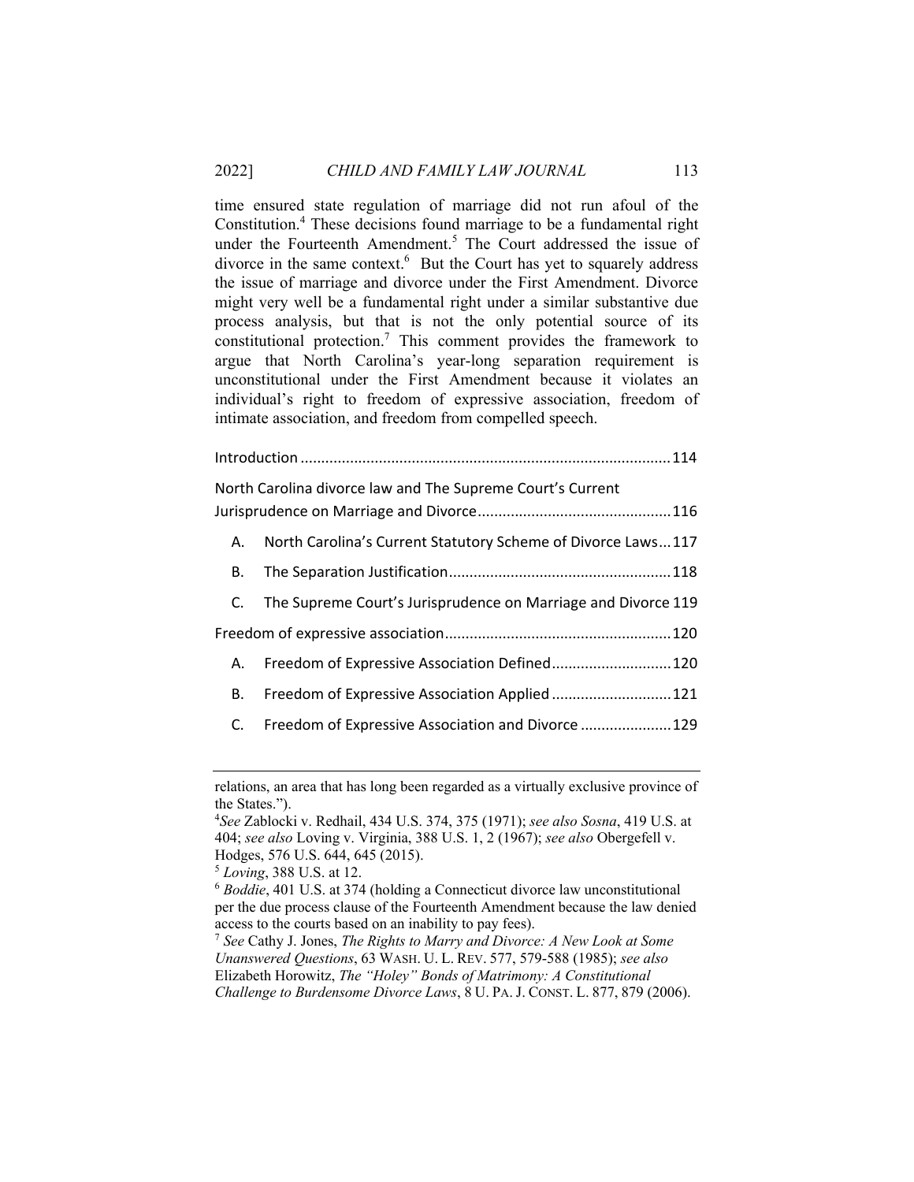time ensured state regulation of marriage did not run afoul of the Constitution.[4] These decisions found marriage to be a fundamental right under the Fourteenth Amendment.[5] The Court addressed the issue of divorce in the same context.[6] But the Court has yet to squarely address the issue of marriage and divorce under the First Amendment. Divorce might very well be a fundamental right under a similar substantive due process analysis, but that is not the only potential source of its constitutional protection.[7] This comment provides the framework to argue that North Carolina's year-long separation requirement is unconstitutional under the First Amendment because it violates an individual's right to freedom of expressive association, freedom of intimate association, and freedom from compelled speech.

Introduction ........................................................................................ 114

North Carolina divorce law and The Supreme Court's Current Jurisprudence on Marriage and Divorce .............................................. 116

- A. North Carolina's Current Statutory Scheme of Divorce Laws ... 117
- B. The Separation Justification ..................................................... 118
- C. The Supreme Court's Jurisprudence on Marriage and Divorce 119

Freedom of expressive association ...................................................... 120

- A. Freedom of Expressive Association Defined ............................ 120
- B. Freedom of Expressive Association Applied ............................ 121
- C. Freedom of Expressive Association and Divorce ..................... 129

---

relations, an area that has long been regarded as a virtually exclusive province of the States.").

[4] *See* Zablocki v. Redhail, 434 U.S. 374, 375 (1971); *see also Sosna*, 419 U.S. at 404; *see also* Loving v. Virginia, 388 U.S. 1, 2 (1967); *see also* Obergefell v. Hodges, 576 U.S. 644, 645 (2015).

[5] *Loving*, 388 U.S. at 12.

[6] *Boddie*, 401 U.S. at 374 (holding a Connecticut divorce law unconstitutional per the due process clause of the Fourteenth Amendment because the law denied access to the courts based on an inability to pay fees).

[7] *See* Cathy J. Jones, *The Rights to Marry and Divorce: A New Look at Some Unanswered Questions*, 63 WASH. U. L. REV. 577, 579-588 (1985); *see also* Elizabeth Horowitz, *The "Holey" Bonds of Matrimony: A Constitutional Challenge to Burdensome Divorce Laws*, 8 U. PA. J. CONST. L. 877, 879 (2006).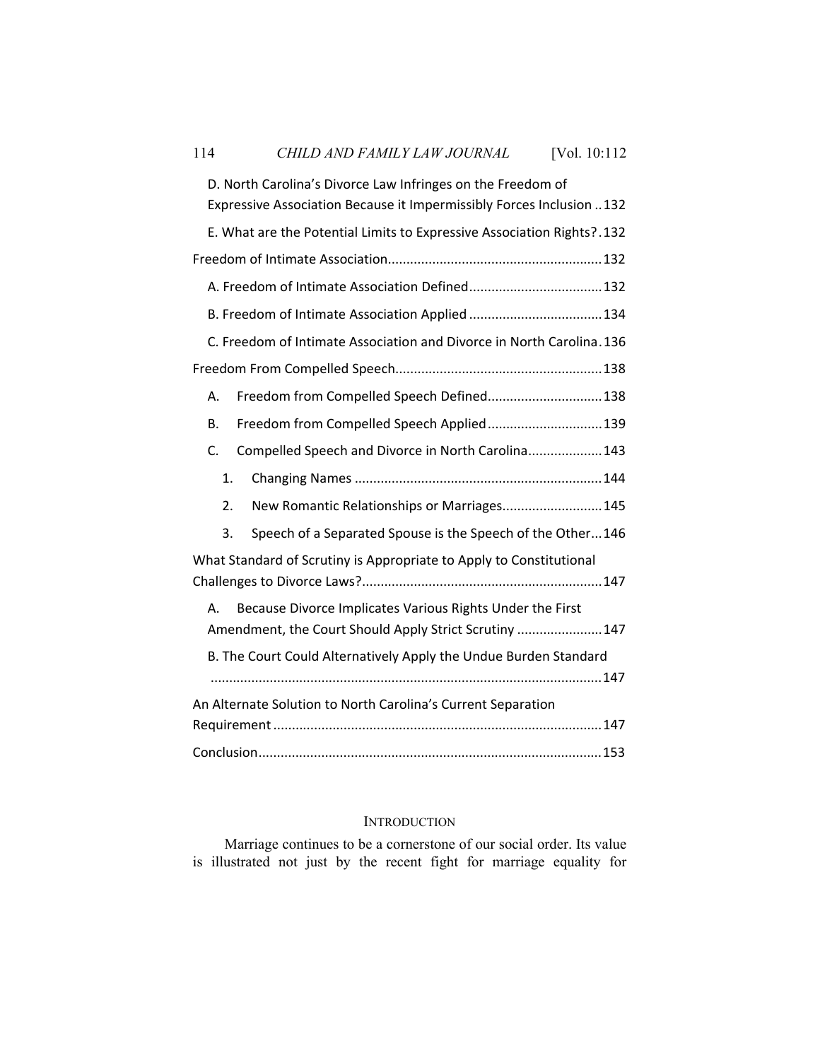D. North Carolina's Divorce Law Infringes on the Freedom of Expressive Association Because it Impermissibly Forces Inclusion .. 132

E. What are the Potential Limits to Expressive Association Rights? . 132

Freedom of Intimate Association ........................................................ 132

A. Freedom of Intimate Association Defined ................................... 132

B. Freedom of Intimate Association Applied ................................... 134

C. Freedom of Intimate Association and Divorce in North Carolina . 136

Freedom From Compelled Speech ....................................................... 138

A. Freedom from Compelled Speech Defined .............................. 138

B. Freedom from Compelled Speech Applied .............................. 139

C. Compelled Speech and Divorce in North Carolina ................... 143

1. Changing Names ................................................................. 144

2. New Romantic Relationships or Marriages .......................... 145

3. Speech of a Separated Spouse is the Speech of the Other ... 146

What Standard of Scrutiny is Appropriate to Apply to Constitutional Challenges to Divorce Laws? ............................................................... 147

A. Because Divorce Implicates Various Rights Under the First Amendment, the Court Should Apply Strict Scrutiny ...................... 147

B. The Court Could Alternatively Apply the Undue Burden Standard ......................................................................................................... 147

An Alternate Solution to North Carolina's Current Separation Requirement ....................................................................................... 147

Conclusion ........................................................................................... 153

## INTRODUCTION

Marriage continues to be a cornerstone of our social order. Its value is illustrated not just by the recent fight for marriage equality for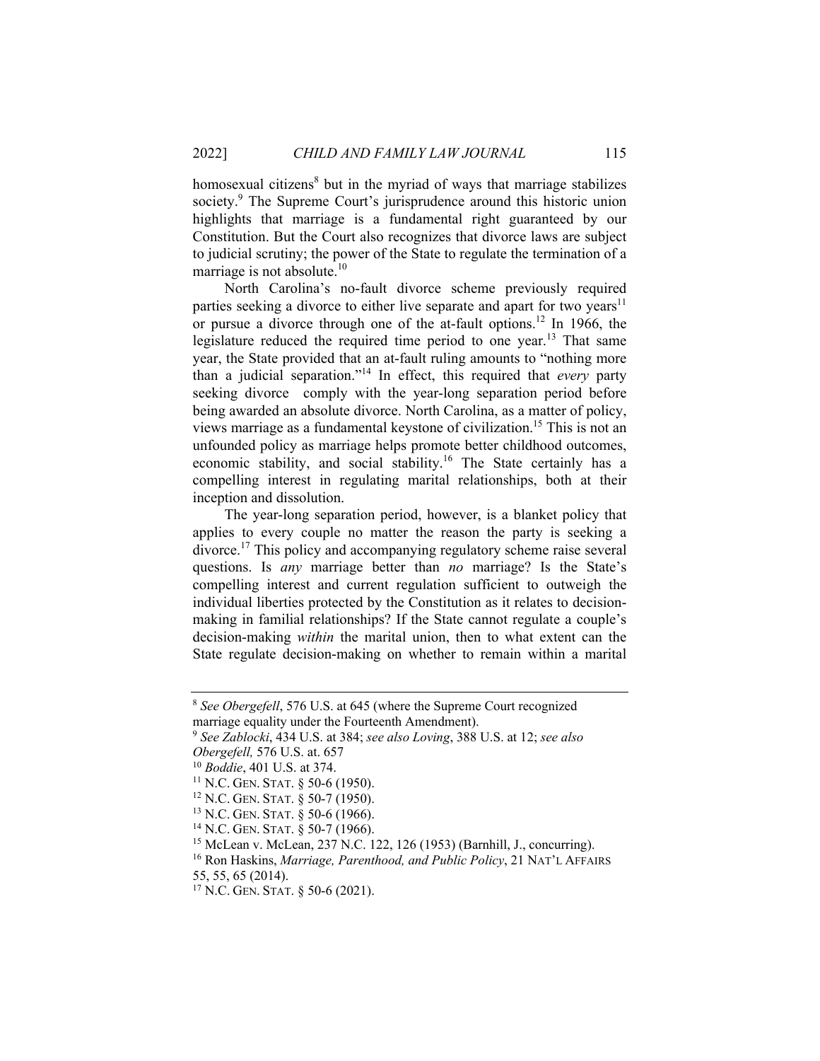homosexual citizens[8] but in the myriad of ways that marriage stabilizes society.[9] The Supreme Court's jurisprudence around this historic union highlights that marriage is a fundamental right guaranteed by our Constitution. But the Court also recognizes that divorce laws are subject to judicial scrutiny; the power of the State to regulate the termination of a marriage is not absolute.[10]

North Carolina's no-fault divorce scheme previously required parties seeking a divorce to either live separate and apart for two years[11] or pursue a divorce through one of the at-fault options.[12] In 1966, the legislature reduced the required time period to one year.[13] That same year, the State provided that an at-fault ruling amounts to "nothing more than a judicial separation."[14] In effect, this required that *every* party seeking divorce comply with the year-long separation period before being awarded an absolute divorce. North Carolina, as a matter of policy, views marriage as a fundamental keystone of civilization.[15] This is not an unfounded policy as marriage helps promote better childhood outcomes, economic stability, and social stability.[16] The State certainly has a compelling interest in regulating marital relationships, both at their inception and dissolution.

The year-long separation period, however, is a blanket policy that applies to every couple no matter the reason the party is seeking a divorce.[17] This policy and accompanying regulatory scheme raise several questions. Is *any* marriage better than *no* marriage? Is the State's compelling interest and current regulation sufficient to outweigh the individual liberties protected by the Constitution as it relates to decision-making in familial relationships? If the State cannot regulate a couple's decision-making *within* the marital union, then to what extent can the State regulate decision-making on whether to remain within a marital

---

[8] *See Obergefell*, 576 U.S. at 645 (where the Supreme Court recognized marriage equality under the Fourteenth Amendment).

[9] *See Zablocki*, 434 U.S. at 384; *see also Loving*, 388 U.S. at 12; *see also Obergefell,* 576 U.S. at. 657

[10] *Boddie*, 401 U.S. at 374.

[11] N.C. GEN. STAT. § 50-6 (1950).

[12] N.C. GEN. STAT. § 50-7 (1950).

[13] N.C. GEN. STAT. § 50-6 (1966).

[14] N.C. GEN. STAT. § 50-7 (1966).

[15] McLean v. McLean, 237 N.C. 122, 126 (1953) (Barnhill, J., concurring).

[16] Ron Haskins, *Marriage, Parenthood, and Public Policy*, 21 NAT'L AFFAIRS 55, 55, 65 (2014).

[17] N.C. GEN. STAT. § 50-6 (2021).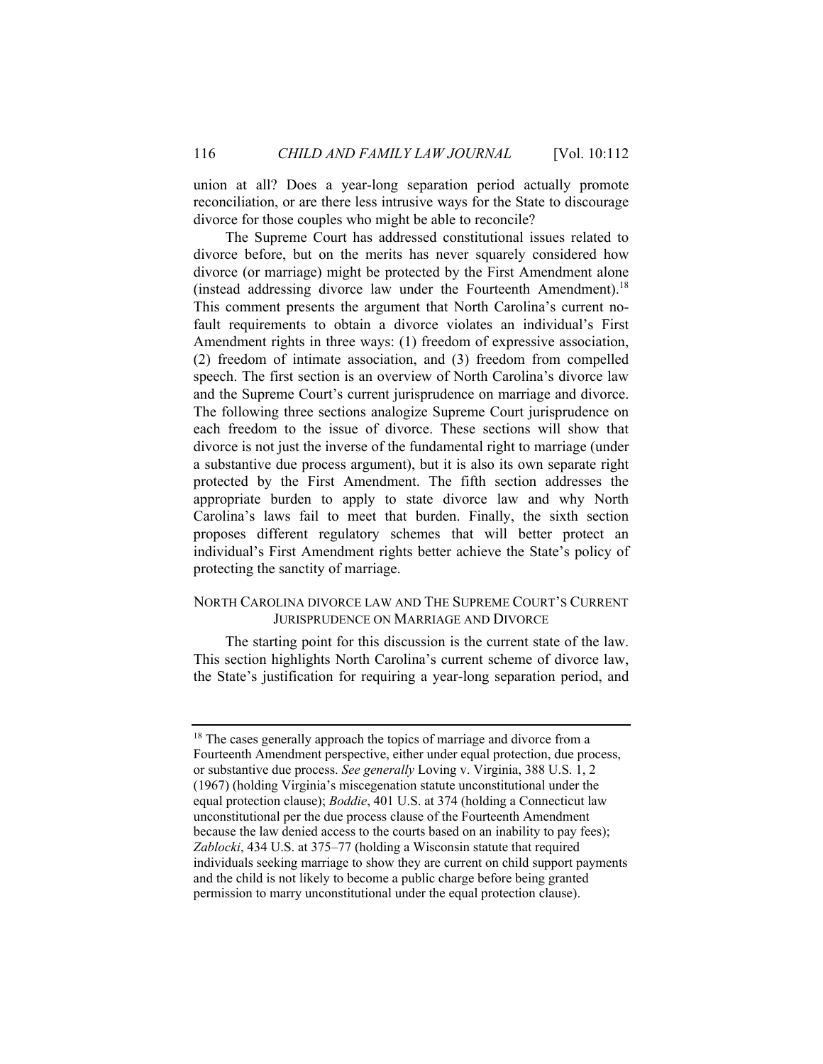union at all? Does a year-long separation period actually promote reconciliation, or are there less intrusive ways for the State to discourage divorce for those couples who might be able to reconcile?

The Supreme Court has addressed constitutional issues related to divorce before, but on the merits has never squarely considered how divorce (or marriage) might be protected by the First Amendment alone (instead addressing divorce law under the Fourteenth Amendment).[18] This comment presents the argument that North Carolina's current no-fault requirements to obtain a divorce violates an individual's First Amendment rights in three ways: (1) freedom of expressive association, (2) freedom of intimate association, and (3) freedom from compelled speech. The first section is an overview of North Carolina's divorce law and the Supreme Court's current jurisprudence on marriage and divorce. The following three sections analogize Supreme Court jurisprudence on each freedom to the issue of divorce. These sections will show that divorce is not just the inverse of the fundamental right to marriage (under a substantive due process argument), but it is also its own separate right protected by the First Amendment. The fifth section addresses the appropriate burden to apply to state divorce law and why North Carolina's laws fail to meet that burden. Finally, the sixth section proposes different regulatory schemes that will better protect an individual's First Amendment rights better achieve the State's policy of protecting the sanctity of marriage.

## NORTH CAROLINA DIVORCE LAW AND THE SUPREME COURT'S CURRENT JURISPRUDENCE ON MARRIAGE AND DIVORCE

The starting point for this discussion is the current state of the law. This section highlights North Carolina's current scheme of divorce law, the State's justification for requiring a year-long separation period, and

---

[18] The cases generally approach the topics of marriage and divorce from a Fourteenth Amendment perspective, either under equal protection, due process, or substantive due process. *See generally* Loving v. Virginia, 388 U.S. 1, 2 (1967) (holding Virginia's miscegenation statute unconstitutional under the equal protection clause); *Boddie*, 401 U.S. at 374 (holding a Connecticut law unconstitutional per the due process clause of the Fourteenth Amendment because the law denied access to the courts based on an inability to pay fees); *Zablocki*, 434 U.S. at 375–77 (holding a Wisconsin statute that required individuals seeking marriage to show they are current on child support payments and the child is not likely to become a public charge before being granted permission to marry unconstitutional under the equal protection clause).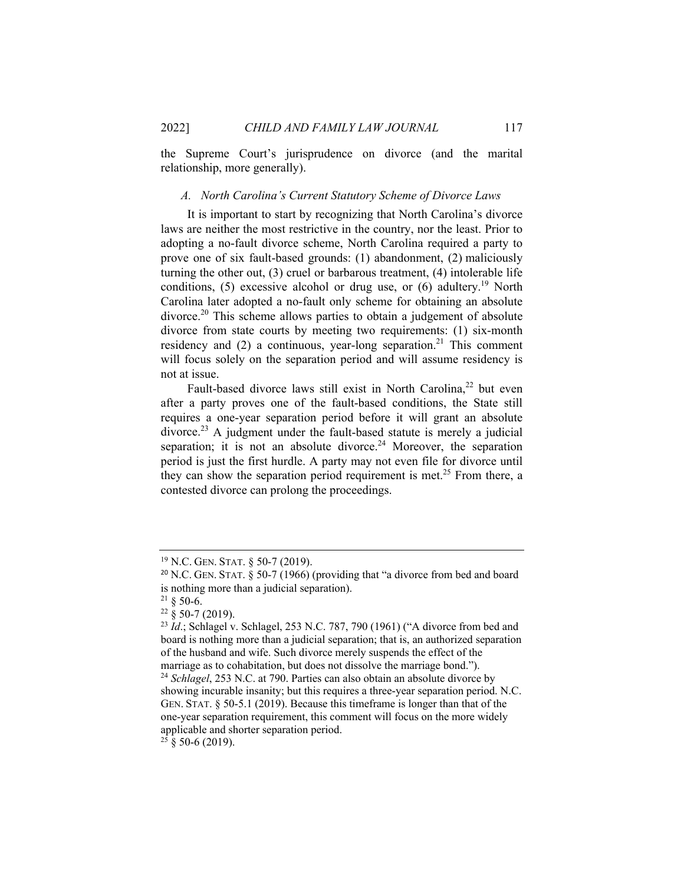the Supreme Court's jurisprudence on divorce (and the marital relationship, more generally).

### *A. North Carolina's Current Statutory Scheme of Divorce Laws*

It is important to start by recognizing that North Carolina's divorce laws are neither the most restrictive in the country, nor the least. Prior to adopting a no-fault divorce scheme, North Carolina required a party to prove one of six fault-based grounds: (1) abandonment, (2) maliciously turning the other out, (3) cruel or barbarous treatment, (4) intolerable life conditions, (5) excessive alcohol or drug use, or (6) adultery.[19] North Carolina later adopted a no-fault only scheme for obtaining an absolute divorce.[20] This scheme allows parties to obtain a judgement of absolute divorce from state courts by meeting two requirements: (1) six-month residency and (2) a continuous, year-long separation.[21] This comment will focus solely on the separation period and will assume residency is not at issue.

Fault-based divorce laws still exist in North Carolina,[22] but even after a party proves one of the fault-based conditions, the State still requires a one-year separation period before it will grant an absolute divorce.[23] A judgment under the fault-based statute is merely a judicial separation; it is not an absolute divorce.[24] Moreover, the separation period is just the first hurdle. A party may not even file for divorce until they can show the separation period requirement is met.[25] From there, a contested divorce can prolong the proceedings.

---

[19] N.C. GEN. STAT. § 50-7 (2019).

[20] N.C. GEN. STAT. § 50-7 (1966) (providing that "a divorce from bed and board is nothing more than a judicial separation).

[21] § 50-6.

[22] § 50-7 (2019).

[23] *Id*.; Schlagel v. Schlagel, 253 N.C. 787, 790 (1961) ("A divorce from bed and board is nothing more than a judicial separation; that is, an authorized separation of the husband and wife. Such divorce merely suspends the effect of the marriage as to cohabitation, but does not dissolve the marriage bond.").

[24] *Schlagel*, 253 N.C. at 790. Parties can also obtain an absolute divorce by showing incurable insanity; but this requires a three-year separation period. N.C. GEN. STAT. § 50-5.1 (2019). Because this timeframe is longer than that of the one-year separation requirement, this comment will focus on the more widely applicable and shorter separation period.

[25] § 50-6 (2019).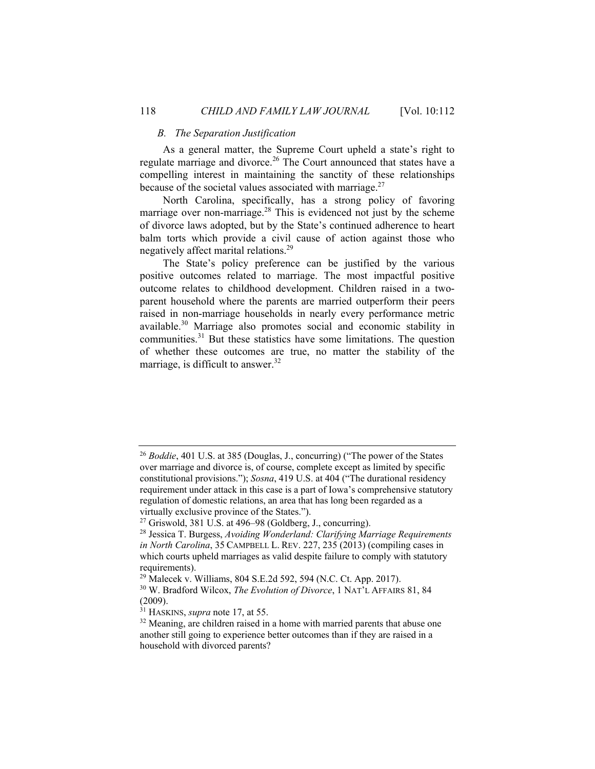### *B. The Separation Justification*

As a general matter, the Supreme Court upheld a state's right to regulate marriage and divorce.[26] The Court announced that states have a compelling interest in maintaining the sanctity of these relationships because of the societal values associated with marriage.[27]

North Carolina, specifically, has a strong policy of favoring marriage over non-marriage.[28] This is evidenced not just by the scheme of divorce laws adopted, but by the State's continued adherence to heart balm torts which provide a civil cause of action against those who negatively affect marital relations.[29]

The State's policy preference can be justified by the various positive outcomes related to marriage. The most impactful positive outcome relates to childhood development. Children raised in a two-parent household where the parents are married outperform their peers raised in non-marriage households in nearly every performance metric available.[30] Marriage also promotes social and economic stability in communities.[31] But these statistics have some limitations. The question of whether these outcomes are true, no matter the stability of the marriage, is difficult to answer.[32]

---

[26] *Boddie*, 401 U.S. at 385 (Douglas, J., concurring) ("The power of the States over marriage and divorce is, of course, complete except as limited by specific constitutional provisions."); *Sosna*, 419 U.S. at 404 ("The durational residency requirement under attack in this case is a part of Iowa's comprehensive statutory regulation of domestic relations, an area that has long been regarded as a virtually exclusive province of the States.").

[27] Griswold, 381 U.S. at 496–98 (Goldberg, J., concurring).

[28] Jessica T. Burgess, *Avoiding Wonderland: Clarifying Marriage Requirements in North Carolina*, 35 CAMPBELL L. REV. 227, 235 (2013) (compiling cases in which courts upheld marriages as valid despite failure to comply with statutory requirements).

[29] Malecek v. Williams, 804 S.E.2d 592, 594 (N.C. Ct. App. 2017).

[30] W. Bradford Wilcox, *The Evolution of Divorce*, 1 NAT'L AFFAIRS 81, 84 (2009).

[31] HASKINS, *supra* note 17, at 55.

[32] Meaning, are children raised in a home with married parents that abuse one another still going to experience better outcomes than if they are raised in a household with divorced parents?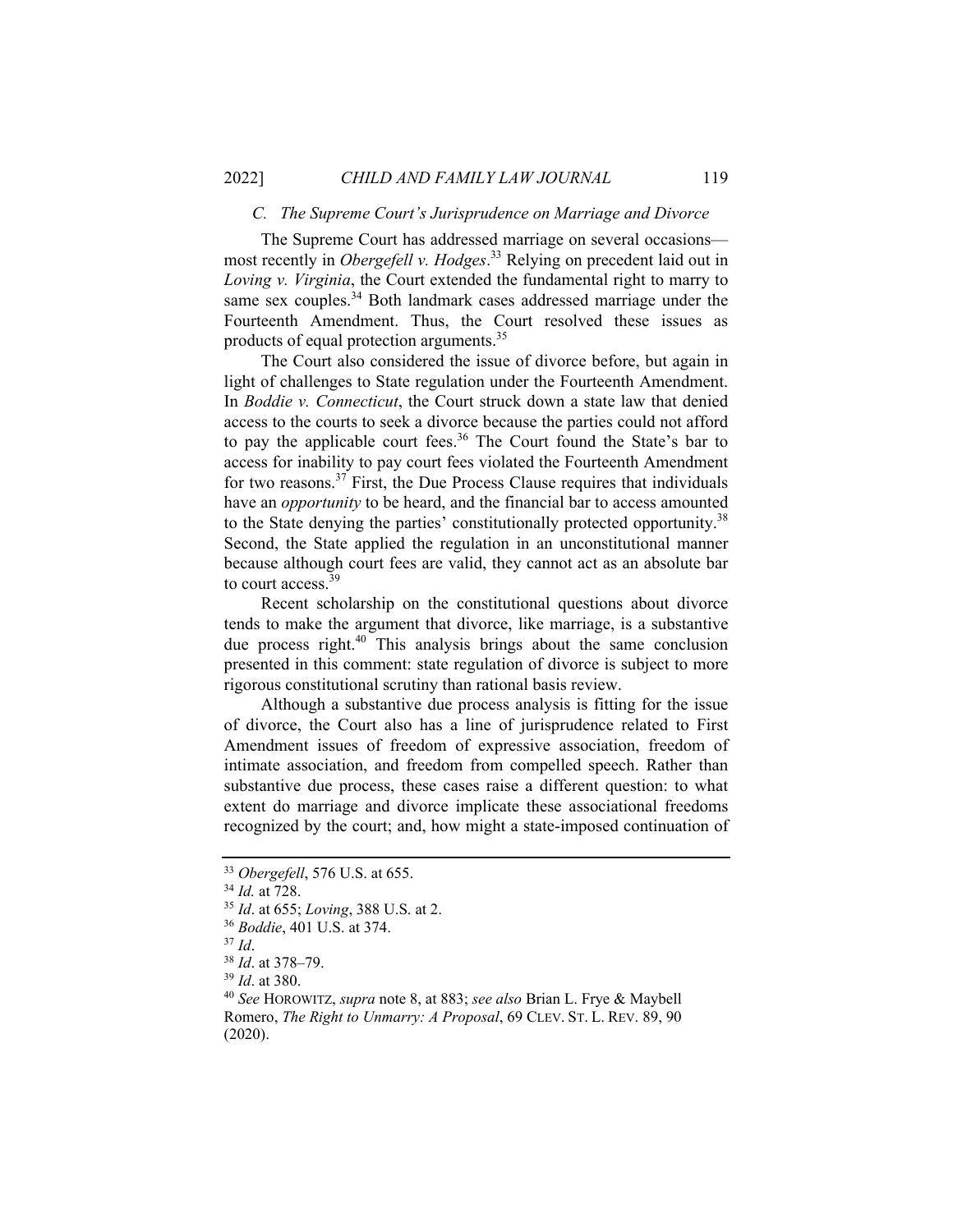### *C. The Supreme Court's Jurisprudence on Marriage and Divorce*

The Supreme Court has addressed marriage on several occasions—most recently in *Obergefell v. Hodges*.[33] Relying on precedent laid out in *Loving v. Virginia*, the Court extended the fundamental right to marry to same sex couples.[34] Both landmark cases addressed marriage under the Fourteenth Amendment. Thus, the Court resolved these issues as products of equal protection arguments.[35]

The Court also considered the issue of divorce before, but again in light of challenges to State regulation under the Fourteenth Amendment. In *Boddie v. Connecticut*, the Court struck down a state law that denied access to the courts to seek a divorce because the parties could not afford to pay the applicable court fees.[36] The Court found the State's bar to access for inability to pay court fees violated the Fourteenth Amendment for two reasons.[37] First, the Due Process Clause requires that individuals have an *opportunity* to be heard, and the financial bar to access amounted to the State denying the parties' constitutionally protected opportunity.[38] Second, the State applied the regulation in an unconstitutional manner because although court fees are valid, they cannot act as an absolute bar to court access.[39]

Recent scholarship on the constitutional questions about divorce tends to make the argument that divorce, like marriage, is a substantive due process right.[40] This analysis brings about the same conclusion presented in this comment: state regulation of divorce is subject to more rigorous constitutional scrutiny than rational basis review.

Although a substantive due process analysis is fitting for the issue of divorce, the Court also has a line of jurisprudence related to First Amendment issues of freedom of expressive association, freedom of intimate association, and freedom from compelled speech. Rather than substantive due process, these cases raise a different question: to what extent do marriage and divorce implicate these associational freedoms recognized by the court; and, how might a state-imposed continuation of

---

[33] *Obergefell*, 576 U.S. at 655.

[34] *Id.* at 728.

[35] *Id*. at 655; *Loving*, 388 U.S. at 2.

[36] *Boddie*, 401 U.S. at 374.

[37] *Id*.

[38] *Id*. at 378–79.

[39] *Id*. at 380.

[40] *See* HOROWITZ, *supra* note 8, at 883; *see also* Brian L. Frye & Maybell Romero, *The Right to Unmarry: A Proposal*, 69 CLEV. ST. L. REV. 89, 90 (2020).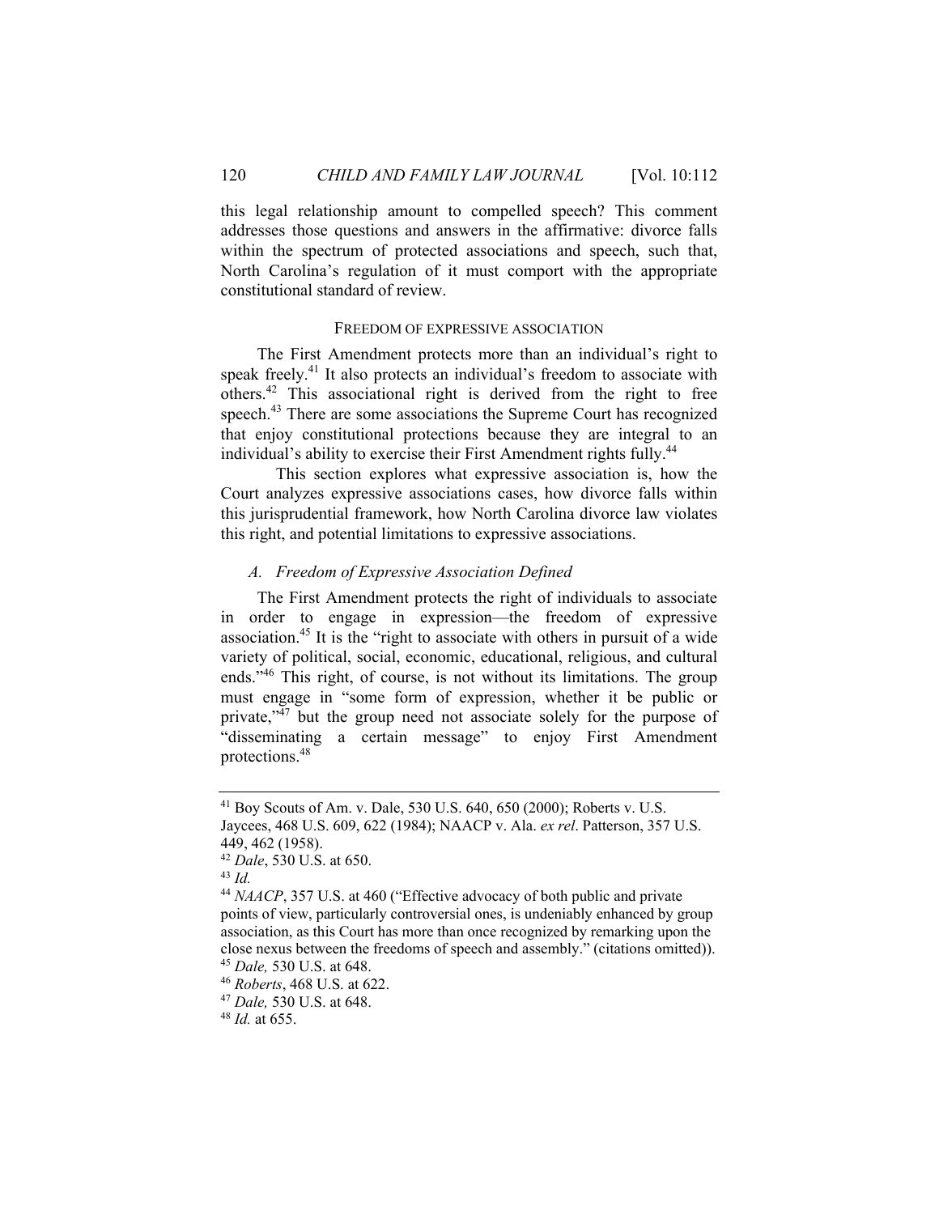this legal relationship amount to compelled speech? This comment addresses those questions and answers in the affirmative: divorce falls within the spectrum of protected associations and speech, such that, North Carolina's regulation of it must comport with the appropriate constitutional standard of review.

## FREEDOM OF EXPRESSIVE ASSOCIATION

The First Amendment protects more than an individual's right to speak freely.[41] It also protects an individual's freedom to associate with others.[42] This associational right is derived from the right to free speech.[43] There are some associations the Supreme Court has recognized that enjoy constitutional protections because they are integral to an individual's ability to exercise their First Amendment rights fully.[44]

This section explores what expressive association is, how the Court analyzes expressive associations cases, how divorce falls within this jurisprudential framework, how North Carolina divorce law violates this right, and potential limitations to expressive associations.

### *A. Freedom of Expressive Association Defined*

The First Amendment protects the right of individuals to associate in order to engage in expression—the freedom of expressive association.[45] It is the "right to associate with others in pursuit of a wide variety of political, social, economic, educational, religious, and cultural ends."[46] This right, of course, is not without its limitations. The group must engage in "some form of expression, whether it be public or private,"[47] but the group need not associate solely for the purpose of "disseminating a certain message" to enjoy First Amendment protections.[48]

---

[41] Boy Scouts of Am. v. Dale, 530 U.S. 640, 650 (2000); Roberts v. U.S. Jaycees, 468 U.S. 609, 622 (1984); NAACP v. Ala. *ex rel*. Patterson, 357 U.S. 449, 462 (1958).

[42] *Dale*, 530 U.S. at 650.

[43] *Id.*

[44] *NAACP*, 357 U.S. at 460 ("Effective advocacy of both public and private points of view, particularly controversial ones, is undeniably enhanced by group association, as this Court has more than once recognized by remarking upon the close nexus between the freedoms of speech and assembly." (citations omitted)).

[45] *Dale,* 530 U.S. at 648.

[46] *Roberts*, 468 U.S. at 622.

[47] *Dale,* 530 U.S. at 648.

[48] *Id.* at 655.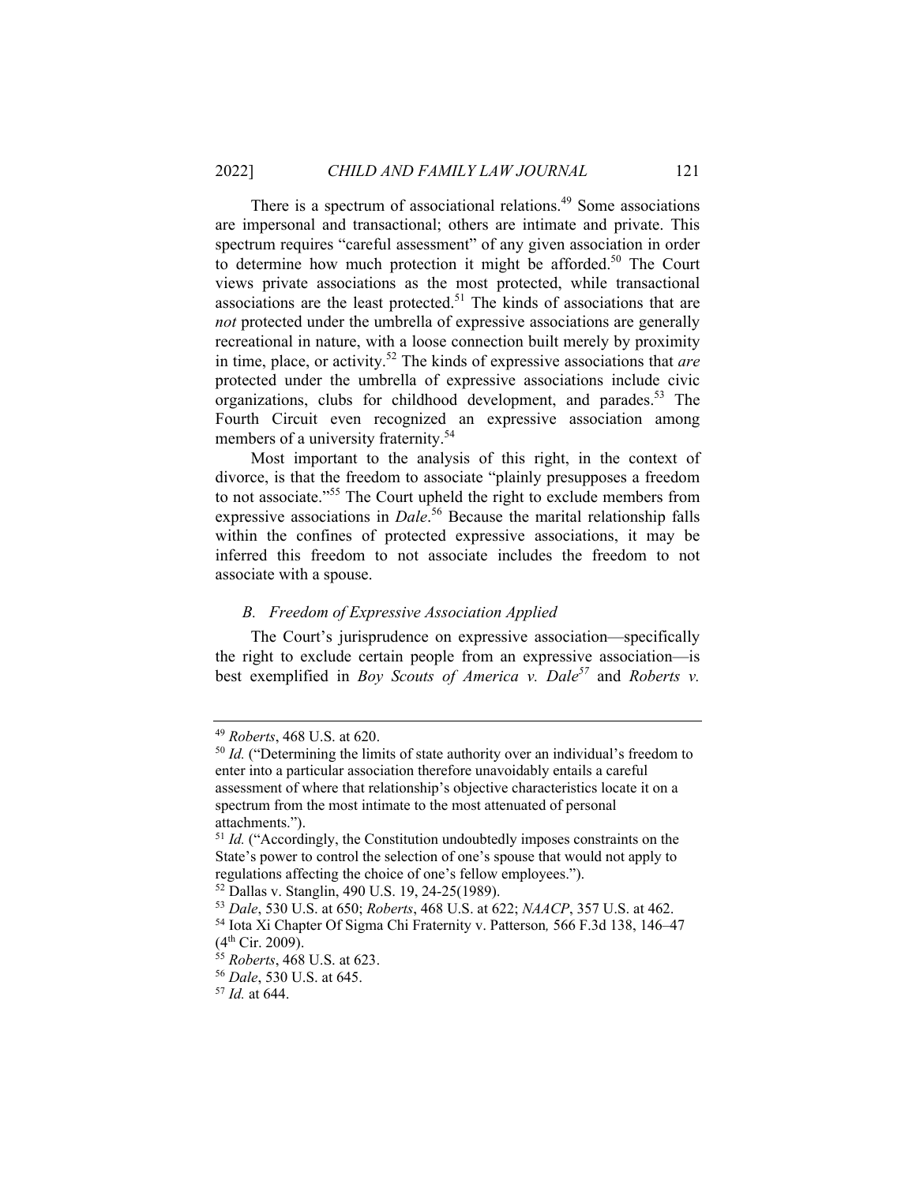There is a spectrum of associational relations.[49] Some associations are impersonal and transactional; others are intimate and private. This spectrum requires "careful assessment" of any given association in order to determine how much protection it might be afforded.[50] The Court views private associations as the most protected, while transactional associations are the least protected.[51] The kinds of associations that are *not* protected under the umbrella of expressive associations are generally recreational in nature, with a loose connection built merely by proximity in time, place, or activity.[52] The kinds of expressive associations that *are* protected under the umbrella of expressive associations include civic organizations, clubs for childhood development, and parades.[53] The Fourth Circuit even recognized an expressive association among members of a university fraternity.[54]

Most important to the analysis of this right, in the context of divorce, is that the freedom to associate "plainly presupposes a freedom to not associate."[55] The Court upheld the right to exclude members from expressive associations in *Dale*.[56] Because the marital relationship falls within the confines of protected expressive associations, it may be inferred this freedom to not associate includes the freedom to not associate with a spouse.

### *B. Freedom of Expressive Association Applied*

The Court's jurisprudence on expressive association—specifically the right to exclude certain people from an expressive association—is best exemplified in *Boy Scouts of America v. Dale*[57] and *Roberts v.*

---

[49] *Roberts*, 468 U.S. at 620.

[50] *Id.* ("Determining the limits of state authority over an individual's freedom to enter into a particular association therefore unavoidably entails a careful assessment of where that relationship's objective characteristics locate it on a spectrum from the most intimate to the most attenuated of personal attachments.").

[51] *Id.* ("Accordingly, the Constitution undoubtedly imposes constraints on the State's power to control the selection of one's spouse that would not apply to regulations affecting the choice of one's fellow employees.").

[52] Dallas v. Stanglin, 490 U.S. 19, 24-25(1989).

[53] *Dale*, 530 U.S. at 650; *Roberts*, 468 U.S. at 622; *NAACP*, 357 U.S. at 462.

[54] Iota Xi Chapter Of Sigma Chi Fraternity v. Patterson*,* 566 F.3d 138, 146–47 (4th Cir. 2009).

[55] *Roberts*, 468 U.S. at 623.

[56] *Dale*, 530 U.S. at 645.

[57] *Id.* at 644.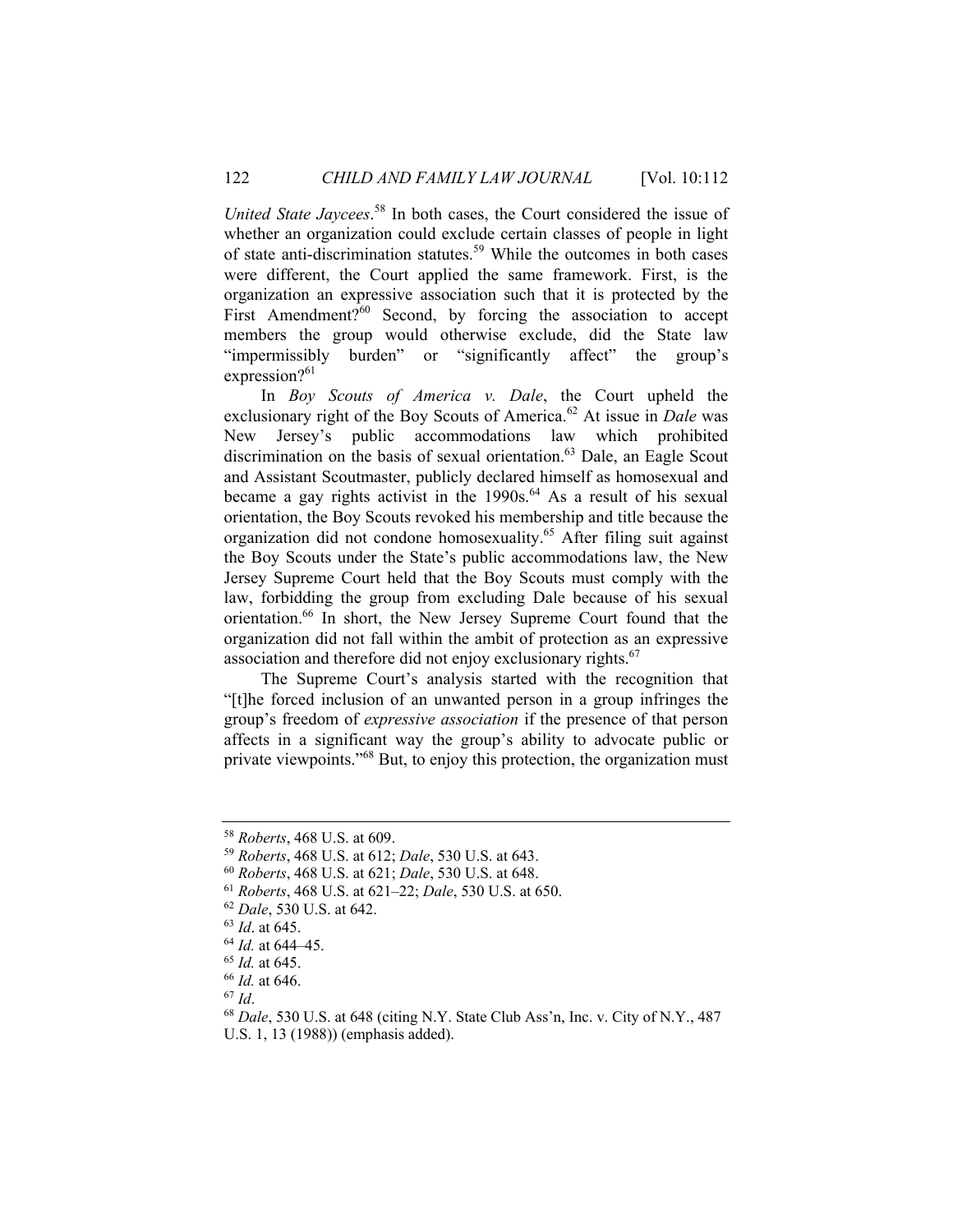*United State Jaycees*.[58] In both cases, the Court considered the issue of whether an organization could exclude certain classes of people in light of state anti-discrimination statutes.[59] While the outcomes in both cases were different, the Court applied the same framework. First, is the organization an expressive association such that it is protected by the First Amendment?[60] Second, by forcing the association to accept members the group would otherwise exclude, did the State law "impermissibly burden" or "significantly affect" the group's expression?[61]

In *Boy Scouts of America v. Dale*, the Court upheld the exclusionary right of the Boy Scouts of America.[62] At issue in *Dale* was New Jersey's public accommodations law which prohibited discrimination on the basis of sexual orientation.[63] Dale, an Eagle Scout and Assistant Scoutmaster, publicly declared himself as homosexual and became a gay rights activist in the 1990s.[64] As a result of his sexual orientation, the Boy Scouts revoked his membership and title because the organization did not condone homosexuality.[65] After filing suit against the Boy Scouts under the State's public accommodations law, the New Jersey Supreme Court held that the Boy Scouts must comply with the law, forbidding the group from excluding Dale because of his sexual orientation.[66] In short, the New Jersey Supreme Court found that the organization did not fall within the ambit of protection as an expressive association and therefore did not enjoy exclusionary rights.[67]

The Supreme Court's analysis started with the recognition that "[t]he forced inclusion of an unwanted person in a group infringes the group's freedom of *expressive association* if the presence of that person affects in a significant way the group's ability to advocate public or private viewpoints."[68] But, to enjoy this protection, the organization must

---

[58] *Roberts*, 468 U.S. at 609.

[59] *Roberts*, 468 U.S. at 612; *Dale*, 530 U.S. at 643.

[60] *Roberts*, 468 U.S. at 621; *Dale*, 530 U.S. at 648.

[61] *Roberts*, 468 U.S. at 621–22; *Dale*, 530 U.S. at 650.

[62] *Dale*, 530 U.S. at 642.

[63] *Id*. at 645.

[64] *Id.* at 644–45.

[65] *Id.* at 645.

[66] *Id.* at 646.

[67] *Id*.

[68] *Dale*, 530 U.S. at 648 (citing N.Y. State Club Ass'n, Inc. v. City of N.Y., 487 U.S. 1, 13 (1988)) (emphasis added).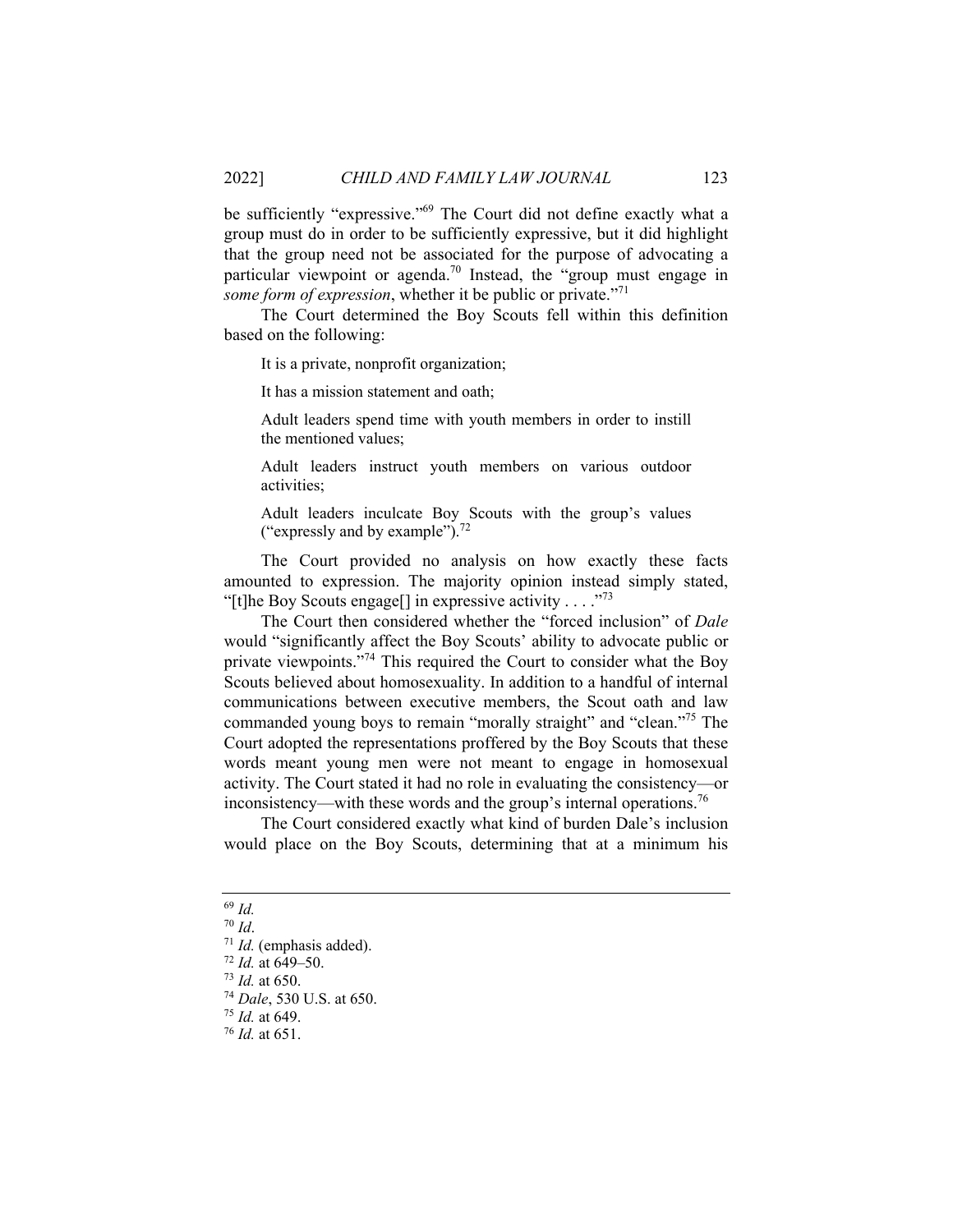be sufficiently "expressive."[69] The Court did not define exactly what a group must do in order to be sufficiently expressive, but it did highlight that the group need not be associated for the purpose of advocating a particular viewpoint or agenda.[70] Instead, the "group must engage in *some form of expression*, whether it be public or private."[71]

The Court determined the Boy Scouts fell within this definition based on the following:

> It is a private, nonprofit organization;
>
> It has a mission statement and oath;
>
> Adult leaders spend time with youth members in order to instill the mentioned values;
>
> Adult leaders instruct youth members on various outdoor activities;
>
> Adult leaders inculcate Boy Scouts with the group's values ("expressly and by example").[72]

The Court provided no analysis on how exactly these facts amounted to expression. The majority opinion instead simply stated, "[t]he Boy Scouts engage[] in expressive activity . . . ."[73]

The Court then considered whether the "forced inclusion" of *Dale* would "significantly affect the Boy Scouts' ability to advocate public or private viewpoints."[74] This required the Court to consider what the Boy Scouts believed about homosexuality. In addition to a handful of internal communications between executive members, the Scout oath and law commanded young boys to remain "morally straight" and "clean."[75] The Court adopted the representations proffered by the Boy Scouts that these words meant young men were not meant to engage in homosexual activity. The Court stated it had no role in evaluating the consistency—or inconsistency—with these words and the group's internal operations.[76]

The Court considered exactly what kind of burden Dale's inclusion would place on the Boy Scouts, determining that at a minimum his

---

[69] *Id.*

[70] *Id*.

[71] *Id.* (emphasis added).

[72] *Id.* at 649–50.

[73] *Id.* at 650.

[74] *Dale*, 530 U.S. at 650.

[75] *Id.* at 649.

[76] *Id.* at 651.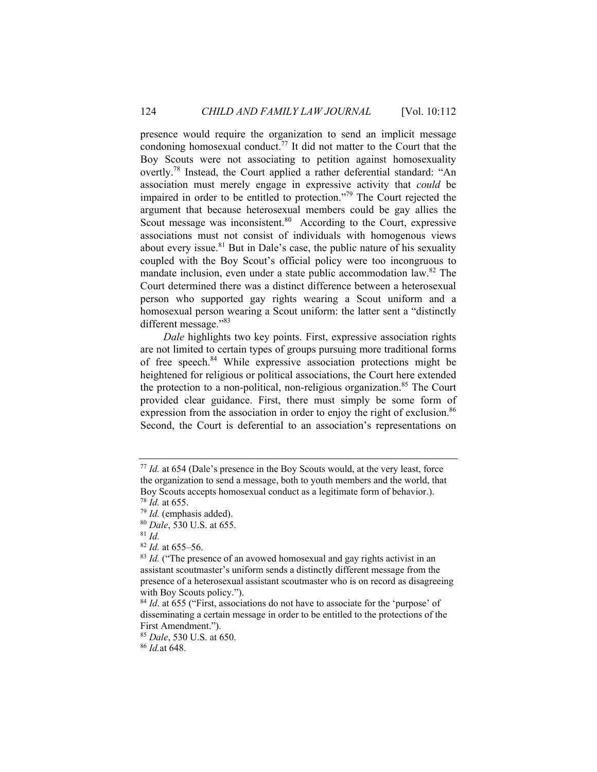presence would require the organization to send an implicit message condoning homosexual conduct.[77] It did not matter to the Court that the Boy Scouts were not associating to petition against homosexuality overtly.[78] Instead, the Court applied a rather deferential standard: "An association must merely engage in expressive activity that *could* be impaired in order to be entitled to protection."[79] The Court rejected the argument that because heterosexual members could be gay allies the Scout message was inconsistent.[80] According to the Court, expressive associations must not consist of individuals with homogenous views about every issue.[81] But in Dale's case, the public nature of his sexuality coupled with the Boy Scout's official policy were too incongruous to mandate inclusion, even under a state public accommodation law.[82] The Court determined there was a distinct difference between a heterosexual person who supported gay rights wearing a Scout uniform and a homosexual person wearing a Scout uniform: the latter sent a "distinctly different message."[83]

*Dale* highlights two key points. First, expressive association rights are not limited to certain types of groups pursuing more traditional forms of free speech.[84] While expressive association protections might be heightened for religious or political associations, the Court here extended the protection to a non-political, non-religious organization.[85] The Court provided clear guidance. First, there must simply be some form of expression from the association in order to enjoy the right of exclusion.[86] Second, the Court is deferential to an association's representations on

---

[77] *Id.* at 654 (Dale's presence in the Boy Scouts would, at the very least, force the organization to send a message, both to youth members and the world, that Boy Scouts accepts homosexual conduct as a legitimate form of behavior.).

[78] *Id.* at 655.

[79] *Id.* (emphasis added).

[80] *Dale*, 530 U.S. at 655.

[81] *Id.*

[82] *Id.* at 655–56.

[83] *Id.* ("The presence of an avowed homosexual and gay rights activist in an assistant scoutmaster's uniform sends a distinctly different message from the presence of a heterosexual assistant scoutmaster who is on record as disagreeing with Boy Scouts policy.").

[84] *Id*. at 655 ("First, associations do not have to associate for the 'purpose' of disseminating a certain message in order to be entitled to the protections of the First Amendment.").

[85] *Dale*, 530 U.S. at 650.

[86] *Id.*at 648.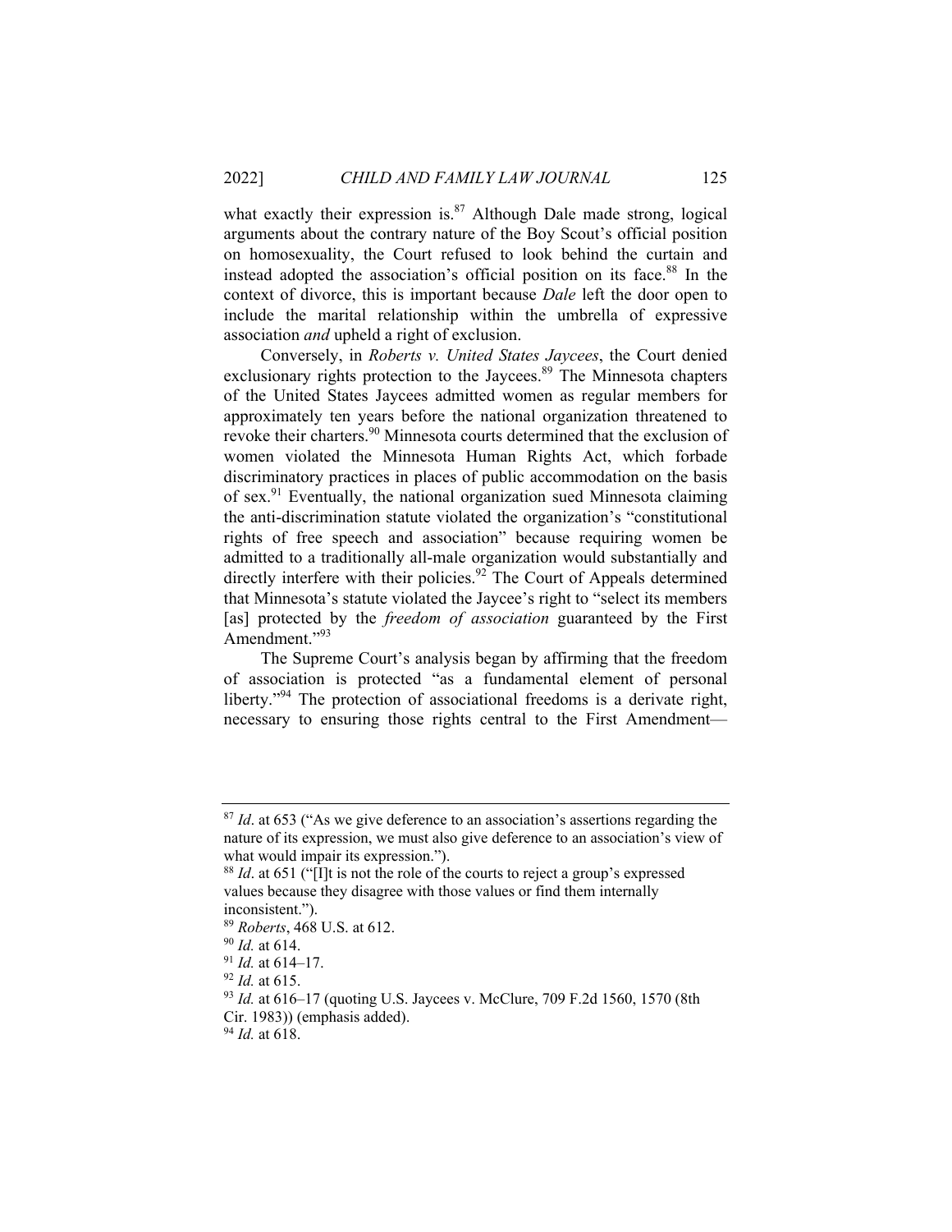what exactly their expression is.[87] Although Dale made strong, logical arguments about the contrary nature of the Boy Scout's official position on homosexuality, the Court refused to look behind the curtain and instead adopted the association's official position on its face.[88] In the context of divorce, this is important because *Dale* left the door open to include the marital relationship within the umbrella of expressive association *and* upheld a right of exclusion.

Conversely, in *Roberts v. United States Jaycees*, the Court denied exclusionary rights protection to the Jaycees.[89] The Minnesota chapters of the United States Jaycees admitted women as regular members for approximately ten years before the national organization threatened to revoke their charters.[90] Minnesota courts determined that the exclusion of women violated the Minnesota Human Rights Act, which forbade discriminatory practices in places of public accommodation on the basis of sex.[91] Eventually, the national organization sued Minnesota claiming the anti-discrimination statute violated the organization's "constitutional rights of free speech and association" because requiring women be admitted to a traditionally all-male organization would substantially and directly interfere with their policies.[92] The Court of Appeals determined that Minnesota's statute violated the Jaycee's right to "select its members [as] protected by the *freedom of association* guaranteed by the First Amendment."[93]

The Supreme Court's analysis began by affirming that the freedom of association is protected "as a fundamental element of personal liberty."[94] The protection of associational freedoms is a derivate right, necessary to ensuring those rights central to the First Amendment—

---

[87] *Id*. at 653 ("As we give deference to an association's assertions regarding the nature of its expression, we must also give deference to an association's view of what would impair its expression.").

[88] *Id*. at 651 ("[I]t is not the role of the courts to reject a group's expressed values because they disagree with those values or find them internally inconsistent.").

[89] *Roberts*, 468 U.S. at 612.

[90] *Id.* at 614.

[91] *Id.* at 614–17.

[92] *Id.* at 615.

[93] *Id.* at 616–17 (quoting U.S. Jaycees v. McClure, 709 F.2d 1560, 1570 (8th Cir. 1983)) (emphasis added).

[94] *Id.* at 618.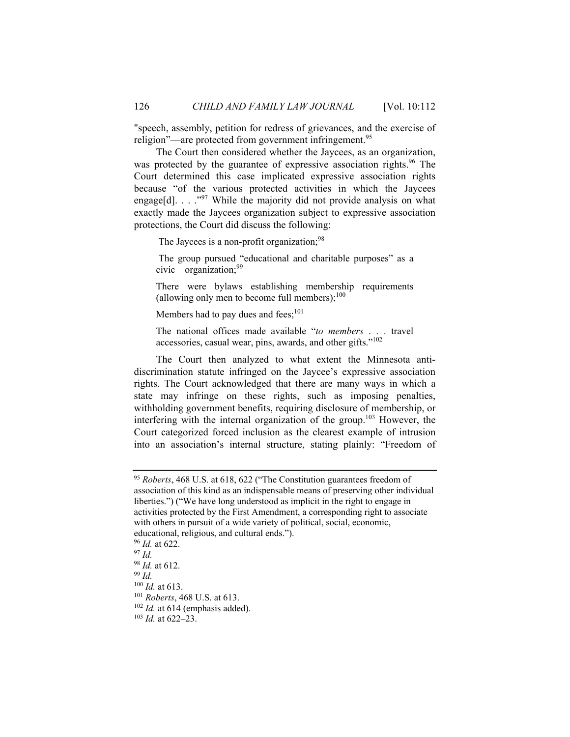"speech, assembly, petition for redress of grievances, and the exercise of religion"—are protected from government infringement.[95]

The Court then considered whether the Jaycees, as an organization, was protected by the guarantee of expressive association rights.[96] The Court determined this case implicated expressive association rights because "of the various protected activities in which the Jaycees engage[d]. . . ."[97] While the majority did not provide analysis on what exactly made the Jaycees organization subject to expressive association protections, the Court did discuss the following:

> The Jaycees is a non-profit organization;[98]
>
> The group pursued "educational and charitable purposes" as a civic organization;[99]
>
> There were bylaws establishing membership requirements (allowing only men to become full members);[100]
>
> Members had to pay dues and fees;[101]
>
> The national offices made available "*to members* . . . travel accessories, casual wear, pins, awards, and other gifts."[102]

The Court then analyzed to what extent the Minnesota anti-discrimination statute infringed on the Jaycee's expressive association rights. The Court acknowledged that there are many ways in which a state may infringe on these rights, such as imposing penalties, withholding government benefits, requiring disclosure of membership, or interfering with the internal organization of the group.[103] However, the Court categorized forced inclusion as the clearest example of intrusion into an association's internal structure, stating plainly: "Freedom of

---

[95] *Roberts*, 468 U.S. at 618, 622 ("The Constitution guarantees freedom of association of this kind as an indispensable means of preserving other individual liberties.") ("We have long understood as implicit in the right to engage in activities protected by the First Amendment, a corresponding right to associate with others in pursuit of a wide variety of political, social, economic, educational, religious, and cultural ends.").

[96] *Id.* at 622.

[97] *Id.*

[98] *Id.* at 612.

[99] *Id.*

[100] *Id.* at 613.

[101] *Roberts*, 468 U.S. at 613.

[102] *Id.* at 614 (emphasis added).

[103] *Id.* at 622–23.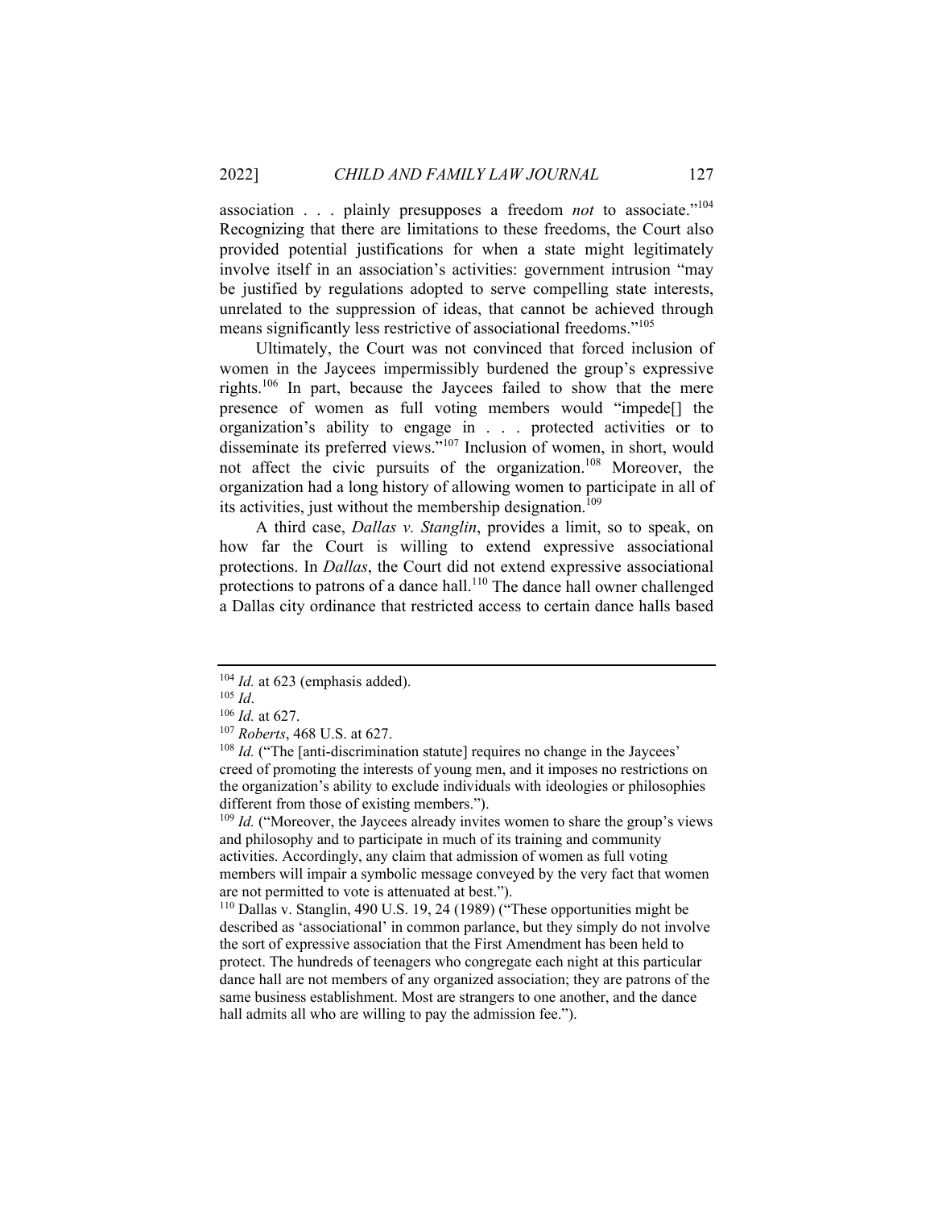association . . . plainly presupposes a freedom *not* to associate."[104] Recognizing that there are limitations to these freedoms, the Court also provided potential justifications for when a state might legitimately involve itself in an association's activities: government intrusion "may be justified by regulations adopted to serve compelling state interests, unrelated to the suppression of ideas, that cannot be achieved through means significantly less restrictive of associational freedoms."[105]

Ultimately, the Court was not convinced that forced inclusion of women in the Jaycees impermissibly burdened the group's expressive rights.[106] In part, because the Jaycees failed to show that the mere presence of women as full voting members would "impede[] the organization's ability to engage in . . . protected activities or to disseminate its preferred views."[107] Inclusion of women, in short, would not affect the civic pursuits of the organization.[108] Moreover, the organization had a long history of allowing women to participate in all of its activities, just without the membership designation.[109]

A third case, *Dallas v. Stanglin*, provides a limit, so to speak, on how far the Court is willing to extend expressive associational protections. In *Dallas*, the Court did not extend expressive associational protections to patrons of a dance hall.[110] The dance hall owner challenged a Dallas city ordinance that restricted access to certain dance halls based

---

[104] *Id.* at 623 (emphasis added).

[105] *Id*.

[106] *Id.* at 627.

[107] *Roberts*, 468 U.S. at 627.

[108] *Id.* ("The [anti-discrimination statute] requires no change in the Jaycees' creed of promoting the interests of young men, and it imposes no restrictions on the organization's ability to exclude individuals with ideologies or philosophies different from those of existing members.").

[109] *Id.* ("Moreover, the Jaycees already invites women to share the group's views and philosophy and to participate in much of its training and community activities. Accordingly, any claim that admission of women as full voting members will impair a symbolic message conveyed by the very fact that women are not permitted to vote is attenuated at best.").

[110] Dallas v. Stanglin, 490 U.S. 19, 24 (1989) ("These opportunities might be described as 'associational' in common parlance, but they simply do not involve the sort of expressive association that the First Amendment has been held to protect. The hundreds of teenagers who congregate each night at this particular dance hall are not members of any organized association; they are patrons of the same business establishment. Most are strangers to one another, and the dance hall admits all who are willing to pay the admission fee.").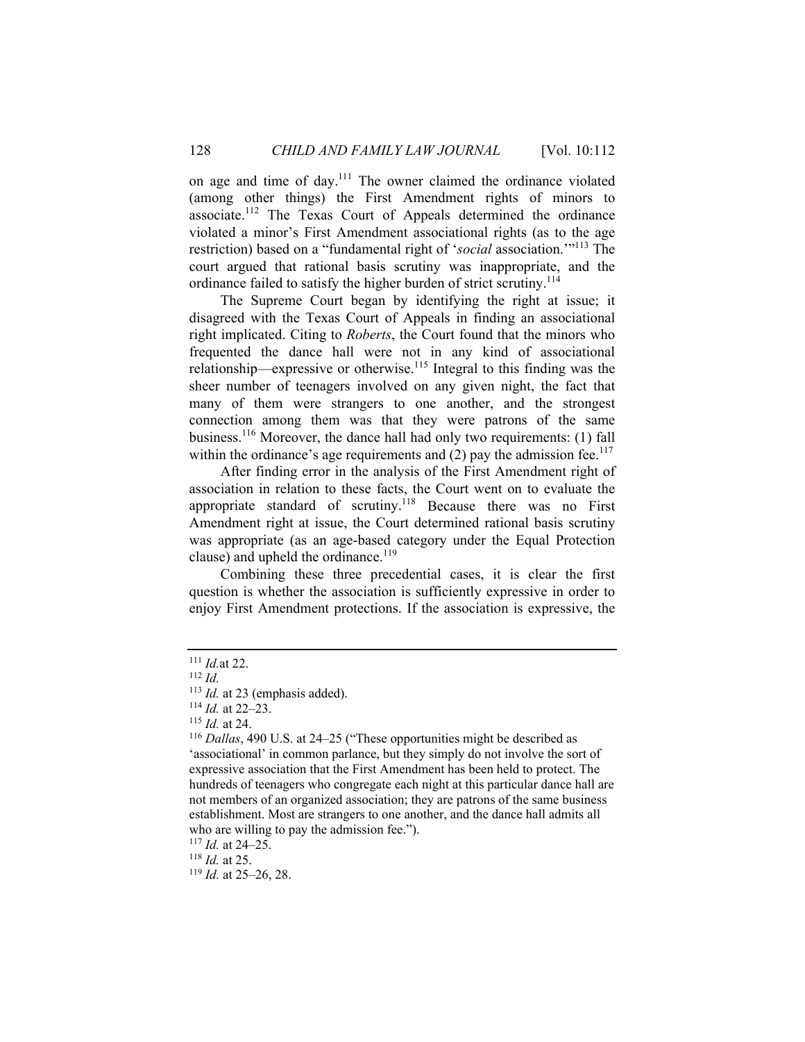on age and time of day.[111] The owner claimed the ordinance violated (among other things) the First Amendment rights of minors to associate.[112] The Texas Court of Appeals determined the ordinance violated a minor's First Amendment associational rights (as to the age restriction) based on a "fundamental right of '*social* association.'"[113] The court argued that rational basis scrutiny was inappropriate, and the ordinance failed to satisfy the higher burden of strict scrutiny.[114]

The Supreme Court began by identifying the right at issue; it disagreed with the Texas Court of Appeals in finding an associational right implicated. Citing to *Roberts*, the Court found that the minors who frequented the dance hall were not in any kind of associational relationship—expressive or otherwise.[115] Integral to this finding was the sheer number of teenagers involved on any given night, the fact that many of them were strangers to one another, and the strongest connection among them was that they were patrons of the same business.[116] Moreover, the dance hall had only two requirements: (1) fall within the ordinance's age requirements and (2) pay the admission fee.[117]

After finding error in the analysis of the First Amendment right of association in relation to these facts, the Court went on to evaluate the appropriate standard of scrutiny.[118] Because there was no First Amendment right at issue, the Court determined rational basis scrutiny was appropriate (as an age-based category under the Equal Protection clause) and upheld the ordinance.[119]

Combining these three precedential cases, it is clear the first question is whether the association is sufficiently expressive in order to enjoy First Amendment protections. If the association is expressive, the

---

[111] *Id.* at 22.
[112] *Id.*
[113] *Id.* at 23 (emphasis added).
[114] *Id.* at 22–23.
[115] *Id.* at 24.
[116] *Dallas*, 490 U.S. at 24–25 ("These opportunities might be described as 'associational' in common parlance, but they simply do not involve the sort of expressive association that the First Amendment has been held to protect. The hundreds of teenagers who congregate each night at this particular dance hall are not members of an organized association; they are patrons of the same business establishment. Most are strangers to one another, and the dance hall admits all who are willing to pay the admission fee.").
[117] *Id.* at 24–25.
[118] *Id.* at 25.
[119] *Id.* at 25–26, 28.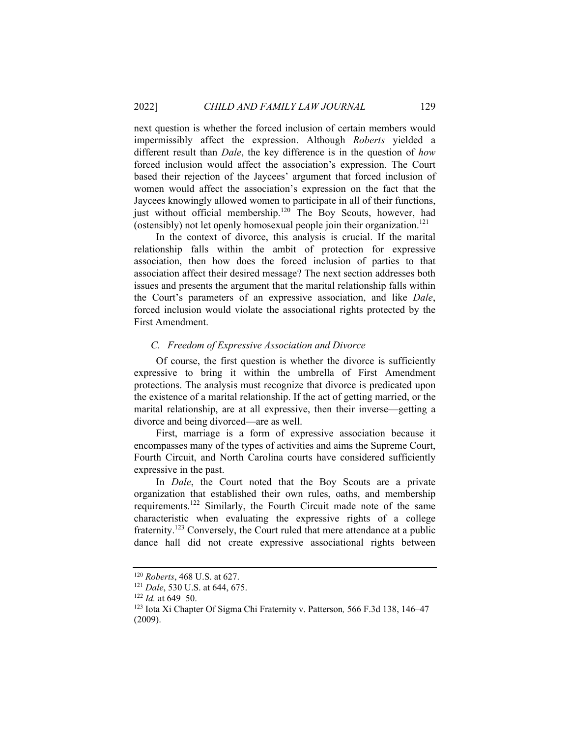next question is whether the forced inclusion of certain members would impermissibly affect the expression. Although *Roberts* yielded a different result than *Dale*, the key difference is in the question of *how* forced inclusion would affect the association's expression. The Court based their rejection of the Jaycees' argument that forced inclusion of women would affect the association's expression on the fact that the Jaycees knowingly allowed women to participate in all of their functions, just without official membership.[120] The Boy Scouts, however, had (ostensibly) not let openly homosexual people join their organization.[121]

In the context of divorce, this analysis is crucial. If the marital relationship falls within the ambit of protection for expressive association, then how does the forced inclusion of parties to that association affect their desired message? The next section addresses both issues and presents the argument that the marital relationship falls within the Court's parameters of an expressive association, and like *Dale*, forced inclusion would violate the associational rights protected by the First Amendment.

### *C. Freedom of Expressive Association and Divorce*

Of course, the first question is whether the divorce is sufficiently expressive to bring it within the umbrella of First Amendment protections. The analysis must recognize that divorce is predicated upon the existence of a marital relationship. If the act of getting married, or the marital relationship, are at all expressive, then their inverse—getting a divorce and being divorced—are as well.

First, marriage is a form of expressive association because it encompasses many of the types of activities and aims the Supreme Court, Fourth Circuit, and North Carolina courts have considered sufficiently expressive in the past.

In *Dale*, the Court noted that the Boy Scouts are a private organization that established their own rules, oaths, and membership requirements.[122] Similarly, the Fourth Circuit made note of the same characteristic when evaluating the expressive rights of a college fraternity.[123] Conversely, the Court ruled that mere attendance at a public dance hall did not create expressive associational rights between

---

[120] *Roberts*, 468 U.S. at 627.

[121] *Dale*, 530 U.S. at 644, 675.

[122] *Id.* at 649–50.

[123] Iota Xi Chapter Of Sigma Chi Fraternity v. Patterson*,* 566 F.3d 138, 146–47 (2009).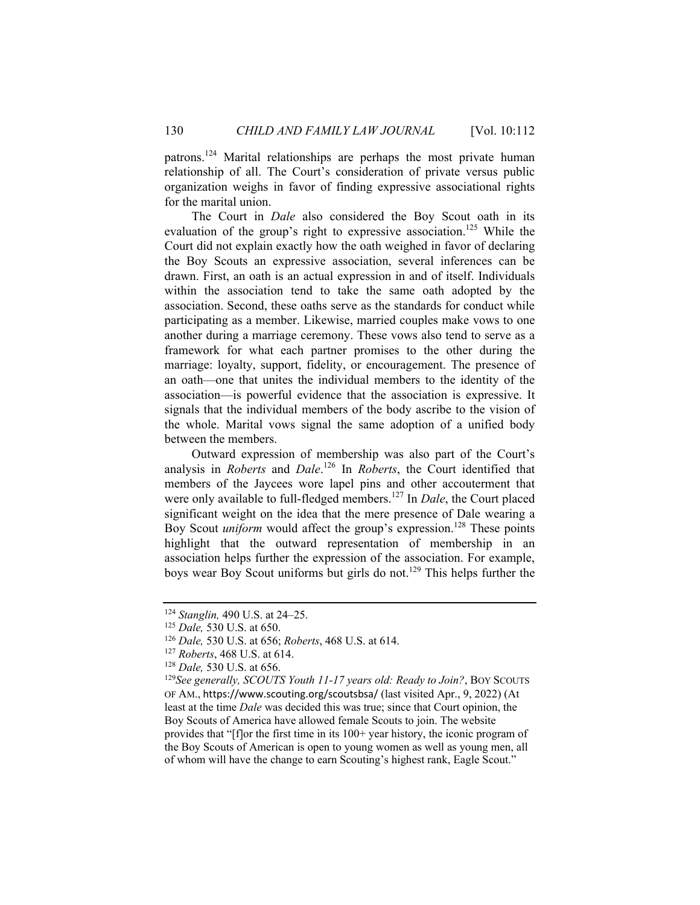patrons.[124] Marital relationships are perhaps the most private human relationship of all. The Court's consideration of private versus public organization weighs in favor of finding expressive associational rights for the marital union.

The Court in *Dale* also considered the Boy Scout oath in its evaluation of the group's right to expressive association.[125] While the Court did not explain exactly how the oath weighed in favor of declaring the Boy Scouts an expressive association, several inferences can be drawn. First, an oath is an actual expression in and of itself. Individuals within the association tend to take the same oath adopted by the association. Second, these oaths serve as the standards for conduct while participating as a member. Likewise, married couples make vows to one another during a marriage ceremony. These vows also tend to serve as a framework for what each partner promises to the other during the marriage: loyalty, support, fidelity, or encouragement. The presence of an oath—one that unites the individual members to the identity of the association—is powerful evidence that the association is expressive. It signals that the individual members of the body ascribe to the vision of the whole. Marital vows signal the same adoption of a unified body between the members.

Outward expression of membership was also part of the Court's analysis in *Roberts* and *Dale*.[126] In *Roberts*, the Court identified that members of the Jaycees wore lapel pins and other accouterment that were only available to full-fledged members.[127] In *Dale*, the Court placed significant weight on the idea that the mere presence of Dale wearing a Boy Scout *uniform* would affect the group's expression.[128] These points highlight that the outward representation of membership in an association helps further the expression of the association. For example, boys wear Boy Scout uniforms but girls do not.[129] This helps further the

---

[124] *Stanglin,* 490 U.S. at 24–25.

[125] *Dale,* 530 U.S. at 650.

[126] *Dale,* 530 U.S. at 656; *Roberts*, 468 U.S. at 614.

[127] *Roberts*, 468 U.S. at 614.

[128] *Dale,* 530 U.S. at 656.

[129] *See generally, SCOUTS Youth 11-17 years old: Ready to Join?*, BOY SCOUTS OF AM., https://www.scouting.org/scoutsbsa/ (last visited Apr., 9, 2022) (At least at the time *Dale* was decided this was true; since that Court opinion, the Boy Scouts of America have allowed female Scouts to join. The website provides that "[f]or the first time in its 100+ year history, the iconic program of the Boy Scouts of American is open to young women as well as young men, all of whom will have the change to earn Scouting's highest rank, Eagle Scout."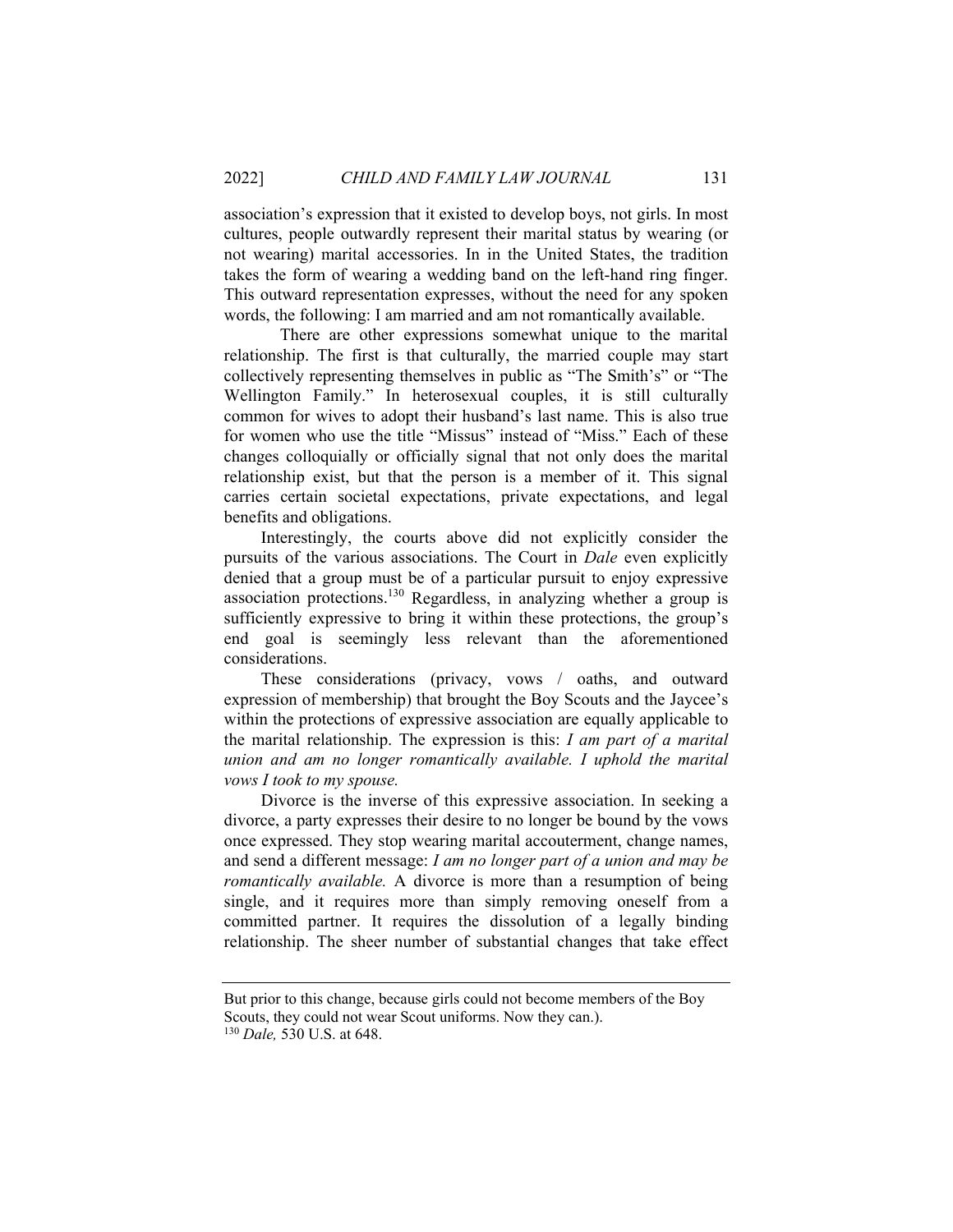association's expression that it existed to develop boys, not girls. In most cultures, people outwardly represent their marital status by wearing (or not wearing) marital accessories. In in the United States, the tradition takes the form of wearing a wedding band on the left-hand ring finger. This outward representation expresses, without the need for any spoken words, the following: I am married and am not romantically available.

There are other expressions somewhat unique to the marital relationship. The first is that culturally, the married couple may start collectively representing themselves in public as "The Smith's" or "The Wellington Family." In heterosexual couples, it is still culturally common for wives to adopt their husband's last name. This is also true for women who use the title "Missus" instead of "Miss." Each of these changes colloquially or officially signal that not only does the marital relationship exist, but that the person is a member of it. This signal carries certain societal expectations, private expectations, and legal benefits and obligations.

Interestingly, the courts above did not explicitly consider the pursuits of the various associations. The Court in *Dale* even explicitly denied that a group must be of a particular pursuit to enjoy expressive association protections.[130] Regardless, in analyzing whether a group is sufficiently expressive to bring it within these protections, the group's end goal is seemingly less relevant than the aforementioned considerations.

These considerations (privacy, vows / oaths, and outward expression of membership) that brought the Boy Scouts and the Jaycee's within the protections of expressive association are equally applicable to the marital relationship. The expression is this: *I am part of a marital union and am no longer romantically available. I uphold the marital vows I took to my spouse.*

Divorce is the inverse of this expressive association. In seeking a divorce, a party expresses their desire to no longer be bound by the vows once expressed. They stop wearing marital accouterment, change names, and send a different message: *I am no longer part of a union and may be romantically available.* A divorce is more than a resumption of being single, and it requires more than simply removing oneself from a committed partner. It requires the dissolution of a legally binding relationship. The sheer number of substantial changes that take effect

---

But prior to this change, because girls could not become members of the Boy Scouts, they could not wear Scout uniforms. Now they can.).

[130] *Dale,* 530 U.S. at 648.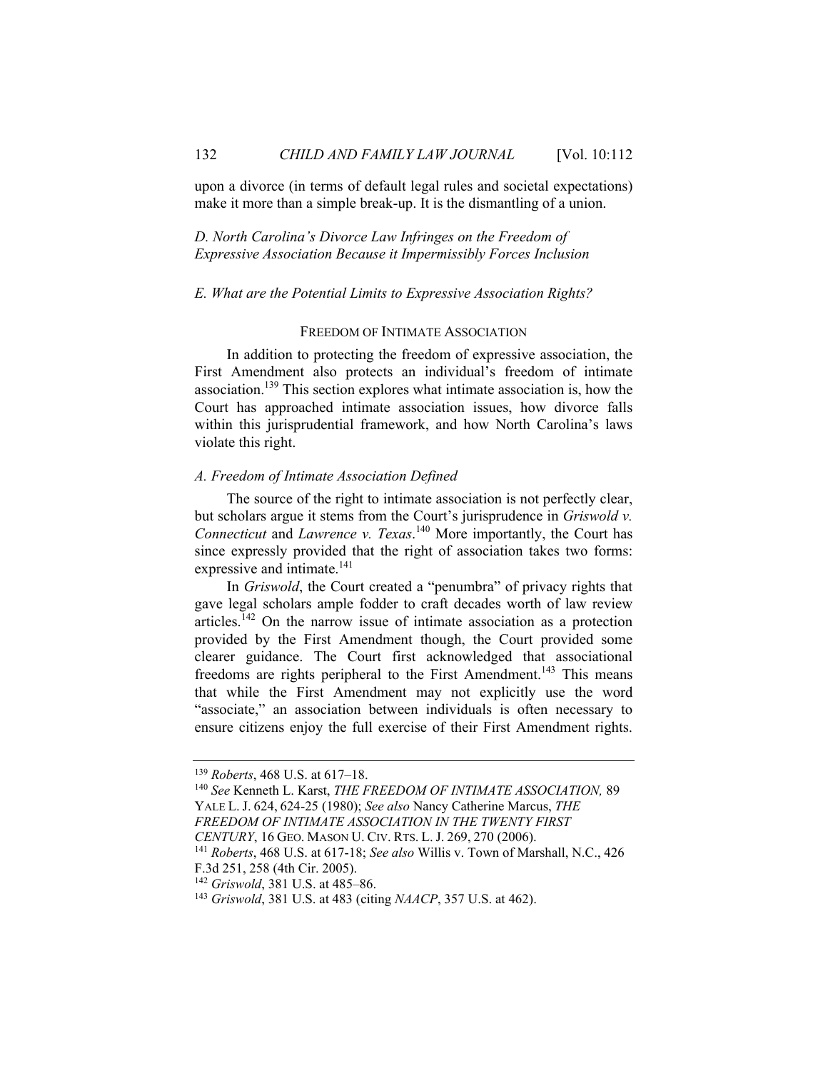upon a divorce (in terms of default legal rules and societal expectations) make it more than a simple break-up. It is the dismantling of a union.

### *D. North Carolina's Divorce Law Infringes on the Freedom of Expressive Association Because it Impermissibly Forces Inclusion*

### *E. What are the Potential Limits to Expressive Association Rights?*

## FREEDOM OF INTIMATE ASSOCIATION

In addition to protecting the freedom of expressive association, the First Amendment also protects an individual's freedom of intimate association.[139] This section explores what intimate association is, how the Court has approached intimate association issues, how divorce falls within this jurisprudential framework, and how North Carolina's laws violate this right.

### *A. Freedom of Intimate Association Defined*

The source of the right to intimate association is not perfectly clear, but scholars argue it stems from the Court's jurisprudence in *Griswold v. Connecticut* and *Lawrence v. Texas*.[140] More importantly, the Court has since expressly provided that the right of association takes two forms: expressive and intimate.[141]

In *Griswold*, the Court created a "penumbra" of privacy rights that gave legal scholars ample fodder to craft decades worth of law review articles.[142] On the narrow issue of intimate association as a protection provided by the First Amendment though, the Court provided some clearer guidance. The Court first acknowledged that associational freedoms are rights peripheral to the First Amendment.[143] This means that while the First Amendment may not explicitly use the word "associate," an association between individuals is often necessary to ensure citizens enjoy the full exercise of their First Amendment rights.

---

[139] *Roberts*, 468 U.S. at 617–18.

[140] *See* Kenneth L. Karst, *THE FREEDOM OF INTIMATE ASSOCIATION,* 89 YALE L. J. 624, 624-25 (1980); *See also* Nancy Catherine Marcus, *THE FREEDOM OF INTIMATE ASSOCIATION IN THE TWENTY FIRST CENTURY*, 16 GEO. MASON U. CIV. RTS. L. J. 269, 270 (2006).

[141] *Roberts*, 468 U.S. at 617-18; *See also* Willis v. Town of Marshall, N.C., 426 F.3d 251, 258 (4th Cir. 2005).

[142] *Griswold*, 381 U.S. at 485–86.

[143] *Griswold*, 381 U.S. at 483 (citing *NAACP*, 357 U.S. at 462).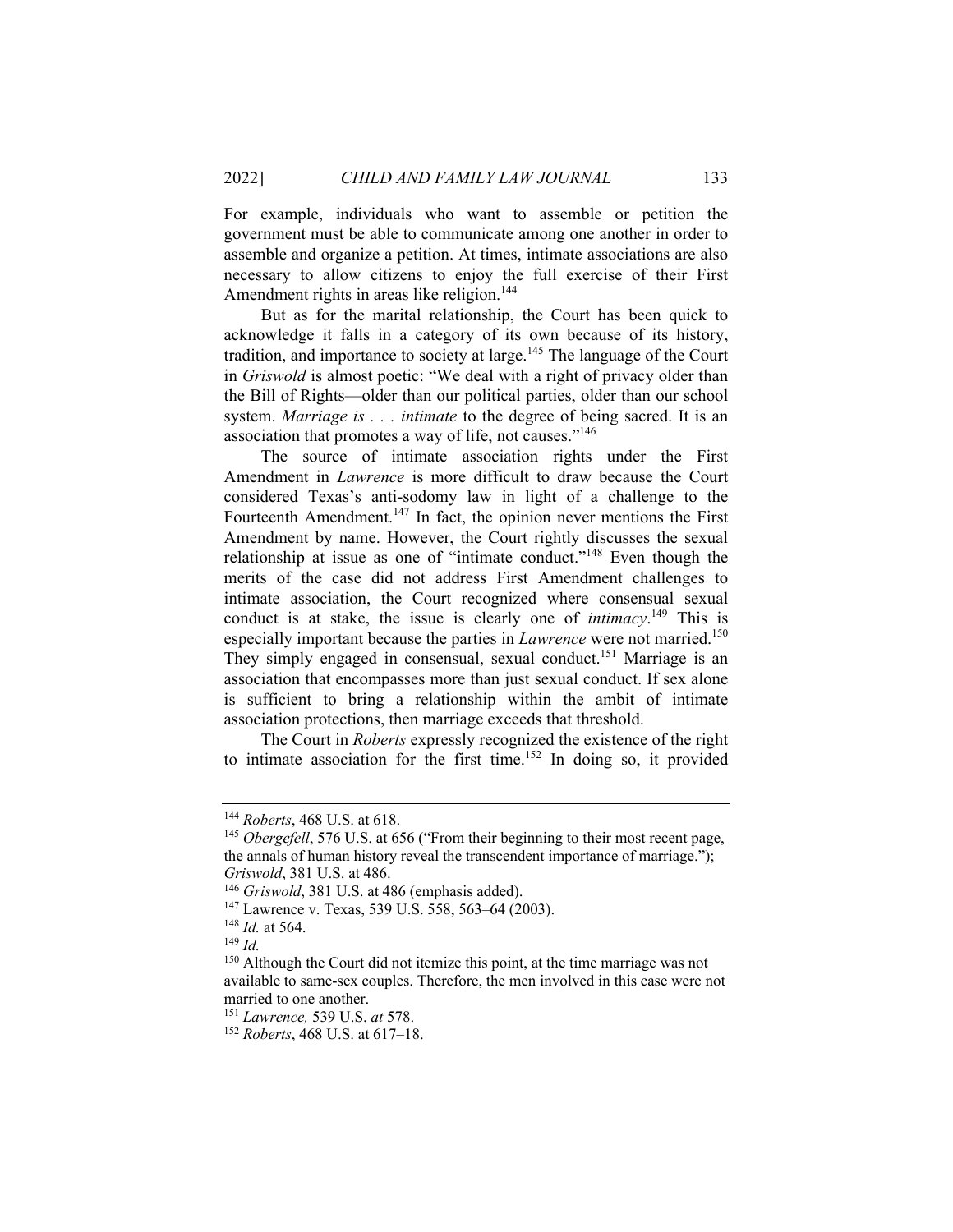For example, individuals who want to assemble or petition the government must be able to communicate among one another in order to assemble and organize a petition. At times, intimate associations are also necessary to allow citizens to enjoy the full exercise of their First Amendment rights in areas like religion.[144]

But as for the marital relationship, the Court has been quick to acknowledge it falls in a category of its own because of its history, tradition, and importance to society at large.[145] The language of the Court in *Griswold* is almost poetic: "We deal with a right of privacy older than the Bill of Rights—older than our political parties, older than our school system. *Marriage is . . . intimate* to the degree of being sacred. It is an association that promotes a way of life, not causes."[146]

The source of intimate association rights under the First Amendment in *Lawrence* is more difficult to draw because the Court considered Texas's anti-sodomy law in light of a challenge to the Fourteenth Amendment.[147] In fact, the opinion never mentions the First Amendment by name. However, the Court rightly discusses the sexual relationship at issue as one of "intimate conduct."[148] Even though the merits of the case did not address First Amendment challenges to intimate association, the Court recognized where consensual sexual conduct is at stake, the issue is clearly one of *intimacy*.[149] This is especially important because the parties in *Lawrence* were not married.[150] They simply engaged in consensual, sexual conduct.[151] Marriage is an association that encompasses more than just sexual conduct. If sex alone is sufficient to bring a relationship within the ambit of intimate association protections, then marriage exceeds that threshold.

The Court in *Roberts* expressly recognized the existence of the right to intimate association for the first time.[152] In doing so, it provided

---

[144] *Roberts*, 468 U.S. at 618.

[145] *Obergefell*, 576 U.S. at 656 ("From their beginning to their most recent page, the annals of human history reveal the transcendent importance of marriage."); *Griswold*, 381 U.S. at 486.

[146] *Griswold*, 381 U.S. at 486 (emphasis added).

[147] Lawrence v. Texas, 539 U.S. 558, 563–64 (2003).

[148] *Id.* at 564.

[149] *Id.*

[150] Although the Court did not itemize this point, at the time marriage was not available to same-sex couples. Therefore, the men involved in this case were not married to one another.

[151] *Lawrence,* 539 U.S. *at* 578.

[152] *Roberts*, 468 U.S. at 617–18.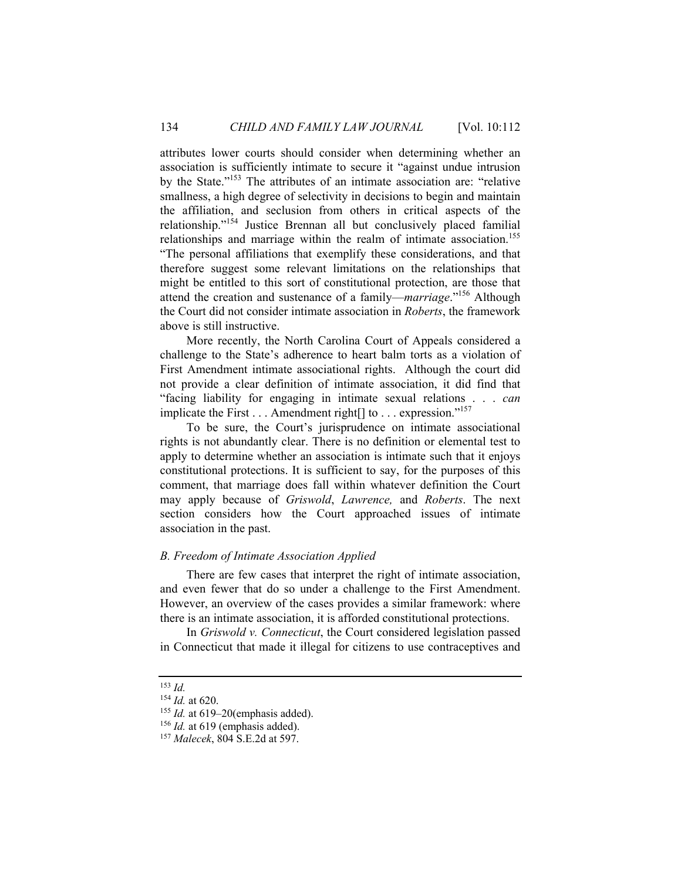attributes lower courts should consider when determining whether an association is sufficiently intimate to secure it "against undue intrusion by the State."[153] The attributes of an intimate association are: "relative smallness, a high degree of selectivity in decisions to begin and maintain the affiliation, and seclusion from others in critical aspects of the relationship."[154] Justice Brennan all but conclusively placed familial relationships and marriage within the realm of intimate association.[155] "The personal affiliations that exemplify these considerations, and that therefore suggest some relevant limitations on the relationships that might be entitled to this sort of constitutional protection, are those that attend the creation and sustenance of a family—*marriage*."[156] Although the Court did not consider intimate association in *Roberts*, the framework above is still instructive.

More recently, the North Carolina Court of Appeals considered a challenge to the State's adherence to heart balm torts as a violation of First Amendment intimate associational rights. Although the court did not provide a clear definition of intimate association, it did find that "facing liability for engaging in intimate sexual relations . . . *can* implicate the First . . . Amendment right[] to . . . expression."[157]

To be sure, the Court's jurisprudence on intimate associational rights is not abundantly clear. There is no definition or elemental test to apply to determine whether an association is intimate such that it enjoys constitutional protections. It is sufficient to say, for the purposes of this comment, that marriage does fall within whatever definition the Court may apply because of *Griswold*, *Lawrence,* and *Roberts*. The next section considers how the Court approached issues of intimate association in the past.

### *B. Freedom of Intimate Association Applied*

There are few cases that interpret the right of intimate association, and even fewer that do so under a challenge to the First Amendment. However, an overview of the cases provides a similar framework: where there is an intimate association, it is afforded constitutional protections.

In *Griswold v. Connecticut*, the Court considered legislation passed in Connecticut that made it illegal for citizens to use contraceptives and

---

[153] *Id.*

[154] *Id.* at 620.

[155] *Id.* at 619–20(emphasis added).

[156] *Id.* at 619 (emphasis added).

[157] *Malecek*, 804 S.E.2d at 597.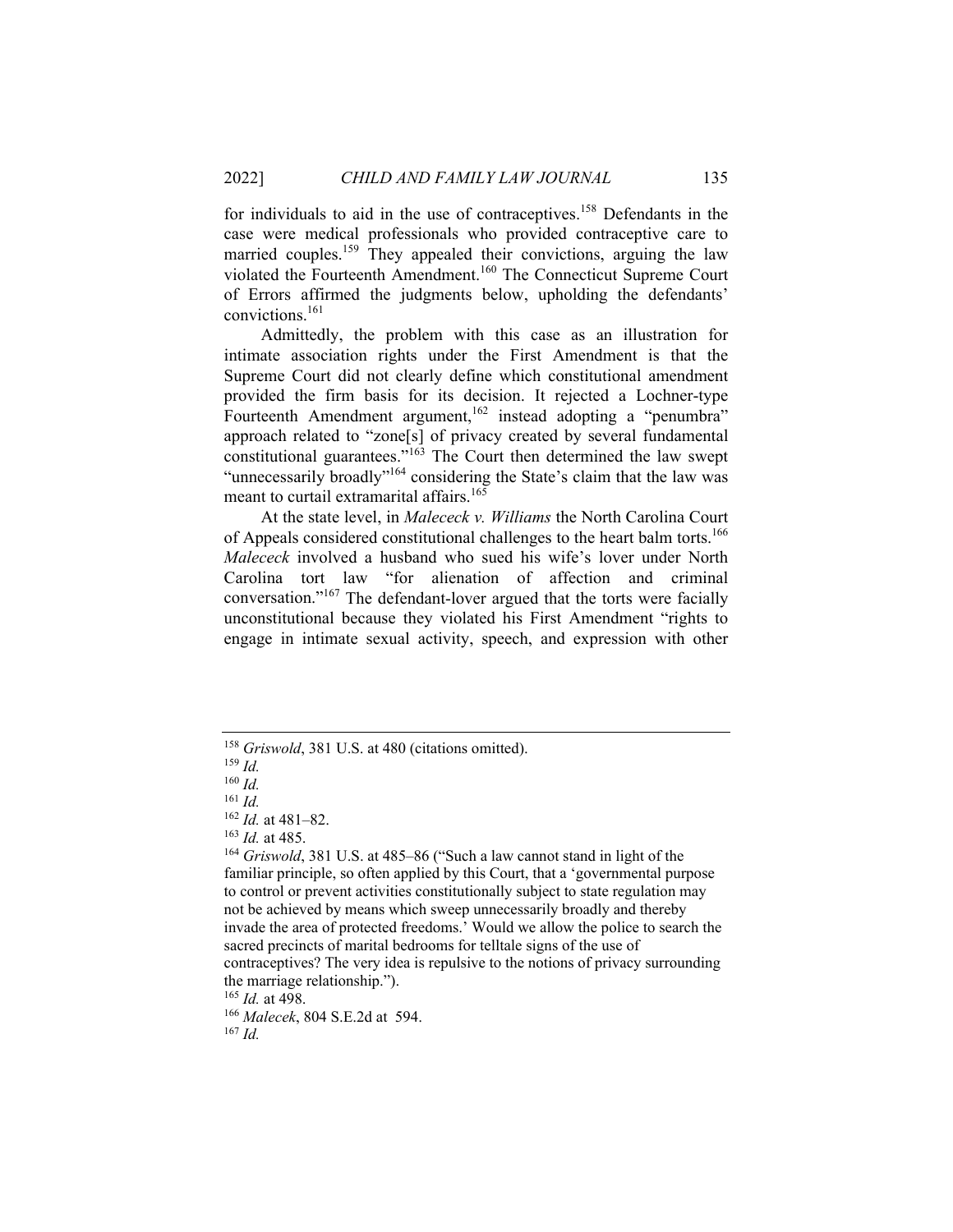for individuals to aid in the use of contraceptives.[158] Defendants in the case were medical professionals who provided contraceptive care to married couples.[159] They appealed their convictions, arguing the law violated the Fourteenth Amendment.[160] The Connecticut Supreme Court of Errors affirmed the judgments below, upholding the defendants' convictions.[161]

Admittedly, the problem with this case as an illustration for intimate association rights under the First Amendment is that the Supreme Court did not clearly define which constitutional amendment provided the firm basis for its decision. It rejected a Lochner-type Fourteenth Amendment argument,[162] instead adopting a "penumbra" approach related to "zone[s] of privacy created by several fundamental constitutional guarantees."[163] The Court then determined the law swept "unnecessarily broadly"[164] considering the State's claim that the law was meant to curtail extramarital affairs.[165]

At the state level, in *Malececk v. Williams* the North Carolina Court of Appeals considered constitutional challenges to the heart balm torts.[166] *Malececk* involved a husband who sued his wife's lover under North Carolina tort law "for alienation of affection and criminal conversation."[167] The defendant-lover argued that the torts were facially unconstitutional because they violated his First Amendment "rights to engage in intimate sexual activity, speech, and expression with other

---

[158] *Griswold*, 381 U.S. at 480 (citations omitted).

[159] *Id.*

[160] *Id.*

[161] *Id.*

[162] *Id.* at 481–82.

[163] *Id.* at 485.

[164] *Griswold*, 381 U.S. at 485–86 ("Such a law cannot stand in light of the familiar principle, so often applied by this Court, that a 'governmental purpose to control or prevent activities constitutionally subject to state regulation may not be achieved by means which sweep unnecessarily broadly and thereby invade the area of protected freedoms.' Would we allow the police to search the sacred precincts of marital bedrooms for telltale signs of the use of contraceptives? The very idea is repulsive to the notions of privacy surrounding the marriage relationship.").

[165] *Id.* at 498.

[166] *Malecek*, 804 S.E.2d at 594.

[167] *Id.*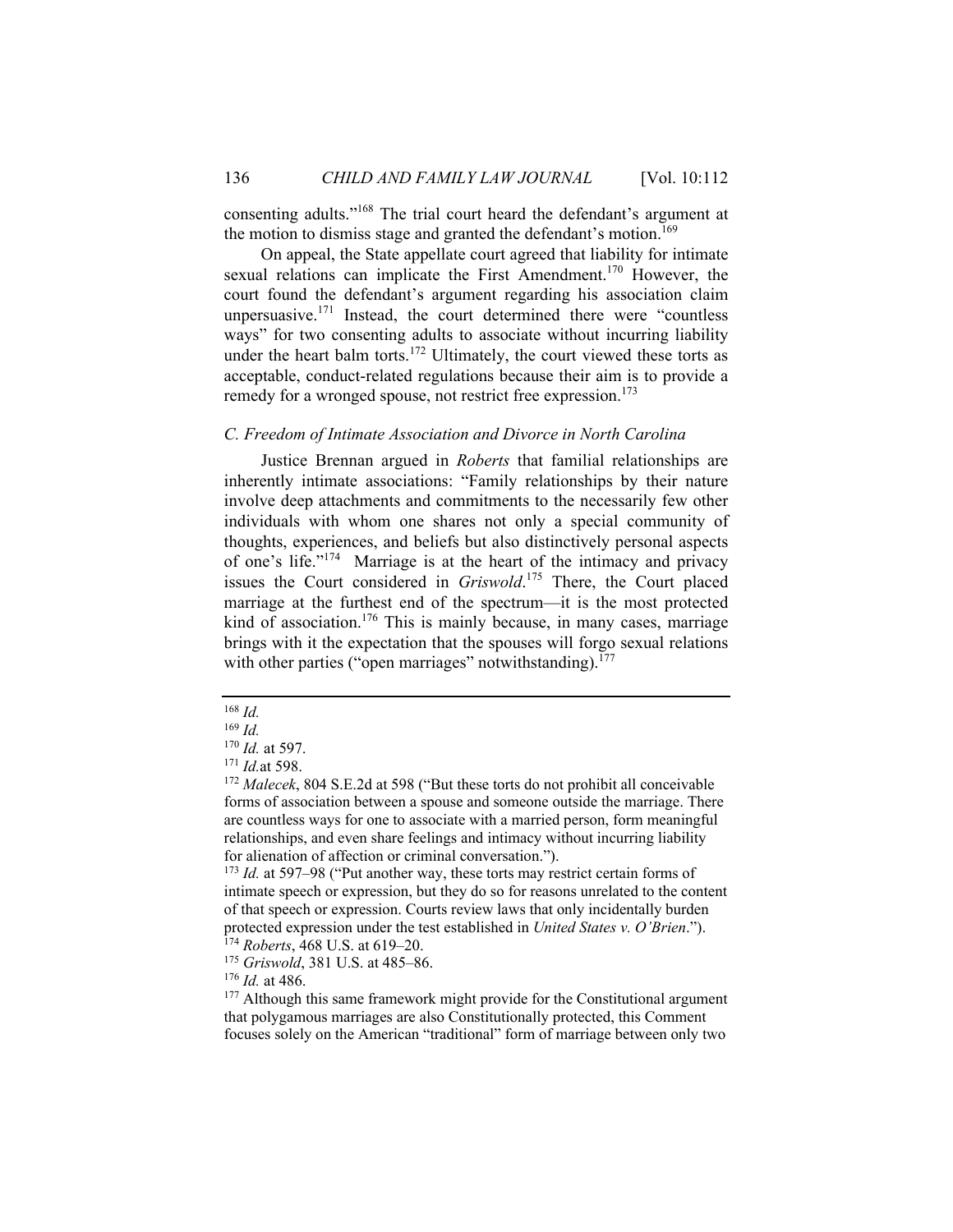consenting adults."[168] The trial court heard the defendant's argument at the motion to dismiss stage and granted the defendant's motion.[169]

On appeal, the State appellate court agreed that liability for intimate sexual relations can implicate the First Amendment.[170] However, the court found the defendant's argument regarding his association claim unpersuasive.[171] Instead, the court determined there were "countless ways" for two consenting adults to associate without incurring liability under the heart balm torts.[172] Ultimately, the court viewed these torts as acceptable, conduct-related regulations because their aim is to provide a remedy for a wronged spouse, not restrict free expression.[173]

### *C. Freedom of Intimate Association and Divorce in North Carolina*

Justice Brennan argued in *Roberts* that familial relationships are inherently intimate associations: "Family relationships by their nature involve deep attachments and commitments to the necessarily few other individuals with whom one shares not only a special community of thoughts, experiences, and beliefs but also distinctively personal aspects of one's life."[174] Marriage is at the heart of the intimacy and privacy issues the Court considered in *Griswold*.[175] There, the Court placed marriage at the furthest end of the spectrum—it is the most protected kind of association.[176] This is mainly because, in many cases, marriage brings with it the expectation that the spouses will forgo sexual relations with other parties ("open marriages" notwithstanding).[177]

---

[168] *Id.*

[169] *Id.*

[170] *Id.* at 597.

[171] *Id.* at 598.

[172] *Malecek*, 804 S.E.2d at 598 ("But these torts do not prohibit all conceivable forms of association between a spouse and someone outside the marriage. There are countless ways for one to associate with a married person, form meaningful relationships, and even share feelings and intimacy without incurring liability for alienation of affection or criminal conversation.").

[173] *Id.* at 597–98 ("Put another way, these torts may restrict certain forms of intimate speech or expression, but they do so for reasons unrelated to the content of that speech or expression. Courts review laws that only incidentally burden protected expression under the test established in *United States v. O'Brien*.").

[174] *Roberts*, 468 U.S. at 619–20.

[175] *Griswold*, 381 U.S. at 485–86.

[176] *Id.* at 486.

[177] Although this same framework might provide for the Constitutional argument that polygamous marriages are also Constitutionally protected, this Comment focuses solely on the American "traditional" form of marriage between only two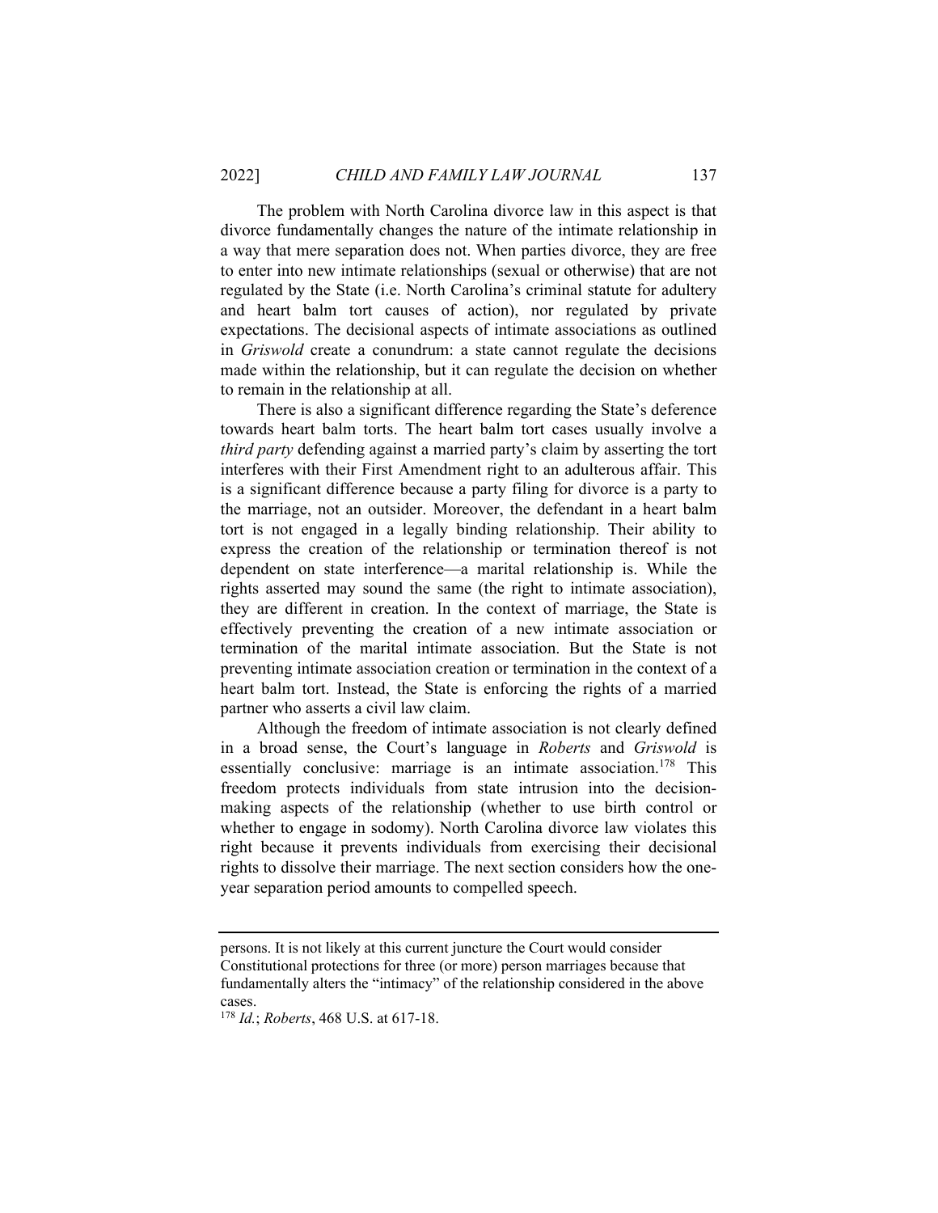The problem with North Carolina divorce law in this aspect is that divorce fundamentally changes the nature of the intimate relationship in a way that mere separation does not. When parties divorce, they are free to enter into new intimate relationships (sexual or otherwise) that are not regulated by the State (i.e. North Carolina's criminal statute for adultery and heart balm tort causes of action), nor regulated by private expectations. The decisional aspects of intimate associations as outlined in *Griswold* create a conundrum: a state cannot regulate the decisions made within the relationship, but it can regulate the decision on whether to remain in the relationship at all.

There is also a significant difference regarding the State's deference towards heart balm torts. The heart balm tort cases usually involve a *third party* defending against a married party's claim by asserting the tort interferes with their First Amendment right to an adulterous affair. This is a significant difference because a party filing for divorce is a party to the marriage, not an outsider. Moreover, the defendant in a heart balm tort is not engaged in a legally binding relationship. Their ability to express the creation of the relationship or termination thereof is not dependent on state interference—a marital relationship is. While the rights asserted may sound the same (the right to intimate association), they are different in creation. In the context of marriage, the State is effectively preventing the creation of a new intimate association or termination of the marital intimate association. But the State is not preventing intimate association creation or termination in the context of a heart balm tort. Instead, the State is enforcing the rights of a married partner who asserts a civil law claim.

Although the freedom of intimate association is not clearly defined in a broad sense, the Court's language in *Roberts* and *Griswold* is essentially conclusive: marriage is an intimate association.[178] This freedom protects individuals from state intrusion into the decision-making aspects of the relationship (whether to use birth control or whether to engage in sodomy). North Carolina divorce law violates this right because it prevents individuals from exercising their decisional rights to dissolve their marriage. The next section considers how the one-year separation period amounts to compelled speech.

---

persons. It is not likely at this current juncture the Court would consider Constitutional protections for three (or more) person marriages because that fundamentally alters the "intimacy" of the relationship considered in the above cases.

[178] *Id.*; *Roberts*, 468 U.S. at 617-18.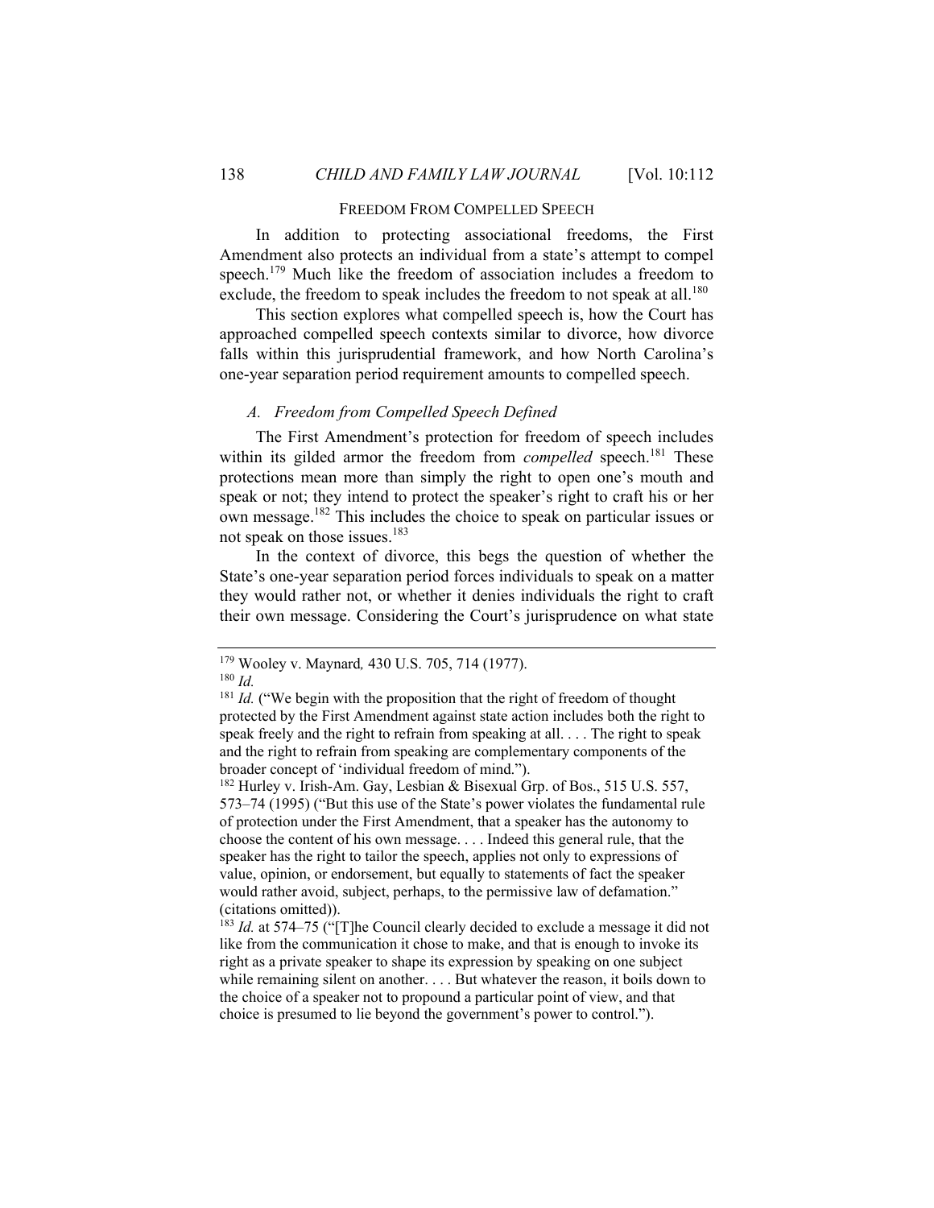## FREEDOM FROM COMPELLED SPEECH

In addition to protecting associational freedoms, the First Amendment also protects an individual from a state's attempt to compel speech.[179] Much like the freedom of association includes a freedom to exclude, the freedom to speak includes the freedom to not speak at all.[180]

This section explores what compelled speech is, how the Court has approached compelled speech contexts similar to divorce, how divorce falls within this jurisprudential framework, and how North Carolina's one-year separation period requirement amounts to compelled speech.

### *A. Freedom from Compelled Speech Defined*

The First Amendment's protection for freedom of speech includes within its gilded armor the freedom from *compelled* speech.[181] These protections mean more than simply the right to open one's mouth and speak or not; they intend to protect the speaker's right to craft his or her own message.[182] This includes the choice to speak on particular issues or not speak on those issues.[183]

In the context of divorce, this begs the question of whether the State's one-year separation period forces individuals to speak on a matter they would rather not, or whether it denies individuals the right to craft their own message. Considering the Court's jurisprudence on what state

---

[179] Wooley v. Maynard*,* 430 U.S. 705, 714 (1977).

[180] *Id.*

[181] *Id.* ("We begin with the proposition that the right of freedom of thought protected by the First Amendment against state action includes both the right to speak freely and the right to refrain from speaking at all. . . . The right to speak and the right to refrain from speaking are complementary components of the broader concept of 'individual freedom of mind.").

[182] Hurley v. Irish-Am. Gay, Lesbian & Bisexual Grp. of Bos., 515 U.S. 557, 573–74 (1995) ("But this use of the State's power violates the fundamental rule of protection under the First Amendment, that a speaker has the autonomy to choose the content of his own message. . . . Indeed this general rule, that the speaker has the right to tailor the speech, applies not only to expressions of value, opinion, or endorsement, but equally to statements of fact the speaker would rather avoid, subject, perhaps, to the permissive law of defamation." (citations omitted)).

[183] *Id.* at 574–75 ("[T]he Council clearly decided to exclude a message it did not like from the communication it chose to make, and that is enough to invoke its right as a private speaker to shape its expression by speaking on one subject while remaining silent on another. . . . But whatever the reason, it boils down to the choice of a speaker not to propound a particular point of view, and that choice is presumed to lie beyond the government's power to control.").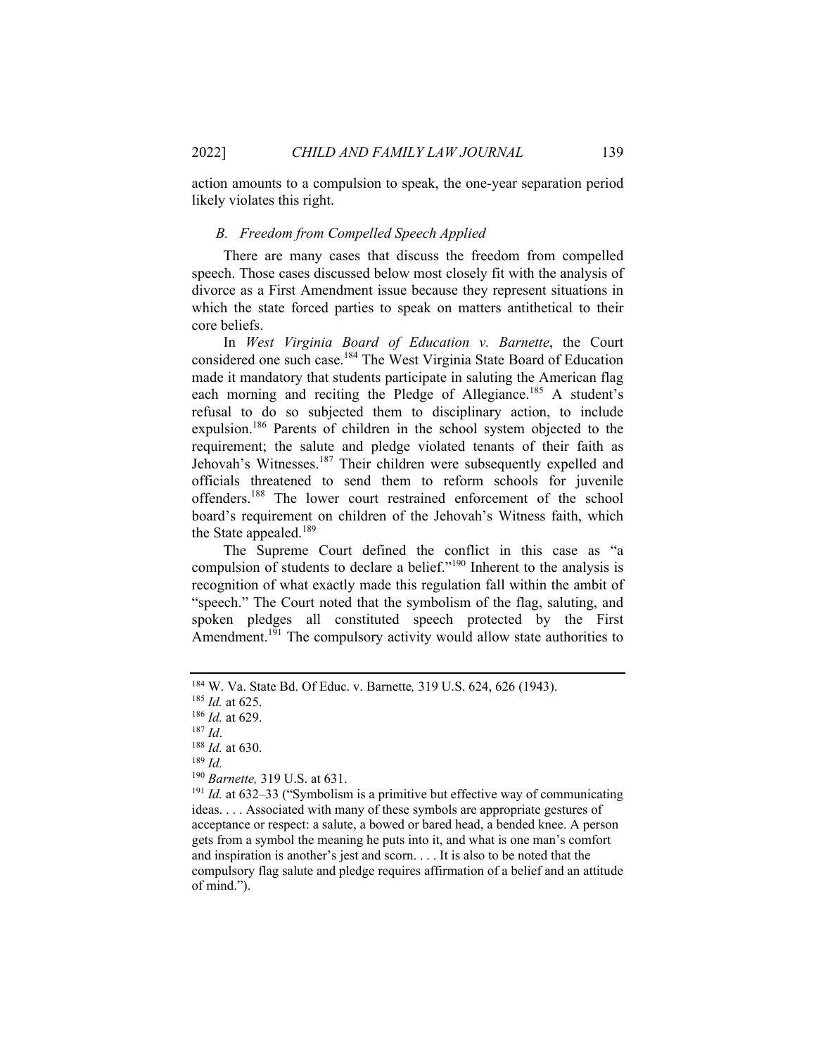action amounts to a compulsion to speak, the one-year separation period likely violates this right.

### *B. Freedom from Compelled Speech Applied*

There are many cases that discuss the freedom from compelled speech. Those cases discussed below most closely fit with the analysis of divorce as a First Amendment issue because they represent situations in which the state forced parties to speak on matters antithetical to their core beliefs.

In *West Virginia Board of Education v. Barnette*, the Court considered one such case.[184] The West Virginia State Board of Education made it mandatory that students participate in saluting the American flag each morning and reciting the Pledge of Allegiance.[185] A student's refusal to do so subjected them to disciplinary action, to include expulsion.[186] Parents of children in the school system objected to the requirement; the salute and pledge violated tenants of their faith as Jehovah's Witnesses.[187] Their children were subsequently expelled and officials threatened to send them to reform schools for juvenile offenders.[188] The lower court restrained enforcement of the school board's requirement on children of the Jehovah's Witness faith, which the State appealed.[189]

The Supreme Court defined the conflict in this case as "a compulsion of students to declare a belief."[190] Inherent to the analysis is recognition of what exactly made this regulation fall within the ambit of "speech." The Court noted that the symbolism of the flag, saluting, and spoken pledges all constituted speech protected by the First Amendment.[191] The compulsory activity would allow state authorities to

---

[184] W. Va. State Bd. Of Educ. v. Barnette*,* 319 U.S. 624, 626 (1943).

[185] *Id.* at 625.

[186] *Id.* at 629.

[187] *Id*.

[188] *Id.* at 630.

[189] *Id.*

[190] *Barnette,* 319 U.S. at 631.

[191] *Id.* at 632–33 ("Symbolism is a primitive but effective way of communicating ideas. . . . Associated with many of these symbols are appropriate gestures of acceptance or respect: a salute, a bowed or bared head, a bended knee. A person gets from a symbol the meaning he puts into it, and what is one man's comfort and inspiration is another's jest and scorn. . . . It is also to be noted that the compulsory flag salute and pledge requires affirmation of a belief and an attitude of mind.").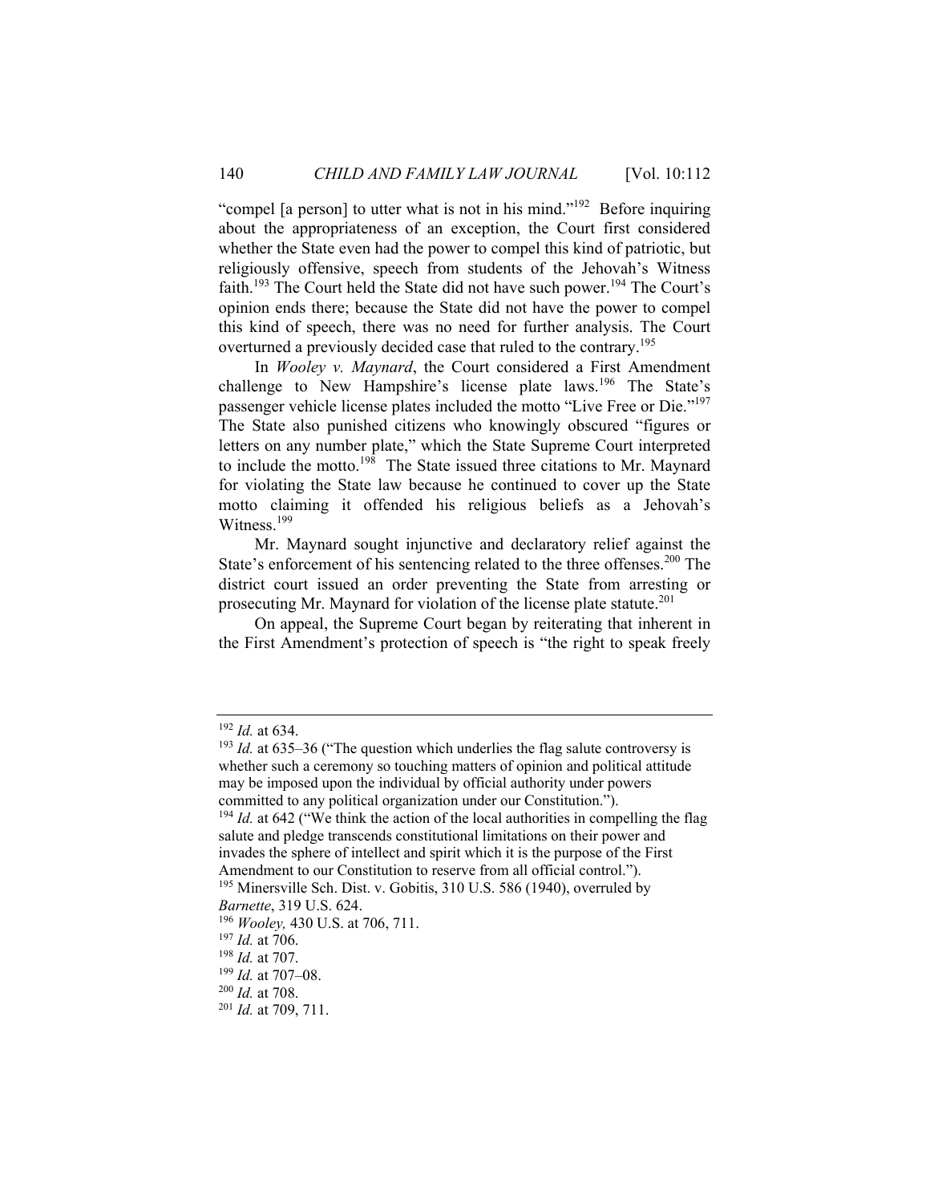"compel [a person] to utter what is not in his mind."[192] Before inquiring about the appropriateness of an exception, the Court first considered whether the State even had the power to compel this kind of patriotic, but religiously offensive, speech from students of the Jehovah's Witness faith.[193] The Court held the State did not have such power.[194] The Court's opinion ends there; because the State did not have the power to compel this kind of speech, there was no need for further analysis. The Court overturned a previously decided case that ruled to the contrary.[195]

In *Wooley v. Maynard*, the Court considered a First Amendment challenge to New Hampshire's license plate laws.[196] The State's passenger vehicle license plates included the motto "Live Free or Die."[197] The State also punished citizens who knowingly obscured "figures or letters on any number plate," which the State Supreme Court interpreted to include the motto.[198] The State issued three citations to Mr. Maynard for violating the State law because he continued to cover up the State motto claiming it offended his religious beliefs as a Jehovah's Witness.[199]

Mr. Maynard sought injunctive and declaratory relief against the State's enforcement of his sentencing related to the three offenses.[200] The district court issued an order preventing the State from arresting or prosecuting Mr. Maynard for violation of the license plate statute.[201]

On appeal, the Supreme Court began by reiterating that inherent in the First Amendment's protection of speech is "the right to speak freely

---

[192] *Id.* at 634.

[193] *Id.* at 635–36 ("The question which underlies the flag salute controversy is whether such a ceremony so touching matters of opinion and political attitude may be imposed upon the individual by official authority under powers committed to any political organization under our Constitution.").

[194] *Id.* at 642 ("We think the action of the local authorities in compelling the flag salute and pledge transcends constitutional limitations on their power and invades the sphere of intellect and spirit which it is the purpose of the First Amendment to our Constitution to reserve from all official control.").

[195] Minersville Sch. Dist. v. Gobitis, 310 U.S. 586 (1940), overruled by *Barnette*, 319 U.S. 624.

[196] *Wooley,* 430 U.S. at 706, 711.

[197] *Id.* at 706.

[198] *Id.* at 707.

[199] *Id.* at 707–08.

[200] *Id.* at 708.

[201] *Id.* at 709, 711.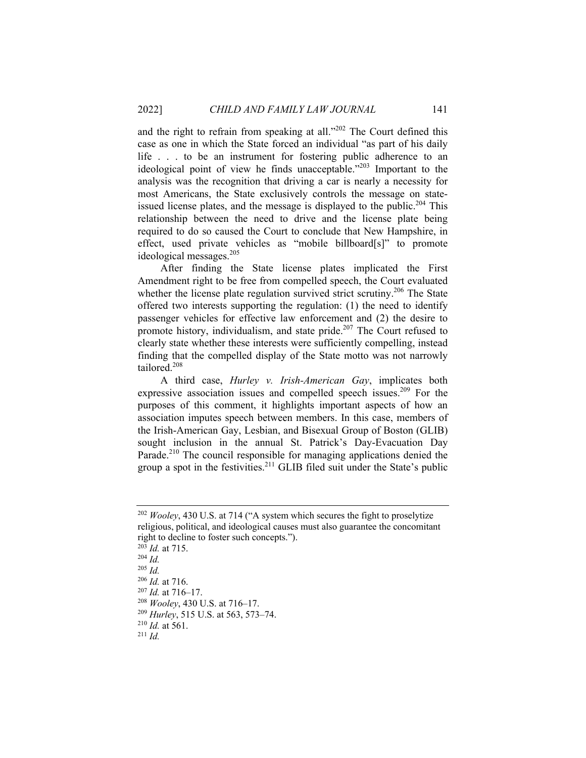and the right to refrain from speaking at all."[202] The Court defined this case as one in which the State forced an individual "as part of his daily life . . . to be an instrument for fostering public adherence to an ideological point of view he finds unacceptable."[203] Important to the analysis was the recognition that driving a car is nearly a necessity for most Americans, the State exclusively controls the message on state-issued license plates, and the message is displayed to the public.[204] This relationship between the need to drive and the license plate being required to do so caused the Court to conclude that New Hampshire, in effect, used private vehicles as "mobile billboard[s]" to promote ideological messages.[205]

After finding the State license plates implicated the First Amendment right to be free from compelled speech, the Court evaluated whether the license plate regulation survived strict scrutiny.[206] The State offered two interests supporting the regulation: (1) the need to identify passenger vehicles for effective law enforcement and (2) the desire to promote history, individualism, and state pride.[207] The Court refused to clearly state whether these interests were sufficiently compelling, instead finding that the compelled display of the State motto was not narrowly tailored.[208]

A third case, *Hurley v. Irish-American Gay*, implicates both expressive association issues and compelled speech issues.[209] For the purposes of this comment, it highlights important aspects of how an association imputes speech between members. In this case, members of the Irish-American Gay, Lesbian, and Bisexual Group of Boston (GLIB) sought inclusion in the annual St. Patrick's Day-Evacuation Day Parade.[210] The council responsible for managing applications denied the group a spot in the festivities.[211] GLIB filed suit under the State's public

---

[202] *Wooley*, 430 U.S. at 714 ("A system which secures the fight to proselytize religious, political, and ideological causes must also guarantee the concomitant right to decline to foster such concepts.").

[203] *Id.* at 715.

[204] *Id.*

[205] *Id.*

[206] *Id.* at 716.

[207] *Id.* at 716–17.

[208] *Wooley*, 430 U.S. at 716–17.

[209] *Hurley*, 515 U.S. at 563, 573–74.

[210] *Id.* at 561.

[211] *Id.*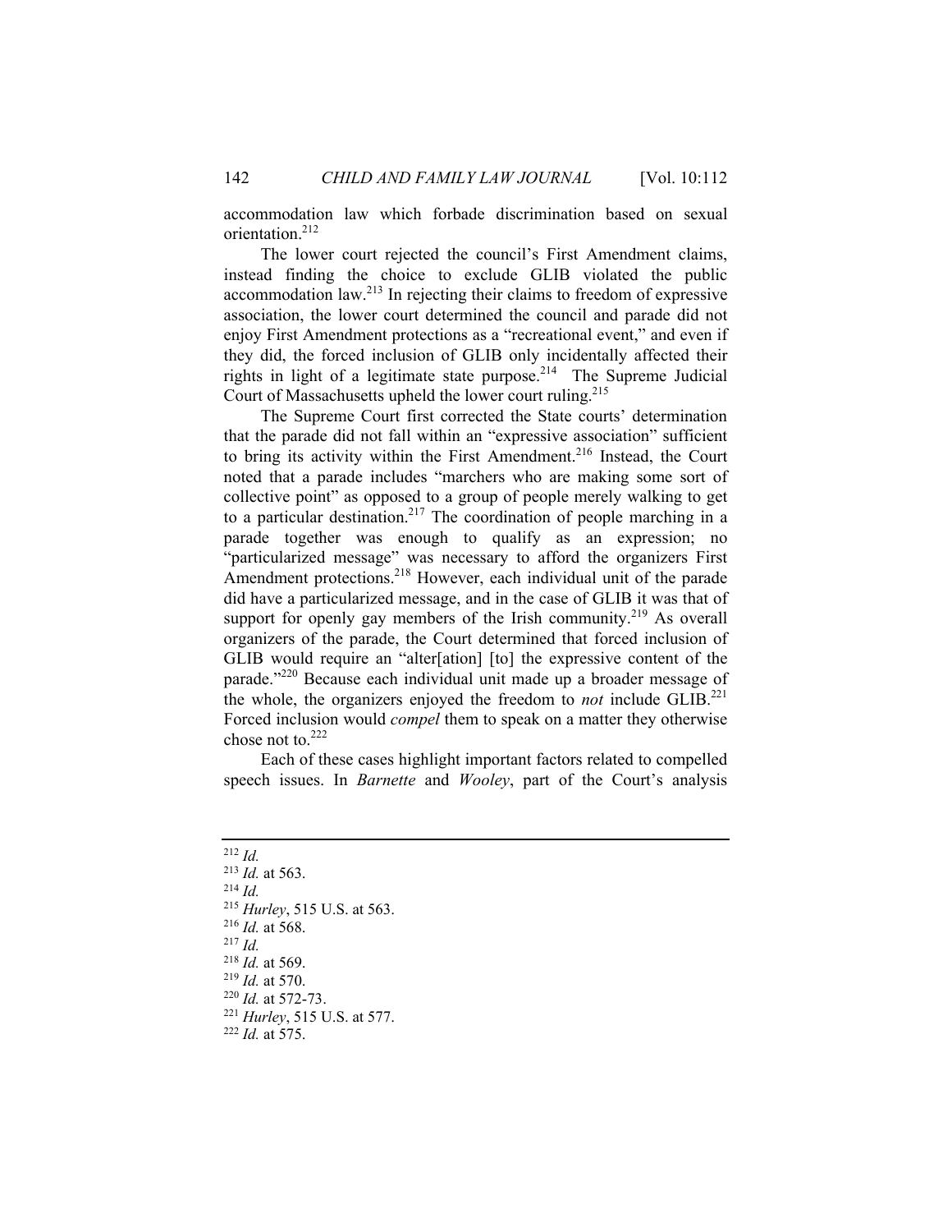accommodation law which forbade discrimination based on sexual orientation.[212]

The lower court rejected the council's First Amendment claims, instead finding the choice to exclude GLIB violated the public accommodation law.[213] In rejecting their claims to freedom of expressive association, the lower court determined the council and parade did not enjoy First Amendment protections as a "recreational event," and even if they did, the forced inclusion of GLIB only incidentally affected their rights in light of a legitimate state purpose.[214] The Supreme Judicial Court of Massachusetts upheld the lower court ruling.[215]

The Supreme Court first corrected the State courts' determination that the parade did not fall within an "expressive association" sufficient to bring its activity within the First Amendment.[216] Instead, the Court noted that a parade includes "marchers who are making some sort of collective point" as opposed to a group of people merely walking to get to a particular destination.[217] The coordination of people marching in a parade together was enough to qualify as an expression; no "particularized message" was necessary to afford the organizers First Amendment protections.[218] However, each individual unit of the parade did have a particularized message, and in the case of GLIB it was that of support for openly gay members of the Irish community.[219] As overall organizers of the parade, the Court determined that forced inclusion of GLIB would require an "alter[ation] [to] the expressive content of the parade."[220] Because each individual unit made up a broader message of the whole, the organizers enjoyed the freedom to *not* include GLIB.[221] Forced inclusion would *compel* them to speak on a matter they otherwise chose not to.[222]

Each of these cases highlight important factors related to compelled speech issues. In *Barnette* and *Wooley*, part of the Court's analysis

---

[212] *Id.*

[213] *Id.* at 563.

[214] *Id.*

[215] *Hurley*, 515 U.S. at 563.

[216] *Id.* at 568.

[217] *Id.*

[218] *Id.* at 569.

[219] *Id.* at 570.

[220] *Id.* at 572-73.

[221] *Hurley*, 515 U.S. at 577.

[222] *Id.* at 575.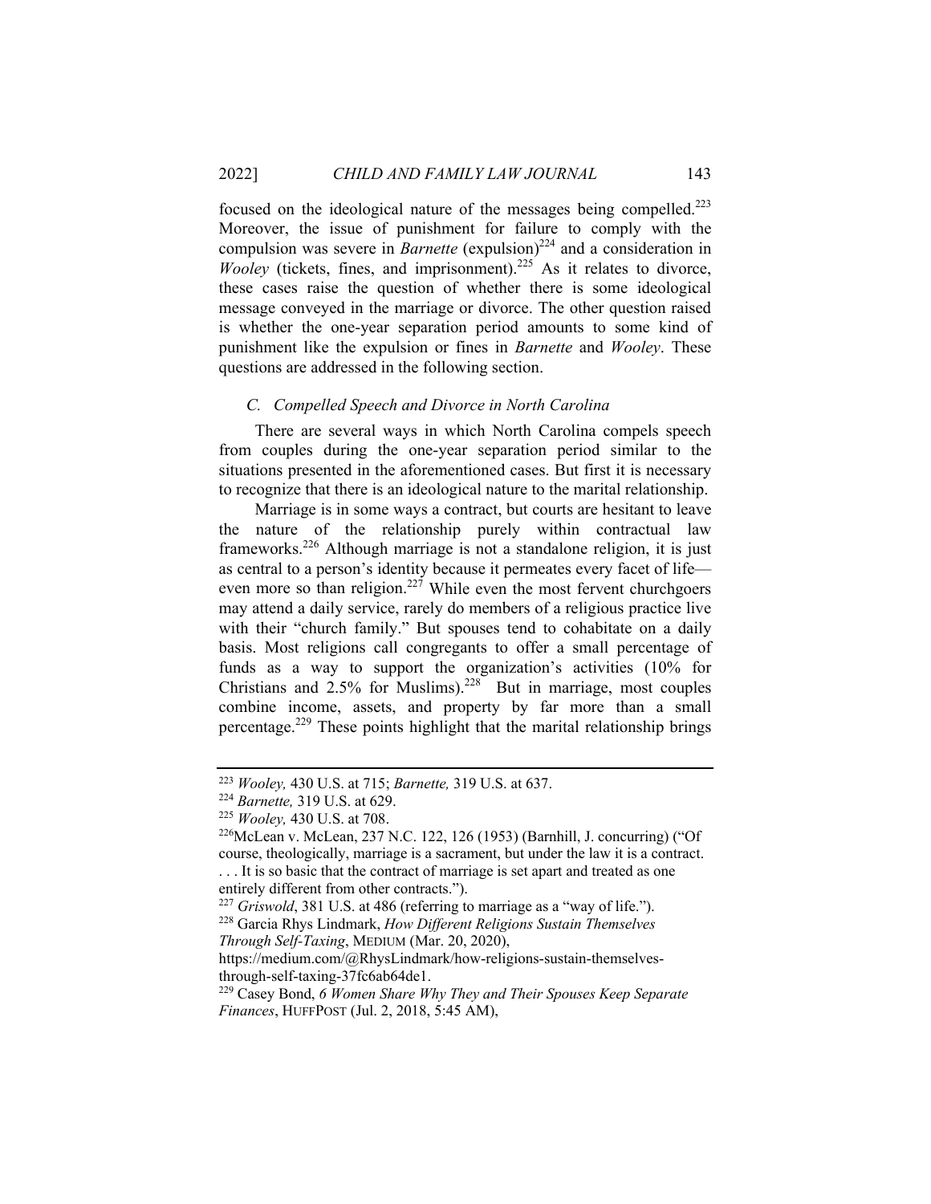focused on the ideological nature of the messages being compelled.[223] Moreover, the issue of punishment for failure to comply with the compulsion was severe in *Barnette* (expulsion)[224] and a consideration in *Wooley* (tickets, fines, and imprisonment).[225] As it relates to divorce, these cases raise the question of whether there is some ideological message conveyed in the marriage or divorce. The other question raised is whether the one-year separation period amounts to some kind of punishment like the expulsion or fines in *Barnette* and *Wooley*. These questions are addressed in the following section.

### *C. Compelled Speech and Divorce in North Carolina*

There are several ways in which North Carolina compels speech from couples during the one-year separation period similar to the situations presented in the aforementioned cases. But first it is necessary to recognize that there is an ideological nature to the marital relationship.

Marriage is in some ways a contract, but courts are hesitant to leave the nature of the relationship purely within contractual law frameworks.[226] Although marriage is not a standalone religion, it is just as central to a person's identity because it permeates every facet of life—even more so than religion.[227] While even the most fervent churchgoers may attend a daily service, rarely do members of a religious practice live with their "church family." But spouses tend to cohabitate on a daily basis. Most religions call congregants to offer a small percentage of funds as a way to support the organization's activities (10% for Christians and 2.5% for Muslims).[228] But in marriage, most couples combine income, assets, and property by far more than a small percentage.[229] These points highlight that the marital relationship brings

---

[223] *Wooley,* 430 U.S. at 715; *Barnette,* 319 U.S. at 637.

[224] *Barnette,* 319 U.S. at 629.

[225] *Wooley,* 430 U.S. at 708.

[226] McLean v. McLean, 237 N.C. 122, 126 (1953) (Barnhill, J. concurring) ("Of course, theologically, marriage is a sacrament, but under the law it is a contract. . . . It is so basic that the contract of marriage is set apart and treated as one entirely different from other contracts.").

[227] *Griswold*, 381 U.S. at 486 (referring to marriage as a "way of life.").

[228] Garcia Rhys Lindmark, *How Different Religions Sustain Themselves Through Self-Taxing*, MEDIUM (Mar. 20, 2020), https://medium.com/@RhysLindmark/how-religions-sustain-themselves-through-self-taxing-37fc6ab64de1.

[229] Casey Bond, *6 Women Share Why They and Their Spouses Keep Separate Finances*, HUFFPOST (Jul. 2, 2018, 5:45 AM),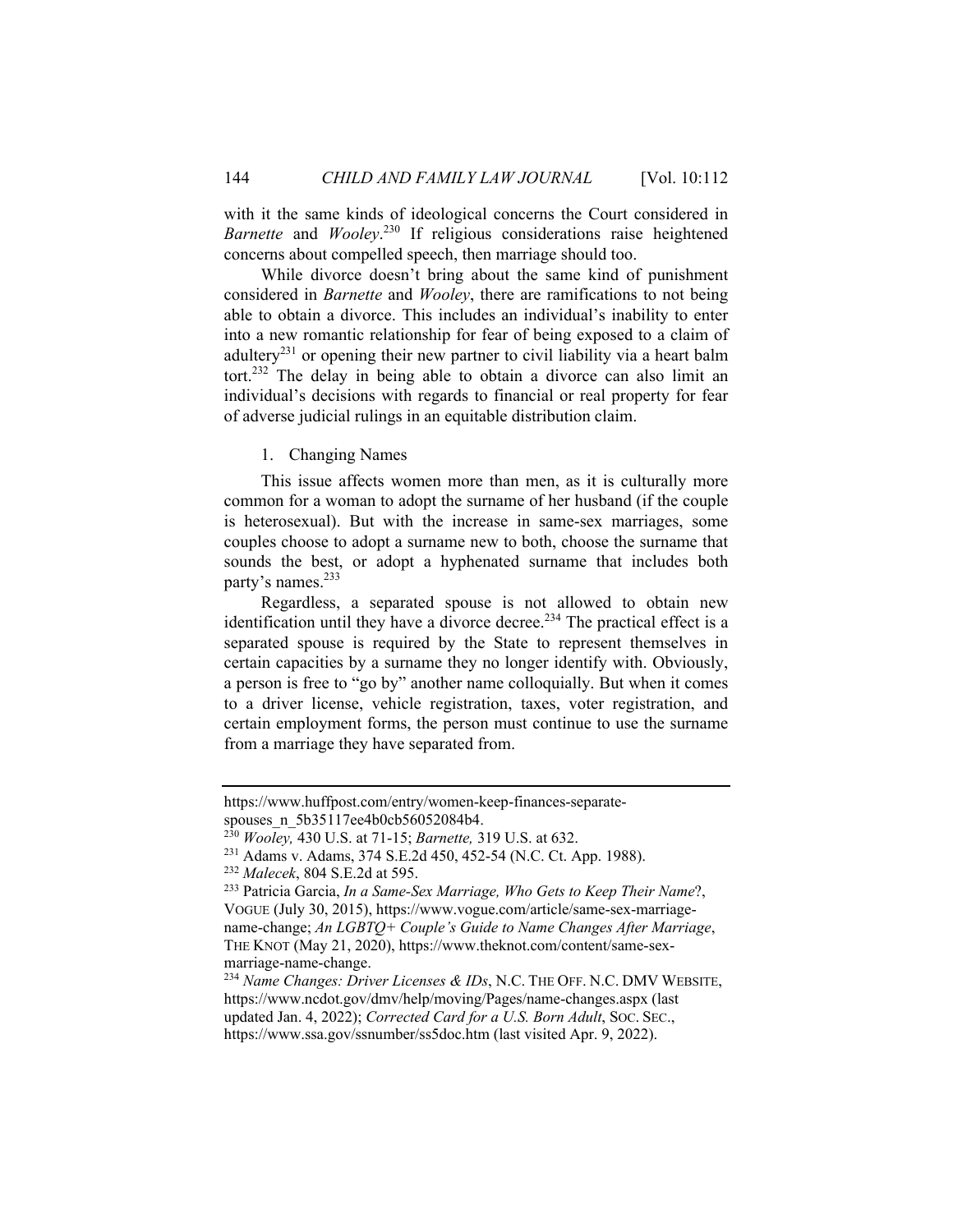with it the same kinds of ideological concerns the Court considered in *Barnette* and *Wooley*.[230] If religious considerations raise heightened concerns about compelled speech, then marriage should too.

While divorce doesn't bring about the same kind of punishment considered in *Barnette* and *Wooley*, there are ramifications to not being able to obtain a divorce. This includes an individual's inability to enter into a new romantic relationship for fear of being exposed to a claim of adultery[231] or opening their new partner to civil liability via a heart balm tort.[232] The delay in being able to obtain a divorce can also limit an individual's decisions with regards to financial or real property for fear of adverse judicial rulings in an equitable distribution claim.

1. Changing Names

This issue affects women more than men, as it is culturally more common for a woman to adopt the surname of her husband (if the couple is heterosexual). But with the increase in same-sex marriages, some couples choose to adopt a surname new to both, choose the surname that sounds the best, or adopt a hyphenated surname that includes both party's names.[233]

Regardless, a separated spouse is not allowed to obtain new identification until they have a divorce decree.[234] The practical effect is a separated spouse is required by the State to represent themselves in certain capacities by a surname they no longer identify with. Obviously, a person is free to "go by" another name colloquially. But when it comes to a driver license, vehicle registration, taxes, voter registration, and certain employment forms, the person must continue to use the surname from a marriage they have separated from.

---

https://www.huffpost.com/entry/women-keep-finances-separate-spouses_n_5b35117ee4b0cb56052084b4.

[230] *Wooley,* 430 U.S. at 71-15; *Barnette,* 319 U.S. at 632.

[231] Adams v. Adams, 374 S.E.2d 450, 452-54 (N.C. Ct. App. 1988).

[232] *Malecek*, 804 S.E.2d at 595.

[233] Patricia Garcia, *In a Same-Sex Marriage, Who Gets to Keep Their Name*?, VOGUE (July 30, 2015), https://www.vogue.com/article/same-sex-marriage-name-change; *An LGBTQ+ Couple's Guide to Name Changes After Marriage*, THE KNOT (May 21, 2020), https://www.theknot.com/content/same-sex-marriage-name-change.

[234] *Name Changes: Driver Licenses & IDs*, N.C. THE OFF. N.C. DMV WEBSITE, https://www.ncdot.gov/dmv/help/moving/Pages/name-changes.aspx (last updated Jan. 4, 2022); *Corrected Card for a U.S. Born Adult*, SOC. SEC., https://www.ssa.gov/ssnumber/ss5doc.htm (last visited Apr. 9, 2022).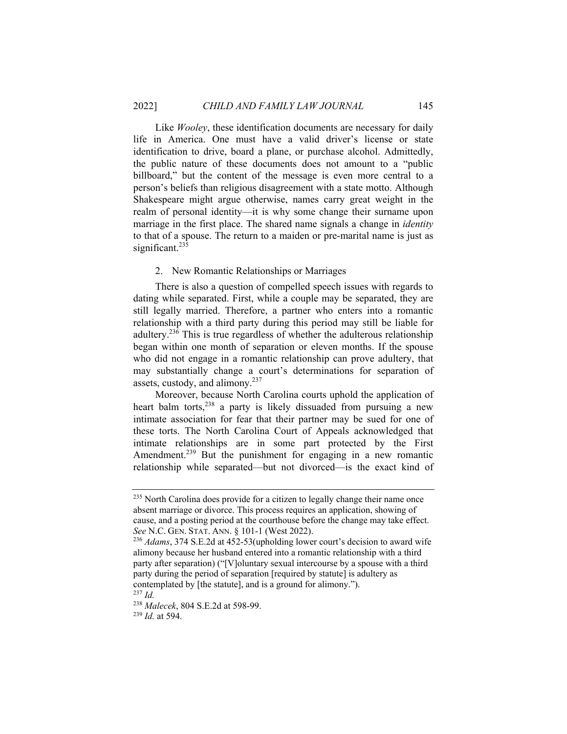Like *Wooley*, these identification documents are necessary for daily life in America. One must have a valid driver's license or state identification to drive, board a plane, or purchase alcohol. Admittedly, the public nature of these documents does not amount to a "public billboard," but the content of the message is even more central to a person's beliefs than religious disagreement with a state motto. Although Shakespeare might argue otherwise, names carry great weight in the realm of personal identity—it is why some change their surname upon marriage in the first place. The shared name signals a change in *identity* to that of a spouse. The return to a maiden or pre-marital name is just as significant.[235]

2. New Romantic Relationships or Marriages

There is also a question of compelled speech issues with regards to dating while separated. First, while a couple may be separated, they are still legally married. Therefore, a partner who enters into a romantic relationship with a third party during this period may still be liable for adultery.[236] This is true regardless of whether the adulterous relationship began within one month of separation or eleven months. If the spouse who did not engage in a romantic relationship can prove adultery, that may substantially change a court's determinations for separation of assets, custody, and alimony.[237]

Moreover, because North Carolina courts uphold the application of heart balm torts,[238] a party is likely dissuaded from pursuing a new intimate association for fear that their partner may be sued for one of these torts. The North Carolina Court of Appeals acknowledged that intimate relationships are in some part protected by the First Amendment.[239] But the punishment for engaging in a new romantic relationship while separated—but not divorced—is the exact kind of

---

[235] North Carolina does provide for a citizen to legally change their name once absent marriage or divorce. This process requires an application, showing of cause, and a posting period at the courthouse before the change may take effect. *See* N.C. GEN. STAT. ANN. § 101-1 (West 2022).

[236] *Adams*, 374 S.E.2d at 452-53(upholding lower court's decision to award wife alimony because her husband entered into a romantic relationship with a third party after separation) ("[V]oluntary sexual intercourse by a spouse with a third party during the period of separation [required by statute] is adultery as contemplated by [the statute], and is a ground for alimony.").

[237] *Id.*

[238] *Malecek*, 804 S.E.2d at 598-99.

[239] *Id.* at 594.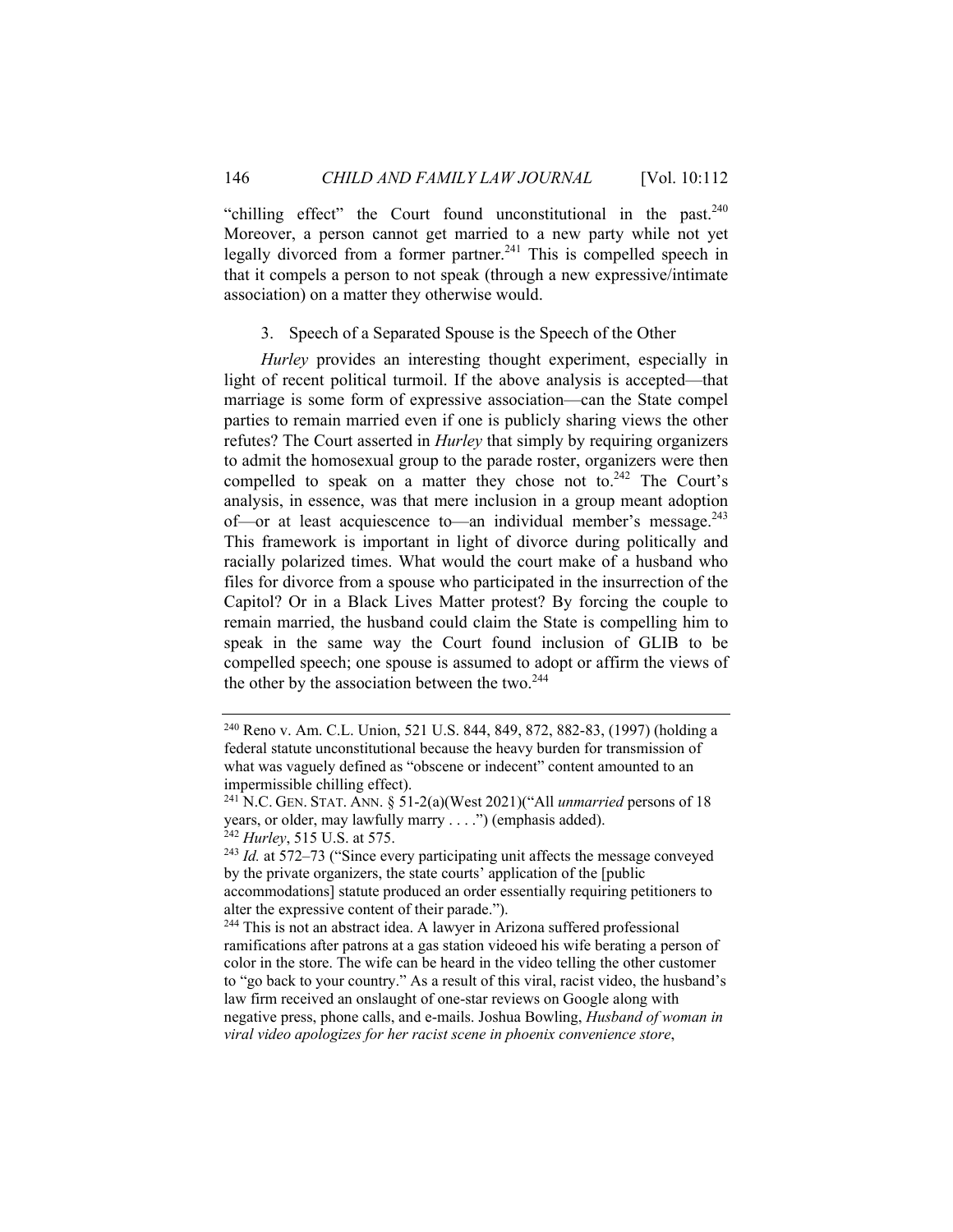"chilling effect" the Court found unconstitutional in the past.[240] Moreover, a person cannot get married to a new party while not yet legally divorced from a former partner.[241] This is compelled speech in that it compels a person to not speak (through a new expressive/intimate association) on a matter they otherwise would.

### 3. Speech of a Separated Spouse is the Speech of the Other

*Hurley* provides an interesting thought experiment, especially in light of recent political turmoil. If the above analysis is accepted—that marriage is some form of expressive association—can the State compel parties to remain married even if one is publicly sharing views the other refutes? The Court asserted in *Hurley* that simply by requiring organizers to admit the homosexual group to the parade roster, organizers were then compelled to speak on a matter they chose not to.[242] The Court's analysis, in essence, was that mere inclusion in a group meant adoption of—or at least acquiescence to—an individual member's message.[243] This framework is important in light of divorce during politically and racially polarized times. What would the court make of a husband who files for divorce from a spouse who participated in the insurrection of the Capitol? Or in a Black Lives Matter protest? By forcing the couple to remain married, the husband could claim the State is compelling him to speak in the same way the Court found inclusion of GLIB to be compelled speech; one spouse is assumed to adopt or affirm the views of the other by the association between the two.[244]

---

[240] Reno v. Am. C.L. Union, 521 U.S. 844, 849, 872, 882-83, (1997) (holding a federal statute unconstitutional because the heavy burden for transmission of what was vaguely defined as "obscene or indecent" content amounted to an impermissible chilling effect).

[241] N.C. GEN. STAT. ANN. § 51-2(a)(West 2021)("All *unmarried* persons of 18 years, or older, may lawfully marry . . . .") (emphasis added).

[242] *Hurley*, 515 U.S. at 575.

[243] *Id.* at 572–73 ("Since every participating unit affects the message conveyed by the private organizers, the state courts' application of the [public accommodations] statute produced an order essentially requiring petitioners to alter the expressive content of their parade.").

[244] This is not an abstract idea. A lawyer in Arizona suffered professional ramifications after patrons at a gas station videoed his wife berating a person of color in the store. The wife can be heard in the video telling the other customer to "go back to your country." As a result of this viral, racist video, the husband's law firm received an onslaught of one-star reviews on Google along with negative press, phone calls, and e-mails. Joshua Bowling, *Husband of woman in viral video apologizes for her racist scene in phoenix convenience store*,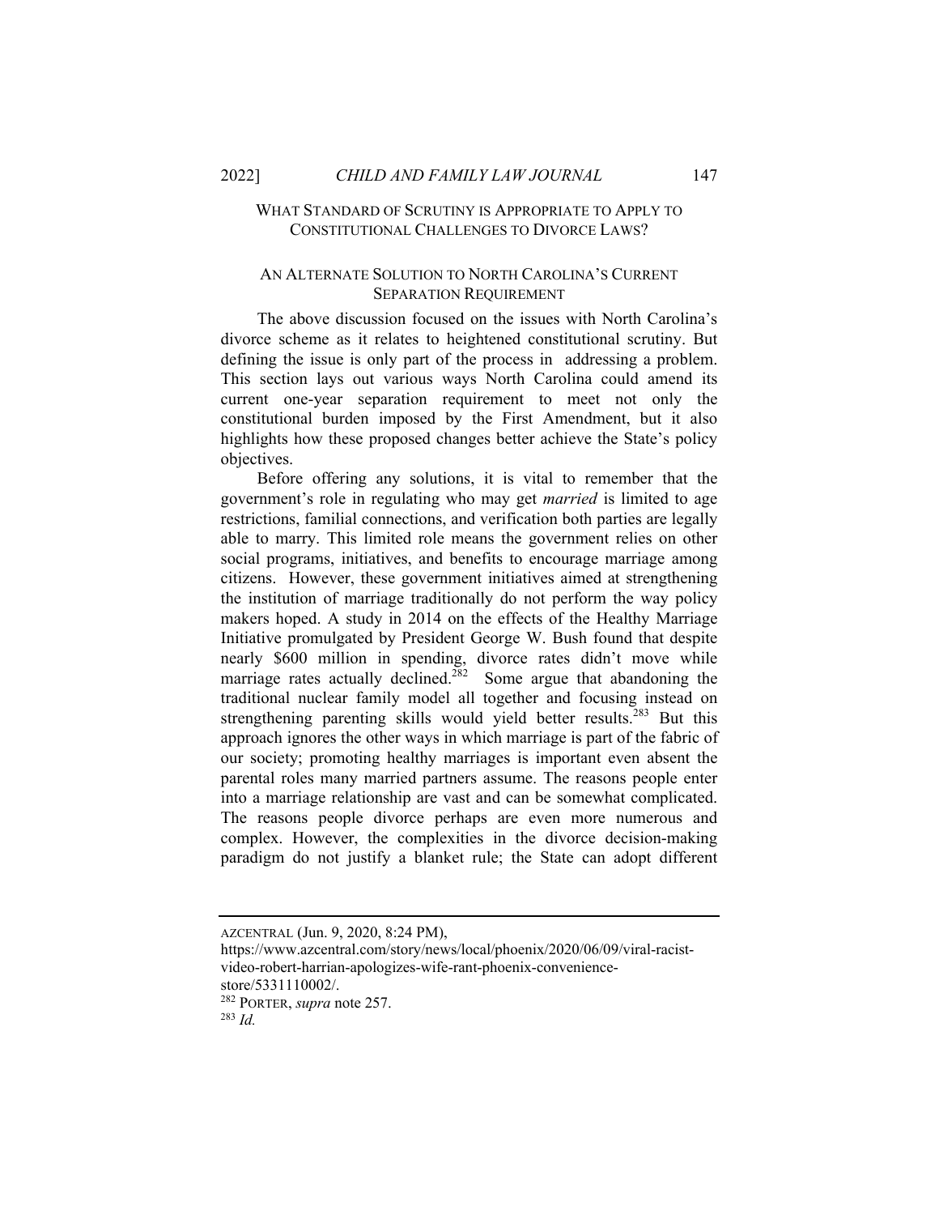## What Standard of Scrutiny is Appropriate to Apply to Constitutional Challenges to Divorce Laws?

### An Alternate Solution to North Carolina's Current Separation Requirement

The above discussion focused on the issues with North Carolina's divorce scheme as it relates to heightened constitutional scrutiny. But defining the issue is only part of the process in addressing a problem. This section lays out various ways North Carolina could amend its current one-year separation requirement to meet not only the constitutional burden imposed by the First Amendment, but it also highlights how these proposed changes better achieve the State's policy objectives.

Before offering any solutions, it is vital to remember that the government's role in regulating who may get *married* is limited to age restrictions, familial connections, and verification both parties are legally able to marry. This limited role means the government relies on other social programs, initiatives, and benefits to encourage marriage among citizens. However, these government initiatives aimed at strengthening the institution of marriage traditionally do not perform the way policy makers hoped. A study in 2014 on the effects of the Healthy Marriage Initiative promulgated by President George W. Bush found that despite nearly $600 million in spending, divorce rates didn't move while marriage rates actually declined.[282] Some argue that abandoning the traditional nuclear family model all together and focusing instead on strengthening parenting skills would yield better results.[283] But this approach ignores the other ways in which marriage is part of the fabric of our society; promoting healthy marriages is important even absent the parental roles many married partners assume. The reasons people enter into a marriage relationship are vast and can be somewhat complicated. The reasons people divorce perhaps are even more numerous and complex. However, the complexities in the divorce decision-making paradigm do not justify a blanket rule; the State can adopt different

---

AZCENTRAL (Jun. 9, 2020, 8:24 PM), https://www.azcentral.com/story/news/local/phoenix/2020/06/09/viral-racist-video-robert-harrian-apologizes-wife-rant-phoenix-convenience-store/5331110002/.

[282] PORTER, *supra* note 257.

[283] *Id.*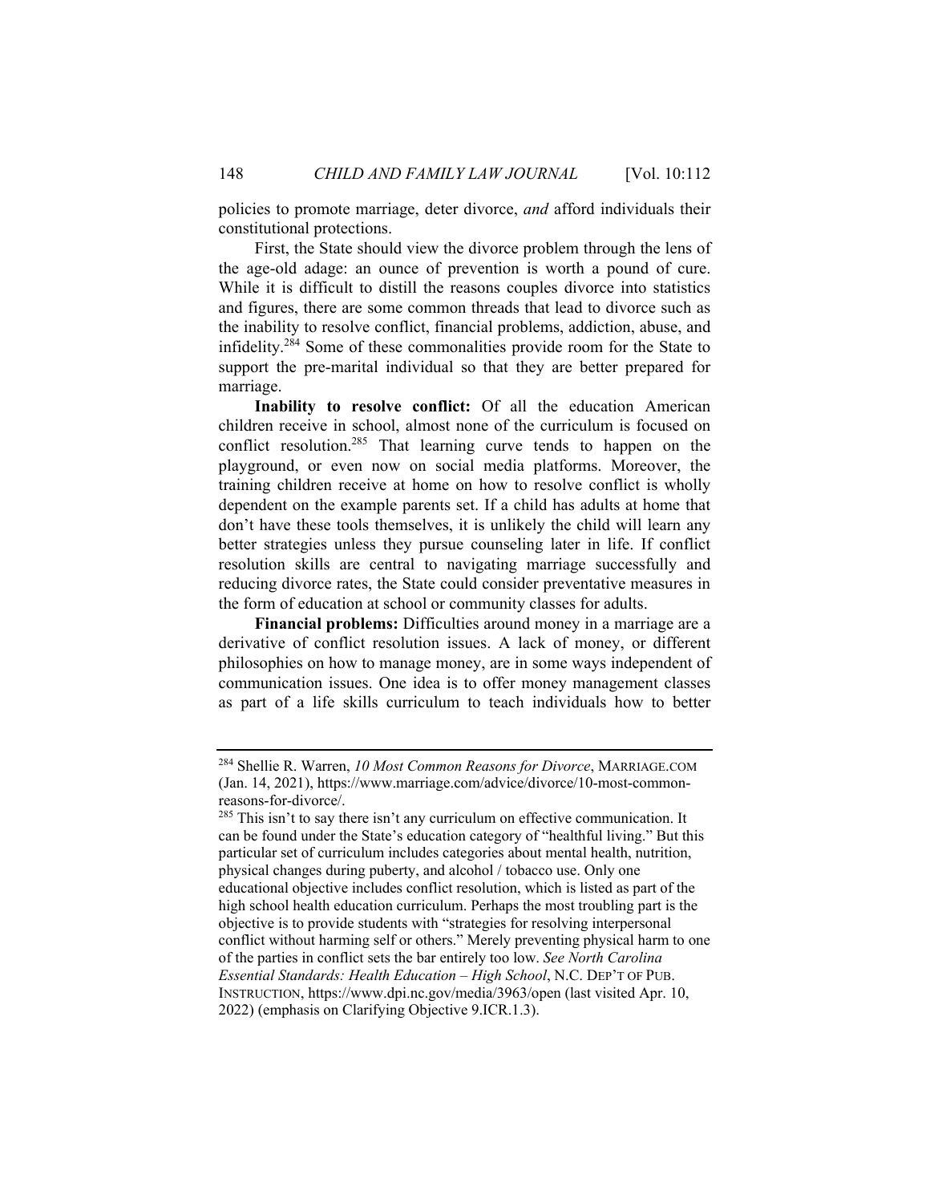policies to promote marriage, deter divorce, *and* afford individuals their constitutional protections.

First, the State should view the divorce problem through the lens of the age-old adage: an ounce of prevention is worth a pound of cure. While it is difficult to distill the reasons couples divorce into statistics and figures, there are some common threads that lead to divorce such as the inability to resolve conflict, financial problems, addiction, abuse, and infidelity.[284] Some of these commonalities provide room for the State to support the pre-marital individual so that they are better prepared for marriage.

**Inability to resolve conflict:** Of all the education American children receive in school, almost none of the curriculum is focused on conflict resolution.[285] That learning curve tends to happen on the playground, or even now on social media platforms. Moreover, the training children receive at home on how to resolve conflict is wholly dependent on the example parents set. If a child has adults at home that don't have these tools themselves, it is unlikely the child will learn any better strategies unless they pursue counseling later in life. If conflict resolution skills are central to navigating marriage successfully and reducing divorce rates, the State could consider preventative measures in the form of education at school or community classes for adults.

**Financial problems:** Difficulties around money in a marriage are a derivative of conflict resolution issues. A lack of money, or different philosophies on how to manage money, are in some ways independent of communication issues. One idea is to offer money management classes as part of a life skills curriculum to teach individuals how to better

---

[284] Shellie R. Warren, *10 Most Common Reasons for Divorce*, MARRIAGE.COM (Jan. 14, 2021), https://www.marriage.com/advice/divorce/10-most-common-reasons-for-divorce/.

[285] This isn't to say there isn't any curriculum on effective communication. It can be found under the State's education category of "healthful living." But this particular set of curriculum includes categories about mental health, nutrition, physical changes during puberty, and alcohol / tobacco use. Only one educational objective includes conflict resolution, which is listed as part of the high school health education curriculum. Perhaps the most troubling part is the objective is to provide students with "strategies for resolving interpersonal conflict without harming self or others." Merely preventing physical harm to one of the parties in conflict sets the bar entirely too low. *See North Carolina Essential Standards: Health Education – High School*, N.C. DEP'T OF PUB. INSTRUCTION, https://www.dpi.nc.gov/media/3963/open (last visited Apr. 10, 2022) (emphasis on Clarifying Objective 9.ICR.1.3).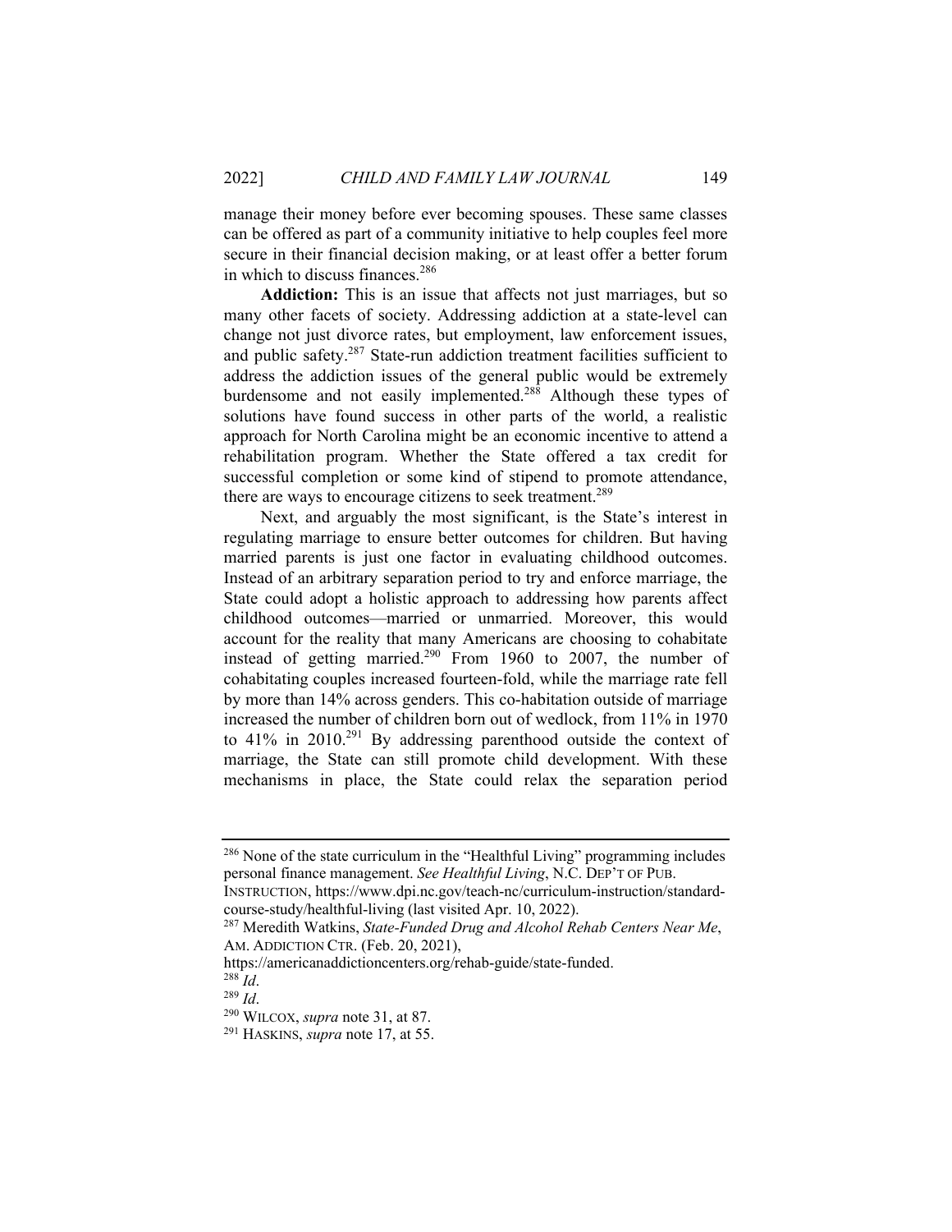manage their money before ever becoming spouses. These same classes can be offered as part of a community initiative to help couples feel more secure in their financial decision making, or at least offer a better forum in which to discuss finances.[286]

**Addiction:** This is an issue that affects not just marriages, but so many other facets of society. Addressing addiction at a state-level can change not just divorce rates, but employment, law enforcement issues, and public safety.[287] State-run addiction treatment facilities sufficient to address the addiction issues of the general public would be extremely burdensome and not easily implemented.[288] Although these types of solutions have found success in other parts of the world, a realistic approach for North Carolina might be an economic incentive to attend a rehabilitation program. Whether the State offered a tax credit for successful completion or some kind of stipend to promote attendance, there are ways to encourage citizens to seek treatment.[289]

Next, and arguably the most significant, is the State's interest in regulating marriage to ensure better outcomes for children. But having married parents is just one factor in evaluating childhood outcomes. Instead of an arbitrary separation period to try and enforce marriage, the State could adopt a holistic approach to addressing how parents affect childhood outcomes—married or unmarried. Moreover, this would account for the reality that many Americans are choosing to cohabitate instead of getting married.[290] From 1960 to 2007, the number of cohabitating couples increased fourteen-fold, while the marriage rate fell by more than 14% across genders. This co-habitation outside of marriage increased the number of children born out of wedlock, from 11% in 1970 to 41% in 2010.[291] By addressing parenthood outside the context of marriage, the State can still promote child development. With these mechanisms in place, the State could relax the separation period

---

[286] None of the state curriculum in the "Healthful Living" programming includes personal finance management. *See Healthful Living*, N.C. DEP'T OF PUB. INSTRUCTION, https://www.dpi.nc.gov/teach-nc/curriculum-instruction/standard-course-study/healthful-living (last visited Apr. 10, 2022).

[287] Meredith Watkins, *State-Funded Drug and Alcohol Rehab Centers Near Me*, AM. ADDICTION CTR. (Feb. 20, 2021), https://americanaddictioncenters.org/rehab-guide/state-funded.

[288] *Id*.

[289] *Id*.

[290] WILCOX, *supra* note 31, at 87.

[291] HASKINS, *supra* note 17, at 55.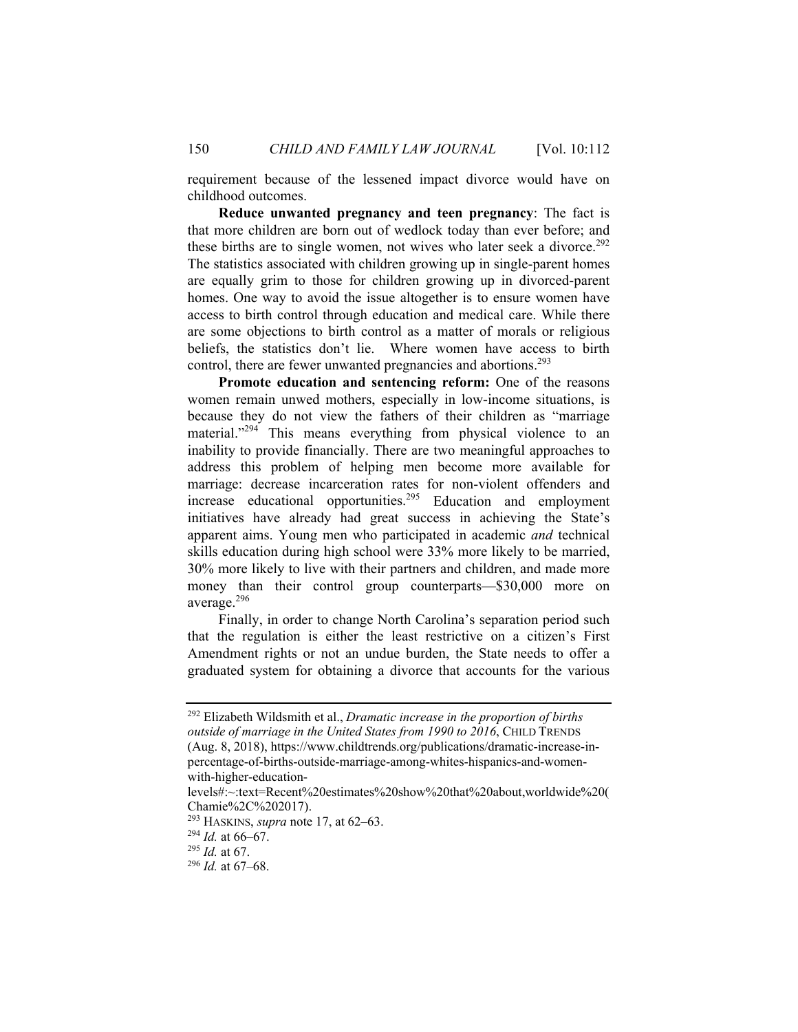requirement because of the lessened impact divorce would have on childhood outcomes.

**Reduce unwanted pregnancy and teen pregnancy**: The fact is that more children are born out of wedlock today than ever before; and these births are to single women, not wives who later seek a divorce.[292] The statistics associated with children growing up in single-parent homes are equally grim to those for children growing up in divorced-parent homes. One way to avoid the issue altogether is to ensure women have access to birth control through education and medical care. While there are some objections to birth control as a matter of morals or religious beliefs, the statistics don't lie. Where women have access to birth control, there are fewer unwanted pregnancies and abortions.[293]

**Promote education and sentencing reform:** One of the reasons women remain unwed mothers, especially in low-income situations, is because they do not view the fathers of their children as "marriage material."[294] This means everything from physical violence to an inability to provide financially. There are two meaningful approaches to address this problem of helping men become more available for marriage: decrease incarceration rates for non-violent offenders and increase educational opportunities.[295] Education and employment initiatives have already had great success in achieving the State's apparent aims. Young men who participated in academic *and* technical skills education during high school were 33% more likely to be married, 30% more likely to live with their partners and children, and made more money than their control group counterparts—$30,000 more on average.[296]

Finally, in order to change North Carolina's separation period such that the regulation is either the least restrictive on a citizen's First Amendment rights or not an undue burden, the State needs to offer a graduated system for obtaining a divorce that accounts for the various

---

[292] Elizabeth Wildsmith et al., *Dramatic increase in the proportion of births outside of marriage in the United States from 1990 to 2016*, CHILD TRENDS (Aug. 8, 2018), https://www.childtrends.org/publications/dramatic-increase-in-percentage-of-births-outside-marriage-among-whites-hispanics-and-women-with-higher-education-levels#:~:text=Recent%20estimates%20show%20that%20about,worldwide%20(Chamie%2C%202017).

[293] HASKINS, *supra* note 17, at 62–63.

[294] *Id.* at 66–67.

[295] *Id.* at 67.

[296] *Id.* at 67–68.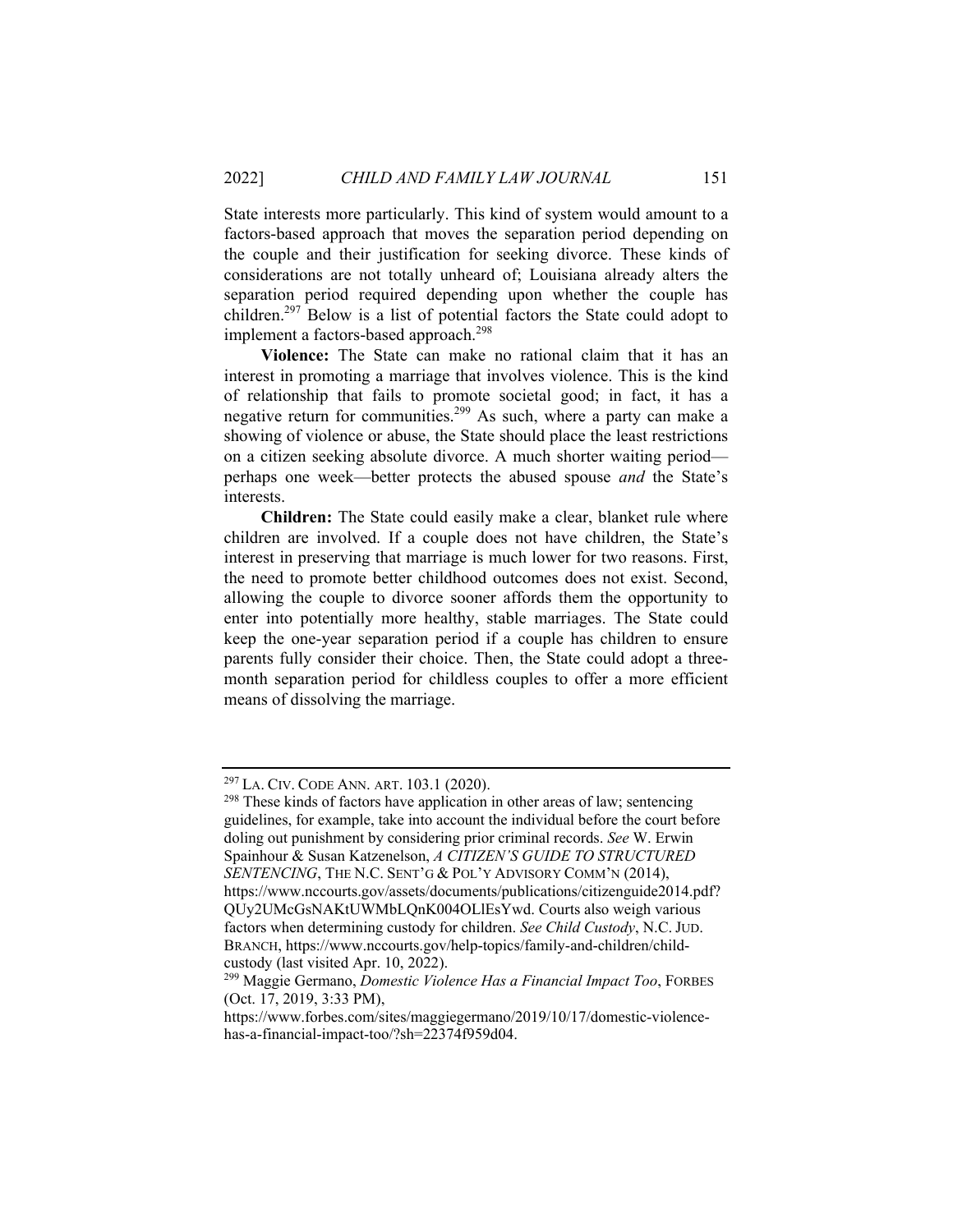State interests more particularly. This kind of system would amount to a factors-based approach that moves the separation period depending on the couple and their justification for seeking divorce. These kinds of considerations are not totally unheard of; Louisiana already alters the separation period required depending upon whether the couple has children.[297] Below is a list of potential factors the State could adopt to implement a factors-based approach.[298]

**Violence:** The State can make no rational claim that it has an interest in promoting a marriage that involves violence. This is the kind of relationship that fails to promote societal good; in fact, it has a negative return for communities.[299] As such, where a party can make a showing of violence or abuse, the State should place the least restrictions on a citizen seeking absolute divorce. A much shorter waiting period—perhaps one week—better protects the abused spouse *and* the State's interests.

**Children:** The State could easily make a clear, blanket rule where children are involved. If a couple does not have children, the State's interest in preserving that marriage is much lower for two reasons. First, the need to promote better childhood outcomes does not exist. Second, allowing the couple to divorce sooner affords them the opportunity to enter into potentially more healthy, stable marriages. The State could keep the one-year separation period if a couple has children to ensure parents fully consider their choice. Then, the State could adopt a three-month separation period for childless couples to offer a more efficient means of dissolving the marriage.

---

[297] LA. CIV. CODE ANN. ART. 103.1 (2020).

[298] These kinds of factors have application in other areas of law; sentencing guidelines, for example, take into account the individual before the court before doling out punishment by considering prior criminal records. *See* W. Erwin Spainhour & Susan Katzenelson, *A CITIZEN'S GUIDE TO STRUCTURED SENTENCING*, THE N.C. SENT'G & POL'Y ADVISORY COMM'N (2014), https://www.nccourts.gov/assets/documents/publications/citizenguide2014.pdf?QUy2UMcGsNAKtUWMbLQnK004OLlEsYwd. Courts also weigh various factors when determining custody for children. *See Child Custody*, N.C. JUD. BRANCH, https://www.nccourts.gov/help-topics/family-and-children/child-custody (last visited Apr. 10, 2022).

[299] Maggie Germano, *Domestic Violence Has a Financial Impact Too*, FORBES (Oct. 17, 2019, 3:33 PM), https://www.forbes.com/sites/maggiegermano/2019/10/17/domestic-violence-has-a-financial-impact-too/?sh=22374f959d04.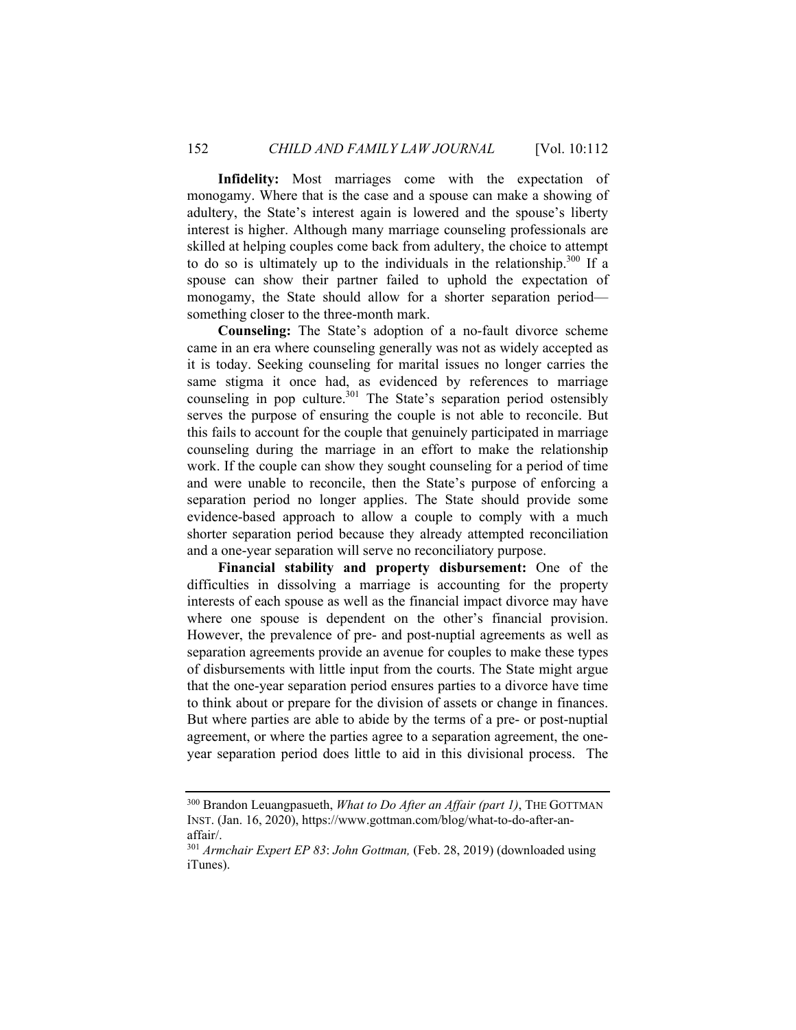**Infidelity:** Most marriages come with the expectation of monogamy. Where that is the case and a spouse can make a showing of adultery, the State's interest again is lowered and the spouse's liberty interest is higher. Although many marriage counseling professionals are skilled at helping couples come back from adultery, the choice to attempt to do so is ultimately up to the individuals in the relationship.[300] If a spouse can show their partner failed to uphold the expectation of monogamy, the State should allow for a shorter separation period—something closer to the three-month mark.

**Counseling:** The State's adoption of a no-fault divorce scheme came in an era where counseling generally was not as widely accepted as it is today. Seeking counseling for marital issues no longer carries the same stigma it once had, as evidenced by references to marriage counseling in pop culture.[301] The State's separation period ostensibly serves the purpose of ensuring the couple is not able to reconcile. But this fails to account for the couple that genuinely participated in marriage counseling during the marriage in an effort to make the relationship work. If the couple can show they sought counseling for a period of time and were unable to reconcile, then the State's purpose of enforcing a separation period no longer applies. The State should provide some evidence-based approach to allow a couple to comply with a much shorter separation period because they already attempted reconciliation and a one-year separation will serve no reconciliatory purpose.

**Financial stability and property disbursement:** One of the difficulties in dissolving a marriage is accounting for the property interests of each spouse as well as the financial impact divorce may have where one spouse is dependent on the other's financial provision. However, the prevalence of pre- and post-nuptial agreements as well as separation agreements provide an avenue for couples to make these types of disbursements with little input from the courts. The State might argue that the one-year separation period ensures parties to a divorce have time to think about or prepare for the division of assets or change in finances. But where parties are able to abide by the terms of a pre- or post-nuptial agreement, or where the parties agree to a separation agreement, the one-year separation period does little to aid in this divisional process. The

---

[300] Brandon Leuangpasueth, *What to Do After an Affair (part 1)*, THE GOTTMAN INST. (Jan. 16, 2020), https://www.gottman.com/blog/what-to-do-after-an-affair/.

[301] *Armchair Expert EP 83*: *John Gottman,* (Feb. 28, 2019) (downloaded using iTunes).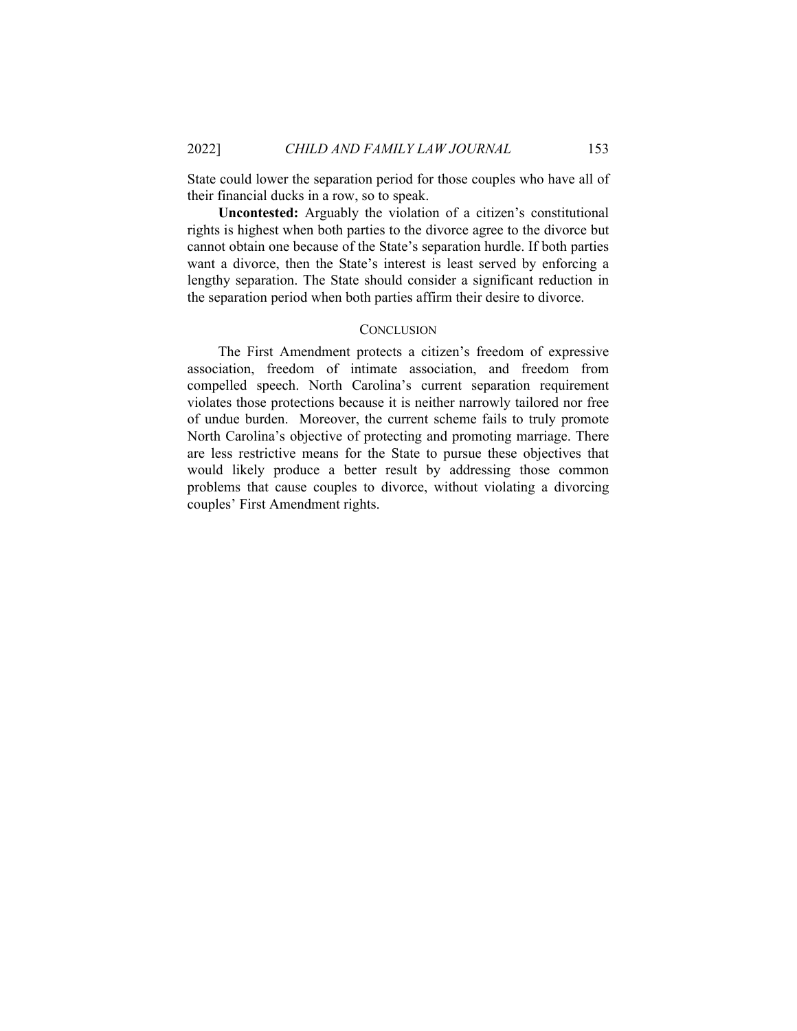State could lower the separation period for those couples who have all of their financial ducks in a row, so to speak.

**Uncontested:** Arguably the violation of a citizen's constitutional rights is highest when both parties to the divorce agree to the divorce but cannot obtain one because of the State's separation hurdle. If both parties want a divorce, then the State's interest is least served by enforcing a lengthy separation. The State should consider a significant reduction in the separation period when both parties affirm their desire to divorce.

## CONCLUSION

The First Amendment protects a citizen's freedom of expressive association, freedom of intimate association, and freedom from compelled speech. North Carolina's current separation requirement violates those protections because it is neither narrowly tailored nor free of undue burden. Moreover, the current scheme fails to truly promote North Carolina's objective of protecting and promoting marriage. There are less restrictive means for the State to pursue these objectives that would likely produce a better result by addressing those common problems that cause couples to divorce, without violating a divorcing couples' First Amendment rights.